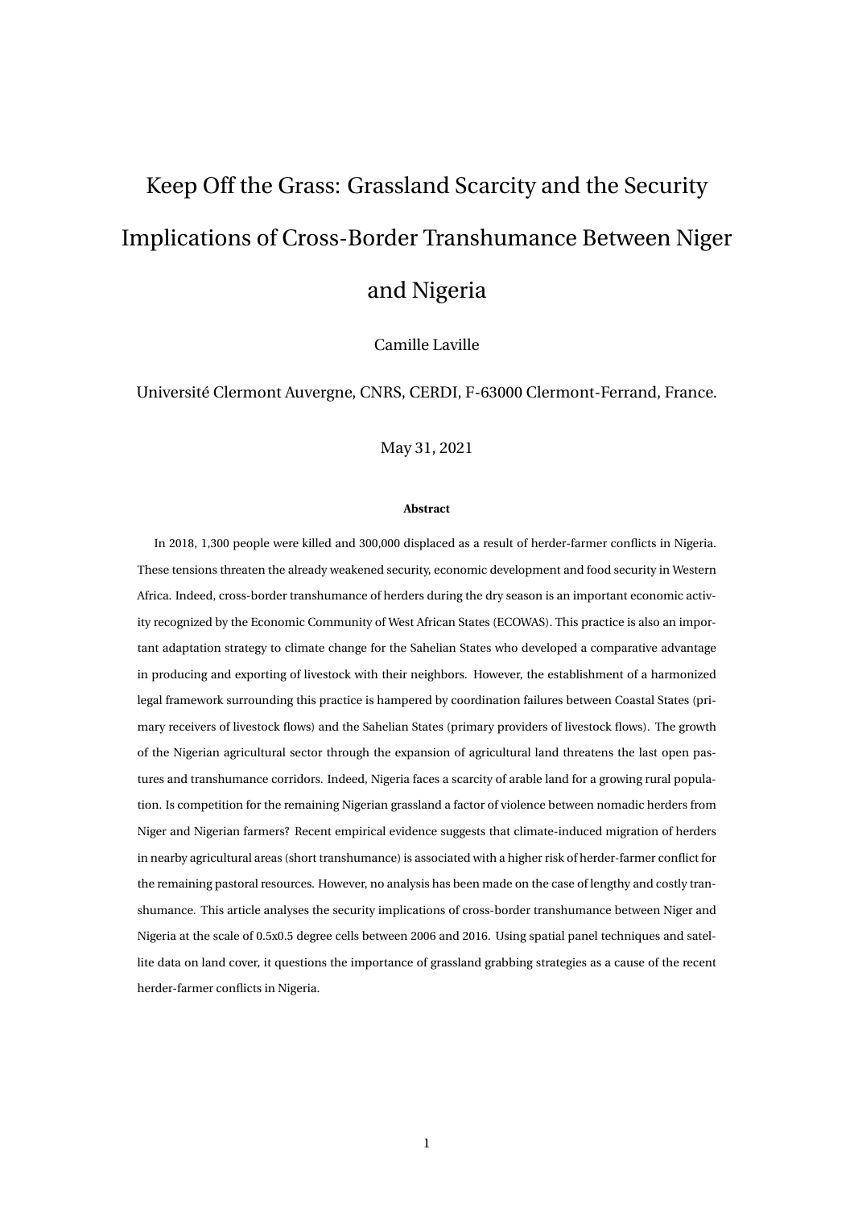# Keep Off the Grass: Grassland Scarcity and the Security Implications of Cross-Border Transhumance Between Niger and Nigeria

Camille Laville

Université Clermont Auvergne, CNRS, CERDI, F-63000 Clermont-Ferrand, France.

May 31, 2021

**Abstract**

In 2018, 1,300 people were killed and 300,000 displaced as a result of herder-farmer conflicts in Nigeria. These tensions threaten the already weakened security, economic development and food security in Western Africa. Indeed, cross-border transhumance of herders during the dry season is an important economic activity recognized by the Economic Community of West African States (ECOWAS). This practice is also an important adaptation strategy to climate change for the Sahelian States who developed a comparative advantage in producing and exporting of livestock with their neighbors. However, the establishment of a harmonized legal framework surrounding this practice is hampered by coordination failures between Coastal States (primary receivers of livestock flows) and the Sahelian States (primary providers of livestock flows). The growth of the Nigerian agricultural sector through the expansion of agricultural land threatens the last open pastures and transhumance corridors. Indeed, Nigeria faces a scarcity of arable land for a growing rural population. Is competition for the remaining Nigerian grassland a factor of violence between nomadic herders from Niger and Nigerian farmers? Recent empirical evidence suggests that climate-induced migration of herders in nearby agricultural areas (short transhumance) is associated with a higher risk of herder-farmer conflict for the remaining pastoral resources. However, no analysis has been made on the case of lengthy and costly transhumance. This article analyses the security implications of cross-border transhumance between Niger and Nigeria at the scale of 0.5x0.5 degree cells between 2006 and 2016. Using spatial panel techniques and satellite data on land cover, it questions the importance of grassland grabbing strategies as a cause of the recent herder-farmer conflicts in Nigeria.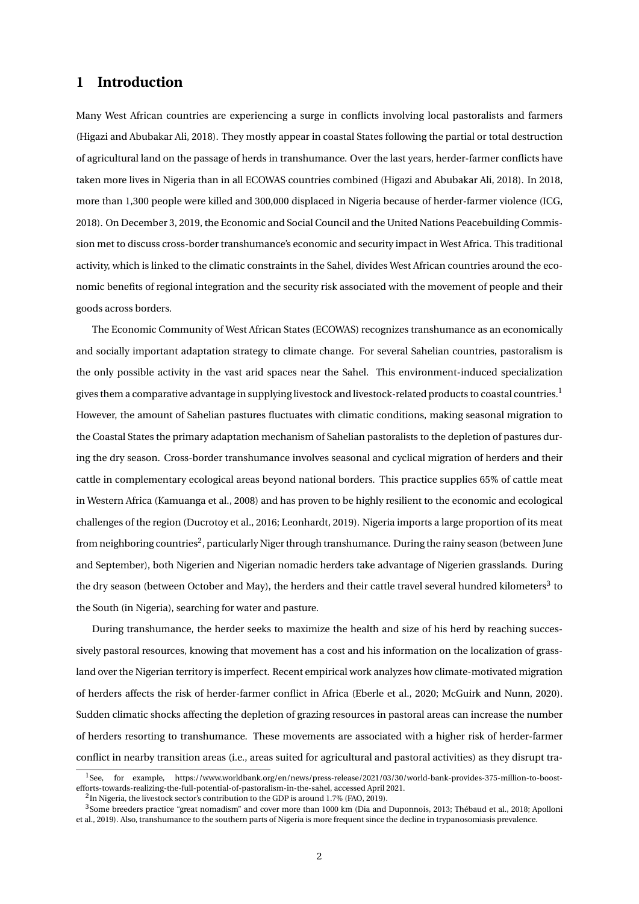# 1 Introduction

Many West African countries are experiencing a surge in conflicts involving local pastoralists and farmers (Higazi and Abubakar Ali, 2018). They mostly appear in coastal States following the partial or total destruction of agricultural land on the passage of herds in transhumance. Over the last years, herder-farmer conflicts have taken more lives in Nigeria than in all ECOWAS countries combined (Higazi and Abubakar Ali, 2018). In 2018, more than 1,300 people were killed and 300,000 displaced in Nigeria because of herder-farmer violence (ICG, 2018). On December 3, 2019, the Economic and Social Council and the United Nations Peacebuilding Commission met to discuss cross-border transhumance's economic and security impact in West Africa. This traditional activity, which is linked to the climatic constraints in the Sahel, divides West African countries around the economic benefits of regional integration and the security risk associated with the movement of people and their goods across borders.

The Economic Community of West African States (ECOWAS) recognizes transhumance as an economically and socially important adaptation strategy to climate change. For several Sahelian countries, pastoralism is the only possible activity in the vast arid spaces near the Sahel. This environment-induced specialization gives them a comparative advantage in supplying livestock and livestock-related products to coastal countries.[1] However, the amount of Sahelian pastures fluctuates with climatic conditions, making seasonal migration to the Coastal States the primary adaptation mechanism of Sahelian pastoralists to the depletion of pastures during the dry season. Cross-border transhumance involves seasonal and cyclical migration of herders and their cattle in complementary ecological areas beyond national borders. This practice supplies 65% of cattle meat in Western Africa (Kamuanga et al., 2008) and has proven to be highly resilient to the economic and ecological challenges of the region (Ducrotoy et al., 2016; Leonhardt, 2019). Nigeria imports a large proportion of its meat from neighboring countries[2], particularly Niger through transhumance. During the rainy season (between June and September), both Nigerien and Nigerian nomadic herders take advantage of Nigerien grasslands. During the dry season (between October and May), the herders and their cattle travel several hundred kilometers[3] to the South (in Nigeria), searching for water and pasture.

During transhumance, the herder seeks to maximize the health and size of his herd by reaching successively pastoral resources, knowing that movement has a cost and his information on the localization of grassland over the Nigerian territory is imperfect. Recent empirical work analyzes how climate-motivated migration of herders affects the risk of herder-farmer conflict in Africa (Eberle et al., 2020; McGuirk and Nunn, 2020). Sudden climatic shocks affecting the depletion of grazing resources in pastoral areas can increase the number of herders resorting to transhumance. These movements are associated with a higher risk of herder-farmer conflict in nearby transition areas (i.e., areas suited for agricultural and pastoral activities) as they disrupt tra-

[1] See, for example, https://www.worldbank.org/en/news/press-release/2021/03/30/world-bank-provides-375-million-to-boost-efforts-towards-realizing-the-full-potential-of-pastoralism-in-the-sahel, accessed April 2021.

[2] In Nigeria, the livestock sector's contribution to the GDP is around 1.7% (FAO, 2019).

[3] Some breeders practice "great nomadism" and cover more than 1000 km (Dia and Duponnois, 2013; Thébaud et al., 2018; Apolloni et al., 2019). Also, transhumance to the southern parts of Nigeria is more frequent since the decline in trypanosomiasis prevalence.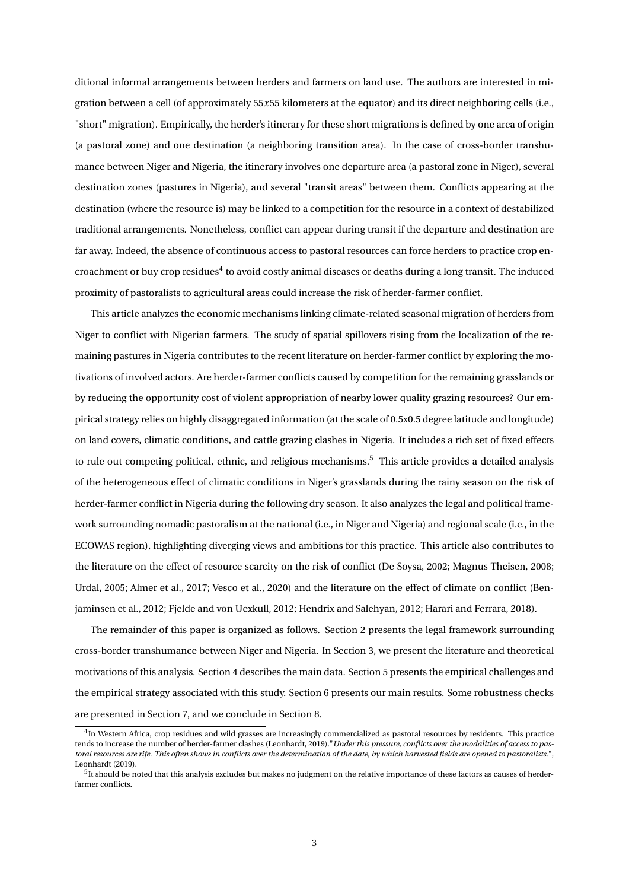ditional informal arrangements between herders and farmers on land use. The authors are interested in migration between a cell (of approximately 55$x$55 kilometers at the equator) and its direct neighboring cells (i.e., "short" migration). Empirically, the herder's itinerary for these short migrations is defined by one area of origin (a pastoral zone) and one destination (a neighboring transition area). In the case of cross-border transhumance between Niger and Nigeria, the itinerary involves one departure area (a pastoral zone in Niger), several destination zones (pastures in Nigeria), and several "transit areas" between them. Conflicts appearing at the destination (where the resource is) may be linked to a competition for the resource in a context of destabilized traditional arrangements. Nonetheless, conflict can appear during transit if the departure and destination are far away. Indeed, the absence of continuous access to pastoral resources can force herders to practice crop encroachment or buy crop residues[4] to avoid costly animal diseases or deaths during a long transit. The induced proximity of pastoralists to agricultural areas could increase the risk of herder-farmer conflict.

This article analyzes the economic mechanisms linking climate-related seasonal migration of herders from Niger to conflict with Nigerian farmers. The study of spatial spillovers rising from the localization of the remaining pastures in Nigeria contributes to the recent literature on herder-farmer conflict by exploring the motivations of involved actors. Are herder-farmer conflicts caused by competition for the remaining grasslands or by reducing the opportunity cost of violent appropriation of nearby lower quality grazing resources? Our empirical strategy relies on highly disaggregated information (at the scale of 0.5x0.5 degree latitude and longitude) on land covers, climatic conditions, and cattle grazing clashes in Nigeria. It includes a rich set of fixed effects to rule out competing political, ethnic, and religious mechanisms.[5] This article provides a detailed analysis of the heterogeneous effect of climatic conditions in Niger's grasslands during the rainy season on the risk of herder-farmer conflict in Nigeria during the following dry season. It also analyzes the legal and political framework surrounding nomadic pastoralism at the national (i.e., in Niger and Nigeria) and regional scale (i.e., in the ECOWAS region), highlighting diverging views and ambitions for this practice. This article also contributes to the literature on the effect of resource scarcity on the risk of conflict (De Soysa, 2002; Magnus Theisen, 2008; Urdal, 2005; Almer et al., 2017; Vesco et al., 2020) and the literature on the effect of climate on conflict (Benjaminsen et al., 2012; Fjelde and von Uexkull, 2012; Hendrix and Salehyan, 2012; Harari and Ferrara, 2018).

The remainder of this paper is organized as follows. Section 2 presents the legal framework surrounding cross-border transhumance between Niger and Nigeria. In Section 3, we present the literature and theoretical motivations of this analysis. Section 4 describes the main data. Section 5 presents the empirical challenges and the empirical strategy associated with this study. Section 6 presents our main results. Some robustness checks are presented in Section 7, and we conclude in Section 8.

---

[4] In Western Africa, crop residues and wild grasses are increasingly commercialized as pastoral resources by residents. This practice tends to increase the number of herder-farmer clashes (Leonhardt, 2019)."*Under this pressure, conflicts over the modalities of access to pastoral resources are rife. This often shows in conflicts over the determination of the date, by which harvested fields are opened to pastoralists.*", Leonhardt (2019).

[5] It should be noted that this analysis excludes but makes no judgment on the relative importance of these factors as causes of herder-farmer conflicts.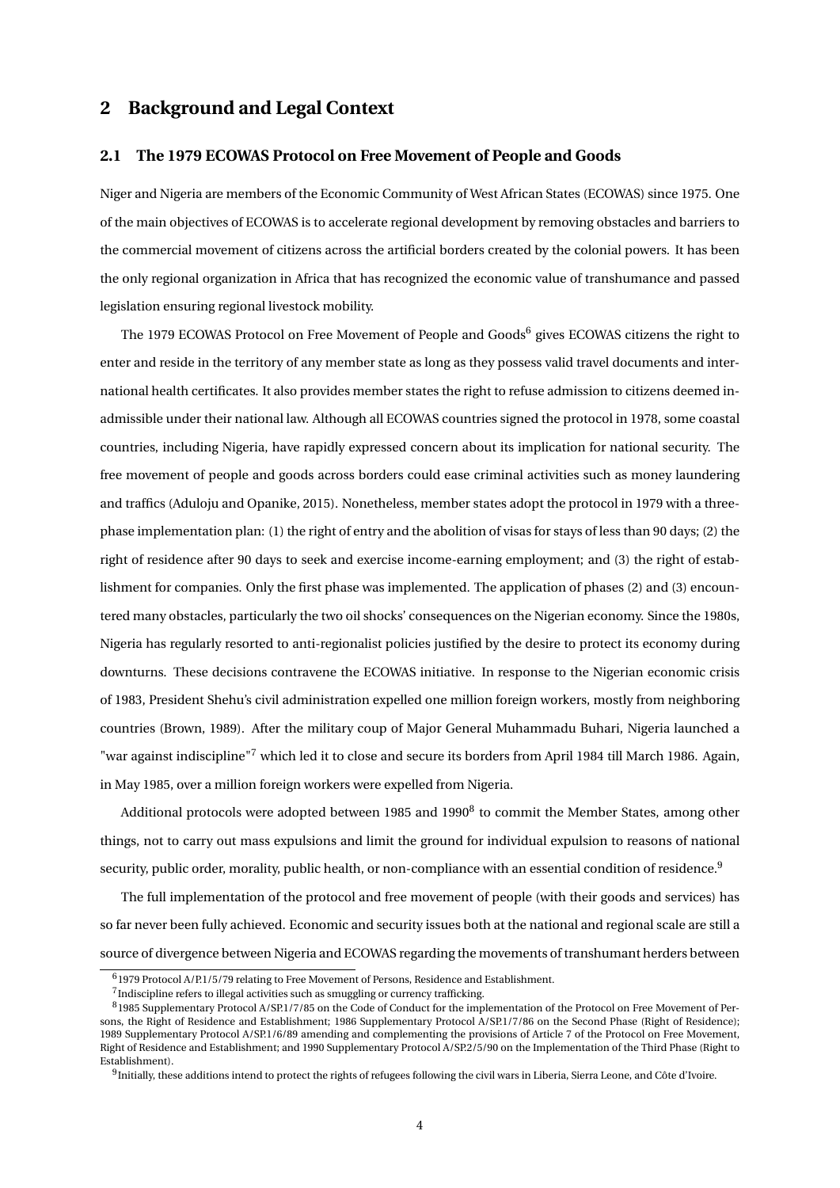## 2 Background and Legal Context

### 2.1 The 1979 ECOWAS Protocol on Free Movement of People and Goods

Niger and Nigeria are members of the Economic Community of West African States (ECOWAS) since 1975. One of the main objectives of ECOWAS is to accelerate regional development by removing obstacles and barriers to the commercial movement of citizens across the artificial borders created by the colonial powers. It has been the only regional organization in Africa that has recognized the economic value of transhumance and passed legislation ensuring regional livestock mobility.

The 1979 ECOWAS Protocol on Free Movement of People and Goods[6] gives ECOWAS citizens the right to enter and reside in the territory of any member state as long as they possess valid travel documents and international health certificates. It also provides member states the right to refuse admission to citizens deemed inadmissible under their national law. Although all ECOWAS countries signed the protocol in 1978, some coastal countries, including Nigeria, have rapidly expressed concern about its implication for national security. The free movement of people and goods across borders could ease criminal activities such as money laundering and traffics (Aduloju and Opanike, 2015). Nonetheless, member states adopt the protocol in 1979 with a three-phase implementation plan: (1) the right of entry and the abolition of visas for stays of less than 90 days; (2) the right of residence after 90 days to seek and exercise income-earning employment; and (3) the right of establishment for companies. Only the first phase was implemented. The application of phases (2) and (3) encountered many obstacles, particularly the two oil shocks' consequences on the Nigerian economy. Since the 1980s, Nigeria has regularly resorted to anti-regionalist policies justified by the desire to protect its economy during downturns. These decisions contravene the ECOWAS initiative. In response to the Nigerian economic crisis of 1983, President Shehu's civil administration expelled one million foreign workers, mostly from neighboring countries (Brown, 1989). After the military coup of Major General Muhammadu Buhari, Nigeria launched a "war against indiscipline"[7] which led it to close and secure its borders from April 1984 till March 1986. Again, in May 1985, over a million foreign workers were expelled from Nigeria.

Additional protocols were adopted between 1985 and 1990[8] to commit the Member States, among other things, not to carry out mass expulsions and limit the ground for individual expulsion to reasons of national security, public order, morality, public health, or non-compliance with an essential condition of residence.[9]

The full implementation of the protocol and free movement of people (with their goods and services) has so far never been fully achieved. Economic and security issues both at the national and regional scale are still a source of divergence between Nigeria and ECOWAS regarding the movements of transhumant herders between

---

[6] 1979 Protocol A/P.1/5/79 relating to Free Movement of Persons, Residence and Establishment.

[7] Indiscipline refers to illegal activities such as smuggling or currency trafficking.

[8] 1985 Supplementary Protocol A/SP.1/7/85 on the Code of Conduct for the implementation of the Protocol on Free Movement of Persons, the Right of Residence and Establishment; 1986 Supplementary Protocol A/SP.1/7/86 on the Second Phase (Right of Residence); 1989 Supplementary Protocol A/SP.1/6/89 amending and complementing the provisions of Article 7 of the Protocol on Free Movement, Right of Residence and Establishment; and 1990 Supplementary Protocol A/SP.2/5/90 on the Implementation of the Third Phase (Right to Establishment).

[9] Initially, these additions intend to protect the rights of refugees following the civil wars in Liberia, Sierra Leone, and Côte d'Ivoire.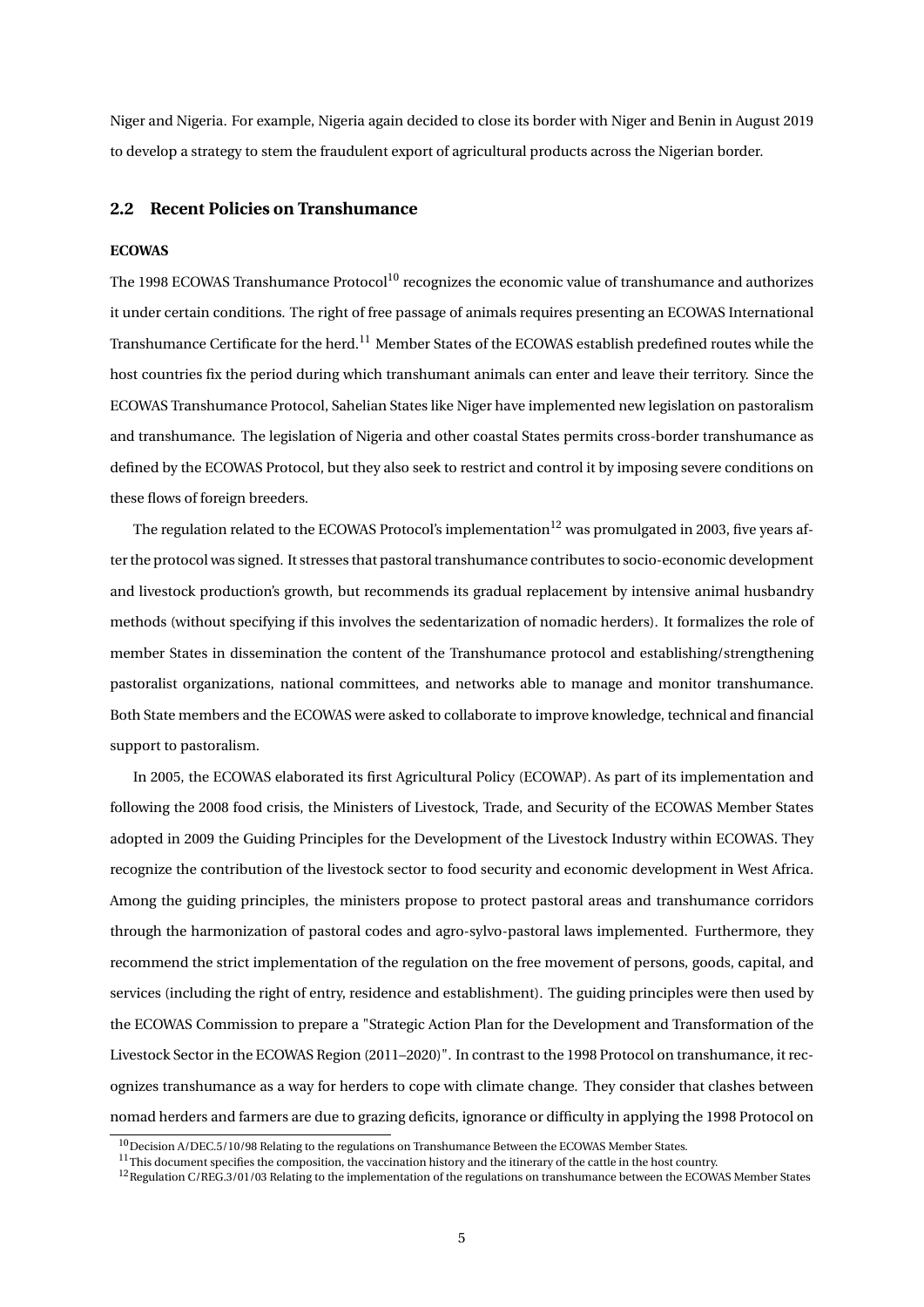Niger and Nigeria. For example, Nigeria again decided to close its border with Niger and Benin in August 2019 to develop a strategy to stem the fraudulent export of agricultural products across the Nigerian border.

## 2.2 Recent Policies on Transhumance

**ECOWAS**

The 1998 ECOWAS Transhumance Protocol[10] recognizes the economic value of transhumance and authorizes it under certain conditions. The right of free passage of animals requires presenting an ECOWAS International Transhumance Certificate for the herd.[11] Member States of the ECOWAS establish predefined routes while the host countries fix the period during which transhumant animals can enter and leave their territory. Since the ECOWAS Transhumance Protocol, Sahelian States like Niger have implemented new legislation on pastoralism and transhumance. The legislation of Nigeria and other coastal States permits cross-border transhumance as defined by the ECOWAS Protocol, but they also seek to restrict and control it by imposing severe conditions on these flows of foreign breeders.

The regulation related to the ECOWAS Protocol's implementation[12] was promulgated in 2003, five years after the protocol was signed. It stresses that pastoral transhumance contributes to socio-economic development and livestock production's growth, but recommends its gradual replacement by intensive animal husbandry methods (without specifying if this involves the sedentarization of nomadic herders). It formalizes the role of member States in dissemination the content of the Transhumance protocol and establishing/strengthening pastoralist organizations, national committees, and networks able to manage and monitor transhumance. Both State members and the ECOWAS were asked to collaborate to improve knowledge, technical and financial support to pastoralism.

In 2005, the ECOWAS elaborated its first Agricultural Policy (ECOWAP). As part of its implementation and following the 2008 food crisis, the Ministers of Livestock, Trade, and Security of the ECOWAS Member States adopted in 2009 the Guiding Principles for the Development of the Livestock Industry within ECOWAS. They recognize the contribution of the livestock sector to food security and economic development in West Africa. Among the guiding principles, the ministers propose to protect pastoral areas and transhumance corridors through the harmonization of pastoral codes and agro-sylvo-pastoral laws implemented. Furthermore, they recommend the strict implementation of the regulation on the free movement of persons, goods, capital, and services (including the right of entry, residence and establishment). The guiding principles were then used by the ECOWAS Commission to prepare a "Strategic Action Plan for the Development and Transformation of the Livestock Sector in the ECOWAS Region (2011–2020)". In contrast to the 1998 Protocol on transhumance, it recognizes transhumance as a way for herders to cope with climate change. They consider that clashes between nomad herders and farmers are due to grazing deficits, ignorance or difficulty in applying the 1998 Protocol on

[10] Decision A/DEC.5/10/98 Relating to the regulations on Transhumance Between the ECOWAS Member States.

[11] This document specifies the composition, the vaccination history and the itinerary of the cattle in the host country.

[12] Regulation C/REG.3/01/03 Relating to the implementation of the regulations on transhumance between the ECOWAS Member States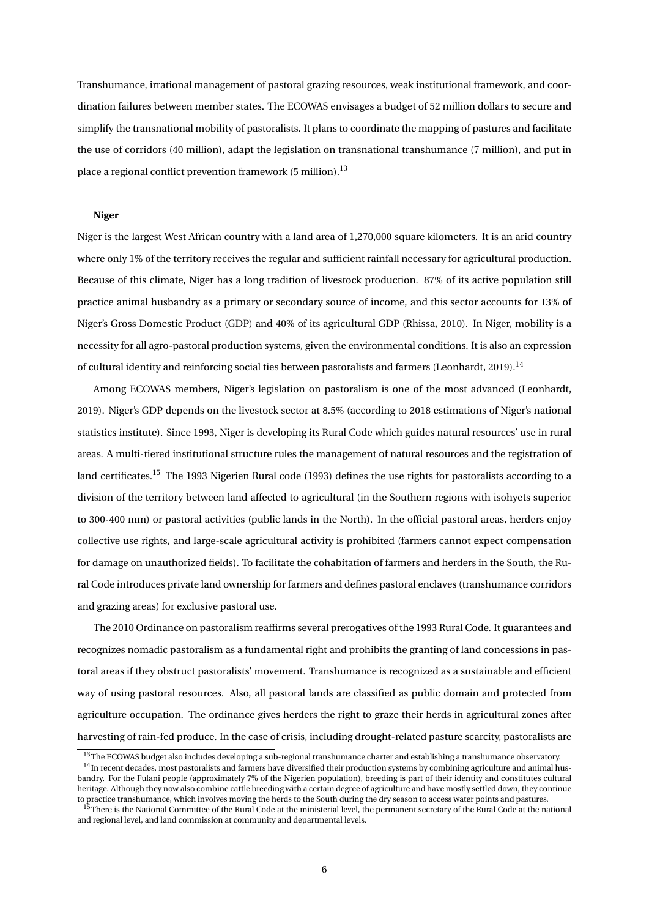Transhumance, irrational management of pastoral grazing resources, weak institutional framework, and coordination failures between member states. The ECOWAS envisages a budget of 52 million dollars to secure and simplify the transnational mobility of pastoralists. It plans to coordinate the mapping of pastures and facilitate the use of corridors (40 million), adapt the legislation on transnational transhumance (7 million), and put in place a regional conflict prevention framework (5 million).[13]

**Niger**

Niger is the largest West African country with a land area of 1,270,000 square kilometers. It is an arid country where only 1% of the territory receives the regular and sufficient rainfall necessary for agricultural production. Because of this climate, Niger has a long tradition of livestock production. 87% of its active population still practice animal husbandry as a primary or secondary source of income, and this sector accounts for 13% of Niger's Gross Domestic Product (GDP) and 40% of its agricultural GDP (Rhissa, 2010). In Niger, mobility is a necessity for all agro-pastoral production systems, given the environmental conditions. It is also an expression of cultural identity and reinforcing social ties between pastoralists and farmers (Leonhardt, 2019).[14]

Among ECOWAS members, Niger's legislation on pastoralism is one of the most advanced (Leonhardt, 2019). Niger's GDP depends on the livestock sector at 8.5% (according to 2018 estimations of Niger's national statistics institute). Since 1993, Niger is developing its Rural Code which guides natural resources' use in rural areas. A multi-tiered institutional structure rules the management of natural resources and the registration of land certificates.[15] The 1993 Nigerien Rural code (1993) defines the use rights for pastoralists according to a division of the territory between land affected to agricultural (in the Southern regions with isohyets superior to 300-400 mm) or pastoral activities (public lands in the North). In the official pastoral areas, herders enjoy collective use rights, and large-scale agricultural activity is prohibited (farmers cannot expect compensation for damage on unauthorized fields). To facilitate the cohabitation of farmers and herders in the South, the Rural Code introduces private land ownership for farmers and defines pastoral enclaves (transhumance corridors and grazing areas) for exclusive pastoral use.

The 2010 Ordinance on pastoralism reaffirms several prerogatives of the 1993 Rural Code. It guarantees and recognizes nomadic pastoralism as a fundamental right and prohibits the granting of land concessions in pastoral areas if they obstruct pastoralists' movement. Transhumance is recognized as a sustainable and efficient way of using pastoral resources. Also, all pastoral lands are classified as public domain and protected from agriculture occupation. The ordinance gives herders the right to graze their herds in agricultural zones after harvesting of rain-fed produce. In the case of crisis, including drought-related pasture scarcity, pastoralists are

[13] The ECOWAS budget also includes developing a sub-regional transhumance charter and establishing a transhumance observatory.

[14] In recent decades, most pastoralists and farmers have diversified their production systems by combining agriculture and animal husbandry. For the Fulani people (approximately 7% of the Nigerien population), breeding is part of their identity and constitutes cultural heritage. Although they now also combine cattle breeding with a certain degree of agriculture and have mostly settled down, they continue to practice transhumance, which involves moving the herds to the South during the dry season to access water points and pastures.

[15] There is the National Committee of the Rural Code at the ministerial level, the permanent secretary of the Rural Code at the national and regional level, and land commission at community and departmental levels.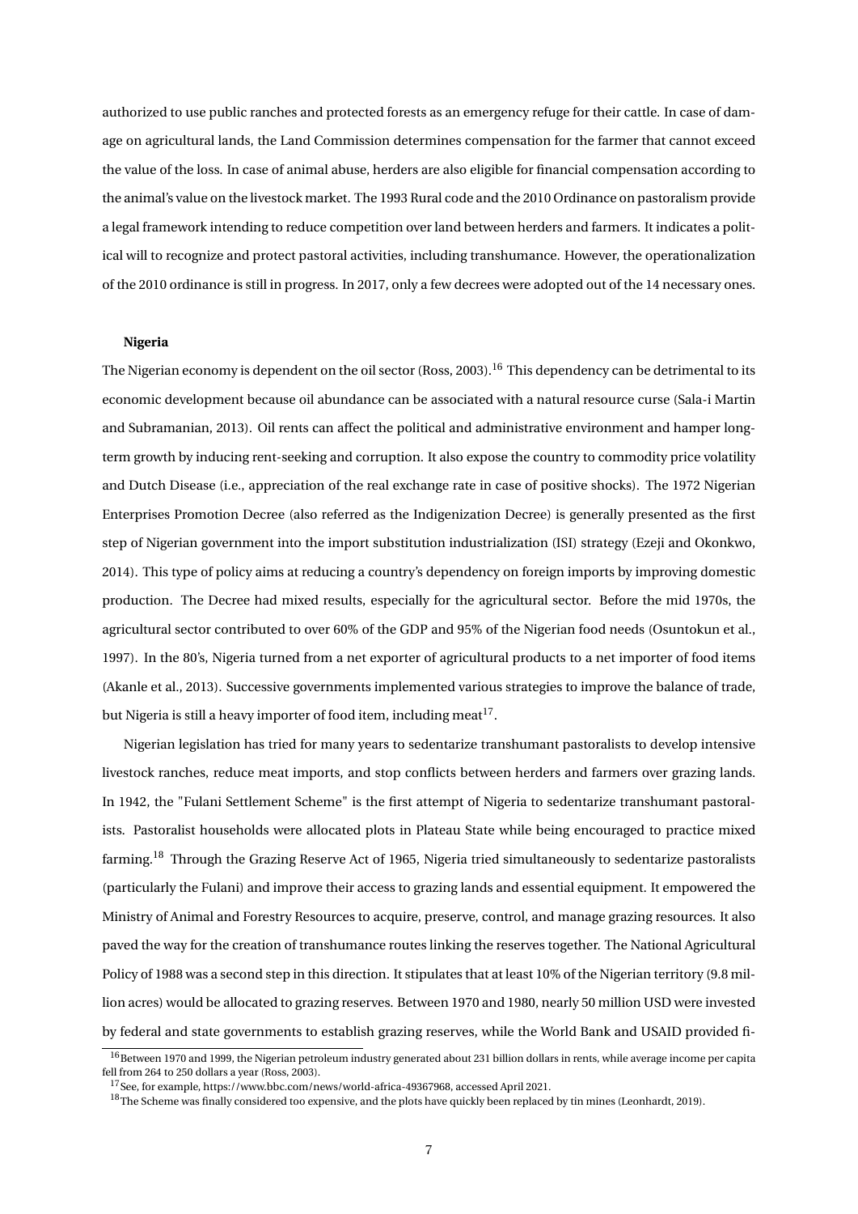authorized to use public ranches and protected forests as an emergency refuge for their cattle. In case of damage on agricultural lands, the Land Commission determines compensation for the farmer that cannot exceed the value of the loss. In case of animal abuse, herders are also eligible for financial compensation according to the animal's value on the livestock market. The 1993 Rural code and the 2010 Ordinance on pastoralism provide a legal framework intending to reduce competition over land between herders and farmers. It indicates a political will to recognize and protect pastoral activities, including transhumance. However, the operationalization of the 2010 ordinance is still in progress. In 2017, only a few decrees were adopted out of the 14 necessary ones.

**Nigeria**

The Nigerian economy is dependent on the oil sector (Ross, 2003).[16] This dependency can be detrimental to its economic development because oil abundance can be associated with a natural resource curse (Sala-i Martin and Subramanian, 2013). Oil rents can affect the political and administrative environment and hamper long-term growth by inducing rent-seeking and corruption. It also expose the country to commodity price volatility and Dutch Disease (i.e., appreciation of the real exchange rate in case of positive shocks). The 1972 Nigerian Enterprises Promotion Decree (also referred as the Indigenization Decree) is generally presented as the first step of Nigerian government into the import substitution industrialization (ISI) strategy (Ezeji and Okonkwo, 2014). This type of policy aims at reducing a country's dependency on foreign imports by improving domestic production. The Decree had mixed results, especially for the agricultural sector. Before the mid 1970s, the agricultural sector contributed to over 60% of the GDP and 95% of the Nigerian food needs (Osuntokun et al., 1997). In the 80's, Nigeria turned from a net exporter of agricultural products to a net importer of food items (Akanle et al., 2013). Successive governments implemented various strategies to improve the balance of trade, but Nigeria is still a heavy importer of food item, including meat[17].

Nigerian legislation has tried for many years to sedentarize transhumant pastoralists to develop intensive livestock ranches, reduce meat imports, and stop conflicts between herders and farmers over grazing lands. In 1942, the "Fulani Settlement Scheme" is the first attempt of Nigeria to sedentarize transhumant pastoralists. Pastoralist households were allocated plots in Plateau State while being encouraged to practice mixed farming.[18] Through the Grazing Reserve Act of 1965, Nigeria tried simultaneously to sedentarize pastoralists (particularly the Fulani) and improve their access to grazing lands and essential equipment. It empowered the Ministry of Animal and Forestry Resources to acquire, preserve, control, and manage grazing resources. It also paved the way for the creation of transhumance routes linking the reserves together. The National Agricultural Policy of 1988 was a second step in this direction. It stipulates that at least 10% of the Nigerian territory (9.8 million acres) would be allocated to grazing reserves. Between 1970 and 1980, nearly 50 million USD were invested by federal and state governments to establish grazing reserves, while the World Bank and USAID provided fi-

[16] Between 1970 and 1999, the Nigerian petroleum industry generated about 231 billion dollars in rents, while average income per capita fell from 264 to 250 dollars a year (Ross, 2003).

[17] See, for example, https://www.bbc.com/news/world-africa-49367968, accessed April 2021.

[18] The Scheme was finally considered too expensive, and the plots have quickly been replaced by tin mines (Leonhardt, 2019).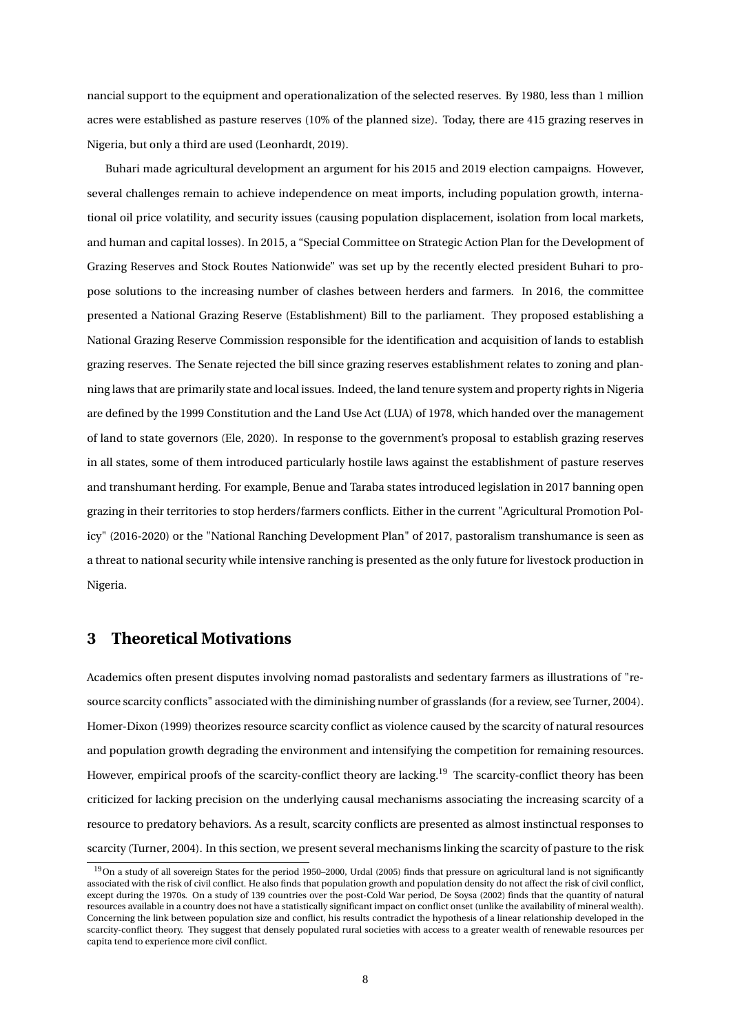nancial support to the equipment and operationalization of the selected reserves. By 1980, less than 1 million acres were established as pasture reserves (10% of the planned size). Today, there are 415 grazing reserves in Nigeria, but only a third are used (Leonhardt, 2019).

Buhari made agricultural development an argument for his 2015 and 2019 election campaigns. However, several challenges remain to achieve independence on meat imports, including population growth, international oil price volatility, and security issues (causing population displacement, isolation from local markets, and human and capital losses). In 2015, a "Special Committee on Strategic Action Plan for the Development of Grazing Reserves and Stock Routes Nationwide" was set up by the recently elected president Buhari to propose solutions to the increasing number of clashes between herders and farmers. In 2016, the committee presented a National Grazing Reserve (Establishment) Bill to the parliament. They proposed establishing a National Grazing Reserve Commission responsible for the identification and acquisition of lands to establish grazing reserves. The Senate rejected the bill since grazing reserves establishment relates to zoning and planning laws that are primarily state and local issues. Indeed, the land tenure system and property rights in Nigeria are defined by the 1999 Constitution and the Land Use Act (LUA) of 1978, which handed over the management of land to state governors (Ele, 2020). In response to the government's proposal to establish grazing reserves in all states, some of them introduced particularly hostile laws against the establishment of pasture reserves and transhumant herding. For example, Benue and Taraba states introduced legislation in 2017 banning open grazing in their territories to stop herders/farmers conflicts. Either in the current "Agricultural Promotion Policy" (2016-2020) or the "National Ranching Development Plan" of 2017, pastoralism transhumance is seen as a threat to national security while intensive ranching is presented as the only future for livestock production in Nigeria.

# 3 Theoretical Motivations

Academics often present disputes involving nomad pastoralists and sedentary farmers as illustrations of "resource scarcity conflicts" associated with the diminishing number of grasslands (for a review, see Turner, 2004). Homer-Dixon (1999) theorizes resource scarcity conflict as violence caused by the scarcity of natural resources and population growth degrading the environment and intensifying the competition for remaining resources. However, empirical proofs of the scarcity-conflict theory are lacking.[19] The scarcity-conflict theory has been criticized for lacking precision on the underlying causal mechanisms associating the increasing scarcity of a resource to predatory behaviors. As a result, scarcity conflicts are presented as almost instinctual responses to scarcity (Turner, 2004). In this section, we present several mechanisms linking the scarcity of pasture to the risk

[19] On a study of all sovereign States for the period 1950–2000, Urdal (2005) finds that pressure on agricultural land is not significantly associated with the risk of civil conflict. He also finds that population growth and population density do not affect the risk of civil conflict, except during the 1970s. On a study of 139 countries over the post-Cold War period, De Soysa (2002) finds that the quantity of natural resources available in a country does not have a statistically significant impact on conflict onset (unlike the availability of mineral wealth). Concerning the link between population size and conflict, his results contradict the hypothesis of a linear relationship developed in the scarcity-conflict theory. They suggest that densely populated rural societies with access to a greater wealth of renewable resources per capita tend to experience more civil conflict.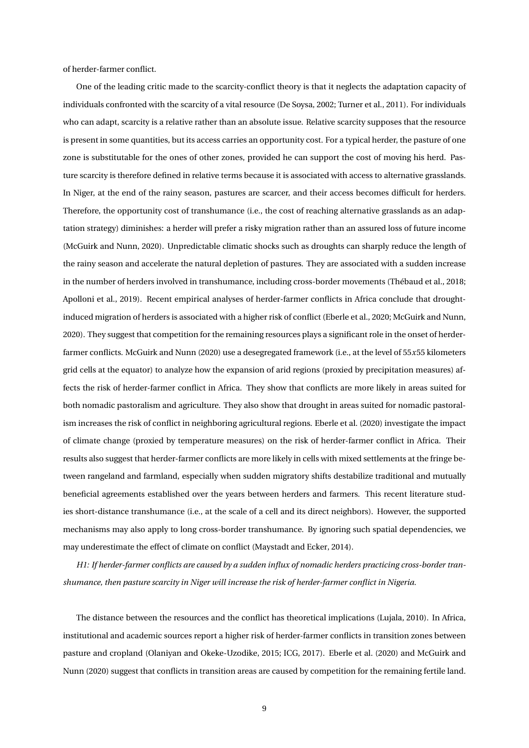of herder-farmer conflict.

One of the leading critic made to the scarcity-conflict theory is that it neglects the adaptation capacity of individuals confronted with the scarcity of a vital resource (De Soysa, 2002; Turner et al., 2011). For individuals who can adapt, scarcity is a relative rather than an absolute issue. Relative scarcity supposes that the resource is present in some quantities, but its access carries an opportunity cost. For a typical herder, the pasture of one zone is substitutable for the ones of other zones, provided he can support the cost of moving his herd. Pasture scarcity is therefore defined in relative terms because it is associated with access to alternative grasslands. In Niger, at the end of the rainy season, pastures are scarcer, and their access becomes difficult for herders. Therefore, the opportunity cost of transhumance (i.e., the cost of reaching alternative grasslands as an adaptation strategy) diminishes: a herder will prefer a risky migration rather than an assured loss of future income (McGuirk and Nunn, 2020). Unpredictable climatic shocks such as droughts can sharply reduce the length of the rainy season and accelerate the natural depletion of pastures. They are associated with a sudden increase in the number of herders involved in transhumance, including cross-border movements (Thébaud et al., 2018; Apolloni et al., 2019). Recent empirical analyses of herder-farmer conflicts in Africa conclude that drought-induced migration of herders is associated with a higher risk of conflict (Eberle et al., 2020; McGuirk and Nunn, 2020). They suggest that competition for the remaining resources plays a significant role in the onset of herder-farmer conflicts. McGuirk and Nunn (2020) use a desegregated framework (i.e., at the level of $55x55$ kilometers grid cells at the equator) to analyze how the expansion of arid regions (proxied by precipitation measures) affects the risk of herder-farmer conflict in Africa. They show that conflicts are more likely in areas suited for both nomadic pastoralism and agriculture. They also show that drought in areas suited for nomadic pastoralism increases the risk of conflict in neighboring agricultural regions. Eberle et al. (2020) investigate the impact of climate change (proxied by temperature measures) on the risk of herder-farmer conflict in Africa. Their results also suggest that herder-farmer conflicts are more likely in cells with mixed settlements at the fringe between rangeland and farmland, especially when sudden migratory shifts destabilize traditional and mutually beneficial agreements established over the years between herders and farmers. This recent literature studies short-distance transhumance (i.e., at the scale of a cell and its direct neighbors). However, the supported mechanisms may also apply to long cross-border transhumance. By ignoring such spatial dependencies, we may underestimate the effect of climate on conflict (Maystadt and Ecker, 2014).

*H1: If herder-farmer conflicts are caused by a sudden influx of nomadic herders practicing cross-border transhumance, then pasture scarcity in Niger will increase the risk of herder-farmer conflict in Nigeria.*

The distance between the resources and the conflict has theoretical implications (Lujala, 2010). In Africa, institutional and academic sources report a higher risk of herder-farmer conflicts in transition zones between pasture and cropland (Olaniyan and Okeke-Uzodike, 2015; ICG, 2017). Eberle et al. (2020) and McGuirk and Nunn (2020) suggest that conflicts in transition areas are caused by competition for the remaining fertile land.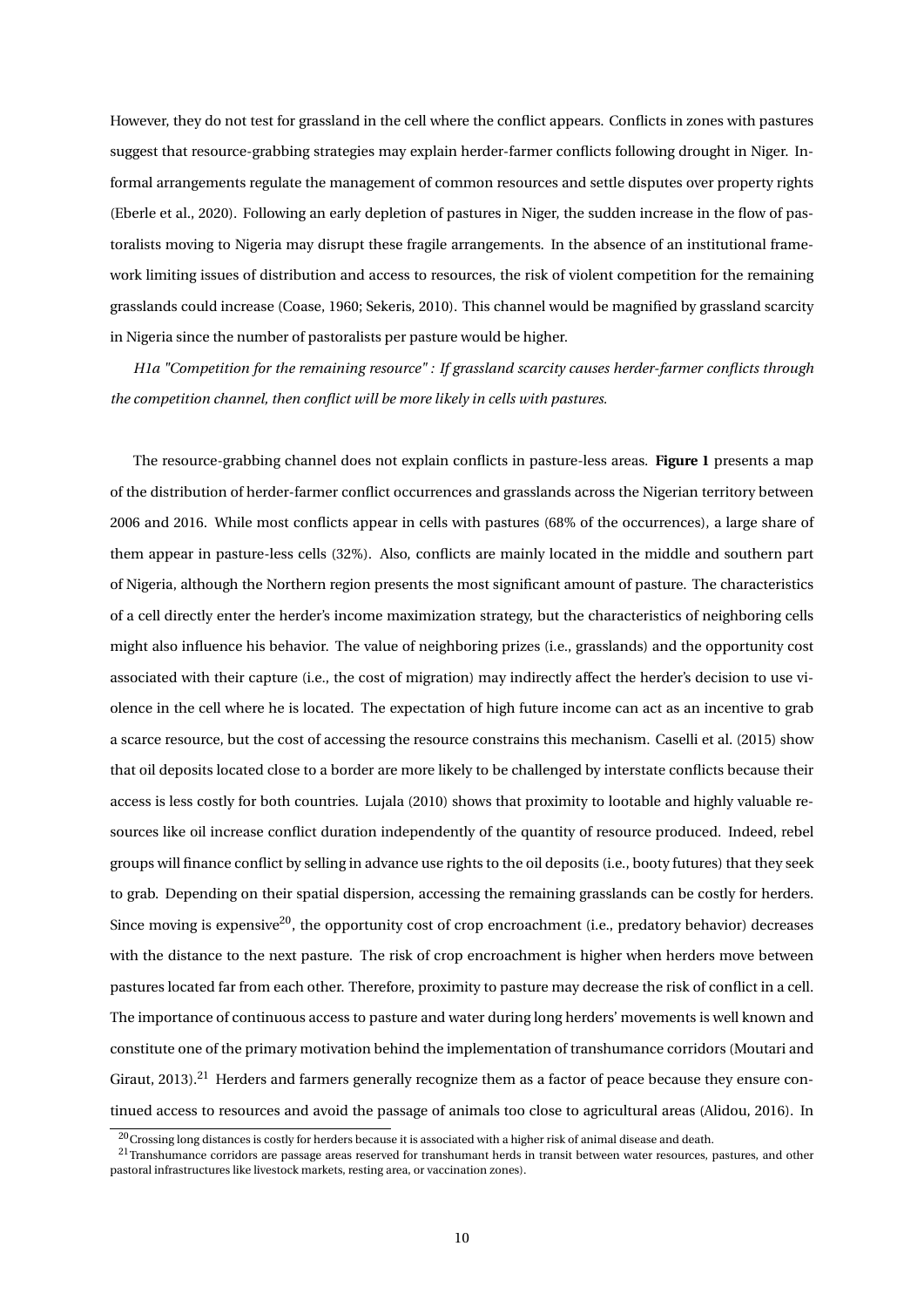However, they do not test for grassland in the cell where the conflict appears. Conflicts in zones with pastures suggest that resource-grabbing strategies may explain herder-farmer conflicts following drought in Niger. Informal arrangements regulate the management of common resources and settle disputes over property rights (Eberle et al., 2020). Following an early depletion of pastures in Niger, the sudden increase in the flow of pastoralists moving to Nigeria may disrupt these fragile arrangements. In the absence of an institutional framework limiting issues of distribution and access to resources, the risk of violent competition for the remaining grasslands could increase (Coase, 1960; Sekeris, 2010). This channel would be magnified by grassland scarcity in Nigeria since the number of pastoralists per pasture would be higher.

*H1a "Competition for the remaining resource" : If grassland scarcity causes herder-farmer conflicts through the competition channel, then conflict will be more likely in cells with pastures.*

The resource-grabbing channel does not explain conflicts in pasture-less areas. **Figure 1** presents a map of the distribution of herder-farmer conflict occurrences and grasslands across the Nigerian territory between 2006 and 2016. While most conflicts appear in cells with pastures (68% of the occurrences), a large share of them appear in pasture-less cells (32%). Also, conflicts are mainly located in the middle and southern part of Nigeria, although the Northern region presents the most significant amount of pasture. The characteristics of a cell directly enter the herder's income maximization strategy, but the characteristics of neighboring cells might also influence his behavior. The value of neighboring prizes (i.e., grasslands) and the opportunity cost associated with their capture (i.e., the cost of migration) may indirectly affect the herder's decision to use violence in the cell where he is located. The expectation of high future income can act as an incentive to grab a scarce resource, but the cost of accessing the resource constrains this mechanism. Caselli et al. (2015) show that oil deposits located close to a border are more likely to be challenged by interstate conflicts because their access is less costly for both countries. Lujala (2010) shows that proximity to lootable and highly valuable resources like oil increase conflict duration independently of the quantity of resource produced. Indeed, rebel groups will finance conflict by selling in advance use rights to the oil deposits (i.e., booty futures) that they seek to grab. Depending on their spatial dispersion, accessing the remaining grasslands can be costly for herders. Since moving is expensive[20], the opportunity cost of crop encroachment (i.e., predatory behavior) decreases with the distance to the next pasture. The risk of crop encroachment is higher when herders move between pastures located far from each other. Therefore, proximity to pasture may decrease the risk of conflict in a cell. The importance of continuous access to pasture and water during long herders' movements is well known and constitute one of the primary motivation behind the implementation of transhumance corridors (Moutari and Giraut, 2013).[21] Herders and farmers generally recognize them as a factor of peace because they ensure continued access to resources and avoid the passage of animals too close to agricultural areas (Alidou, 2016). In

[20] Crossing long distances is costly for herders because it is associated with a higher risk of animal disease and death.

[21] Transhumance corridors are passage areas reserved for transhumant herds in transit between water resources, pastures, and other pastoral infrastructures like livestock markets, resting area, or vaccination zones).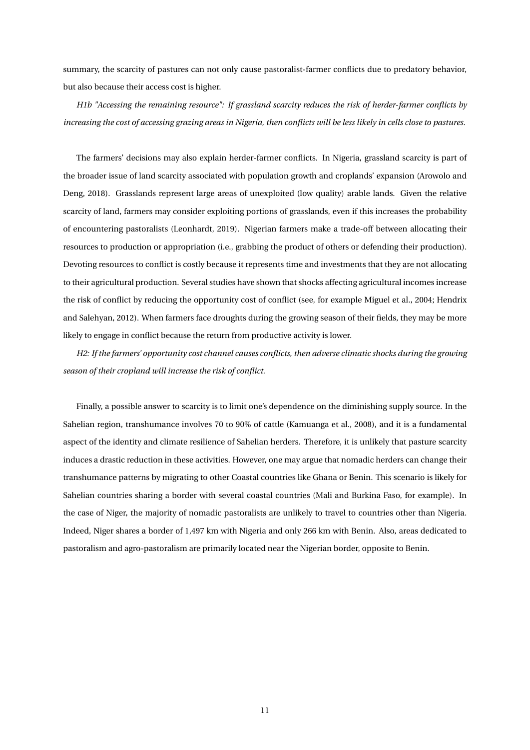summary, the scarcity of pastures can not only cause pastoralist-farmer conflicts due to predatory behavior, but also because their access cost is higher.

*H1b "Accessing the remaining resource": If grassland scarcity reduces the risk of herder-farmer conflicts by increasing the cost of accessing grazing areas in Nigeria, then conflicts will be less likely in cells close to pastures.*

The farmers' decisions may also explain herder-farmer conflicts. In Nigeria, grassland scarcity is part of the broader issue of land scarcity associated with population growth and croplands' expansion (Arowolo and Deng, 2018). Grasslands represent large areas of unexploited (low quality) arable lands. Given the relative scarcity of land, farmers may consider exploiting portions of grasslands, even if this increases the probability of encountering pastoralists (Leonhardt, 2019). Nigerian farmers make a trade-off between allocating their resources to production or appropriation (i.e., grabbing the product of others or defending their production). Devoting resources to conflict is costly because it represents time and investments that they are not allocating to their agricultural production. Several studies have shown that shocks affecting agricultural incomes increase the risk of conflict by reducing the opportunity cost of conflict (see, for example Miguel et al., 2004; Hendrix and Salehyan, 2012). When farmers face droughts during the growing season of their fields, they may be more likely to engage in conflict because the return from productive activity is lower.

*H2: If the farmers' opportunity cost channel causes conflicts, then adverse climatic shocks during the growing season of their cropland will increase the risk of conflict.*

Finally, a possible answer to scarcity is to limit one's dependence on the diminishing supply source. In the Sahelian region, transhumance involves 70 to 90% of cattle (Kamuanga et al., 2008), and it is a fundamental aspect of the identity and climate resilience of Sahelian herders. Therefore, it is unlikely that pasture scarcity induces a drastic reduction in these activities. However, one may argue that nomadic herders can change their transhumance patterns by migrating to other Coastal countries like Ghana or Benin. This scenario is likely for Sahelian countries sharing a border with several coastal countries (Mali and Burkina Faso, for example). In the case of Niger, the majority of nomadic pastoralists are unlikely to travel to countries other than Nigeria. Indeed, Niger shares a border of 1,497 km with Nigeria and only 266 km with Benin. Also, areas dedicated to pastoralism and agro-pastoralism are primarily located near the Nigerian border, opposite to Benin.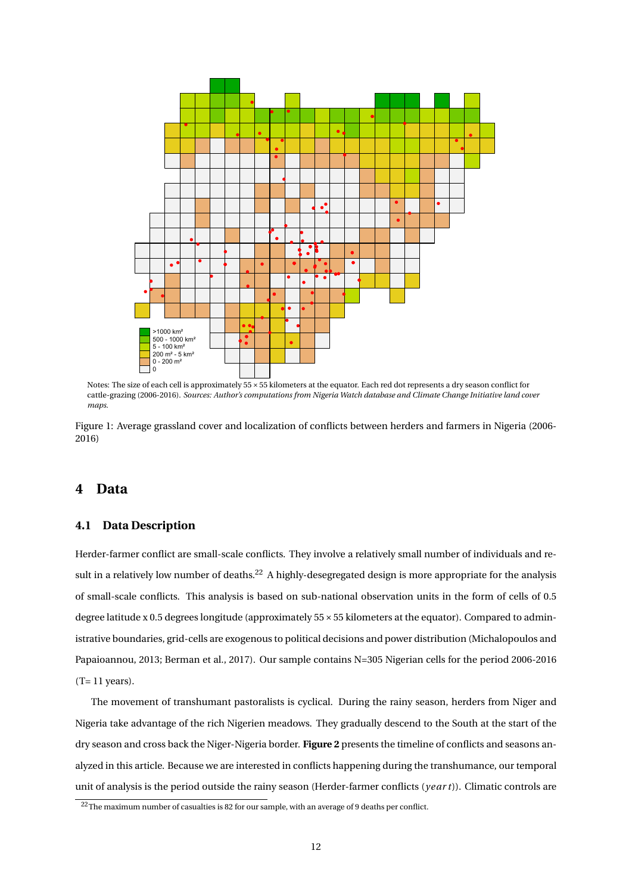Notes: The size of each cell is approximately 55 × 55 kilometers at the equator. Each red dot represents a dry season conflict for cattle-grazing (2006-2016). *Sources: Author's computations from Nigeria Watch database and Climate Change Initiative land cover maps.*

Figure 1: Average grassland cover and localization of conflicts between herders and farmers in Nigeria (2006-2016)

## 4 Data

### 4.1 Data Description

Herder-farmer conflict are small-scale conflicts. They involve a relatively small number of individuals and result in a relatively low number of deaths.[22] A highly-desegregated design is more appropriate for the analysis of small-scale conflicts. This analysis is based on sub-national observation units in the form of cells of 0.5 degree latitude x 0.5 degrees longitude (approximately 55 × 55 kilometers at the equator). Compared to administrative boundaries, grid-cells are exogenous to political decisions and power distribution (Michalopoulos and Papaioannou, 2013; Berman et al., 2017). Our sample contains N=305 Nigerian cells for the period 2006-2016 (T= 11 years).

The movement of transhumant pastoralists is cyclical. During the rainy season, herders from Niger and Nigeria take advantage of the rich Nigerien meadows. They gradually descend to the South at the start of the dry season and cross back the Niger-Nigeria border. **Figure 2** presents the timeline of conflicts and seasons analyzed in this article. Because we are interested in conflicts happening during the transhumance, our temporal unit of analysis is the period outside the rainy season (Herder-farmer conflicts $(year\,t)$). Climatic controls are

[22]The maximum number of casualties is 82 for our sample, with an average of 9 deaths per conflict.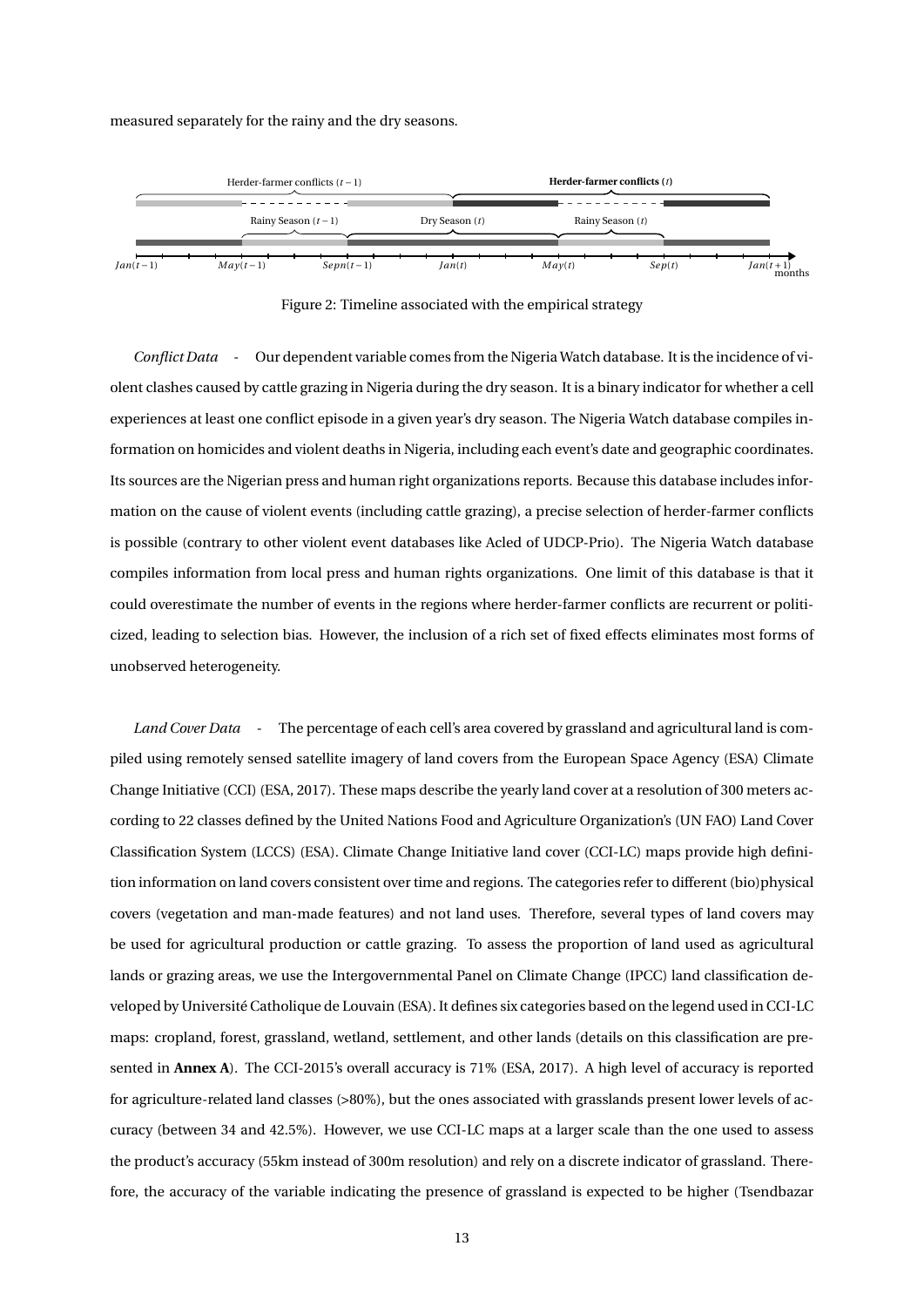measured separately for the rainy and the dry seasons.

Figure 2: Timeline associated with the empirical strategy

*Conflict Data* - Our dependent variable comes from the Nigeria Watch database. It is the incidence of violent clashes caused by cattle grazing in Nigeria during the dry season. It is a binary indicator for whether a cell experiences at least one conflict episode in a given year's dry season. The Nigeria Watch database compiles information on homicides and violent deaths in Nigeria, including each event's date and geographic coordinates. Its sources are the Nigerian press and human right organizations reports. Because this database includes information on the cause of violent events (including cattle grazing), a precise selection of herder-farmer conflicts is possible (contrary to other violent event databases like Acled of UDCP-Prio). The Nigeria Watch database compiles information from local press and human rights organizations. One limit of this database is that it could overestimate the number of events in the regions where herder-farmer conflicts are recurrent or politicized, leading to selection bias. However, the inclusion of a rich set of fixed effects eliminates most forms of unobserved heterogeneity.

*Land Cover Data* - The percentage of each cell's area covered by grassland and agricultural land is compiled using remotely sensed satellite imagery of land covers from the European Space Agency (ESA) Climate Change Initiative (CCI) (ESA, 2017). These maps describe the yearly land cover at a resolution of 300 meters according to 22 classes defined by the United Nations Food and Agriculture Organization's (UN FAO) Land Cover Classification System (LCCS) (ESA). Climate Change Initiative land cover (CCI-LC) maps provide high definition information on land covers consistent over time and regions. The categories refer to different (bio)physical covers (vegetation and man-made features) and not land uses. Therefore, several types of land covers may be used for agricultural production or cattle grazing. To assess the proportion of land used as agricultural lands or grazing areas, we use the Intergovernmental Panel on Climate Change (IPCC) land classification developed by Université Catholique de Louvain (ESA). It defines six categories based on the legend used in CCI-LC maps: cropland, forest, grassland, wetland, settlement, and other lands (details on this classification are presented in **Annex A**). The CCI-2015's overall accuracy is 71% (ESA, 2017). A high level of accuracy is reported for agriculture-related land classes (>80%), but the ones associated with grasslands present lower levels of accuracy (between 34 and 42.5%). However, we use CCI-LC maps at a larger scale than the one used to assess the product's accuracy (55km instead of 300m resolution) and rely on a discrete indicator of grassland. Therefore, the accuracy of the variable indicating the presence of grassland is expected to be higher (Tsendbazar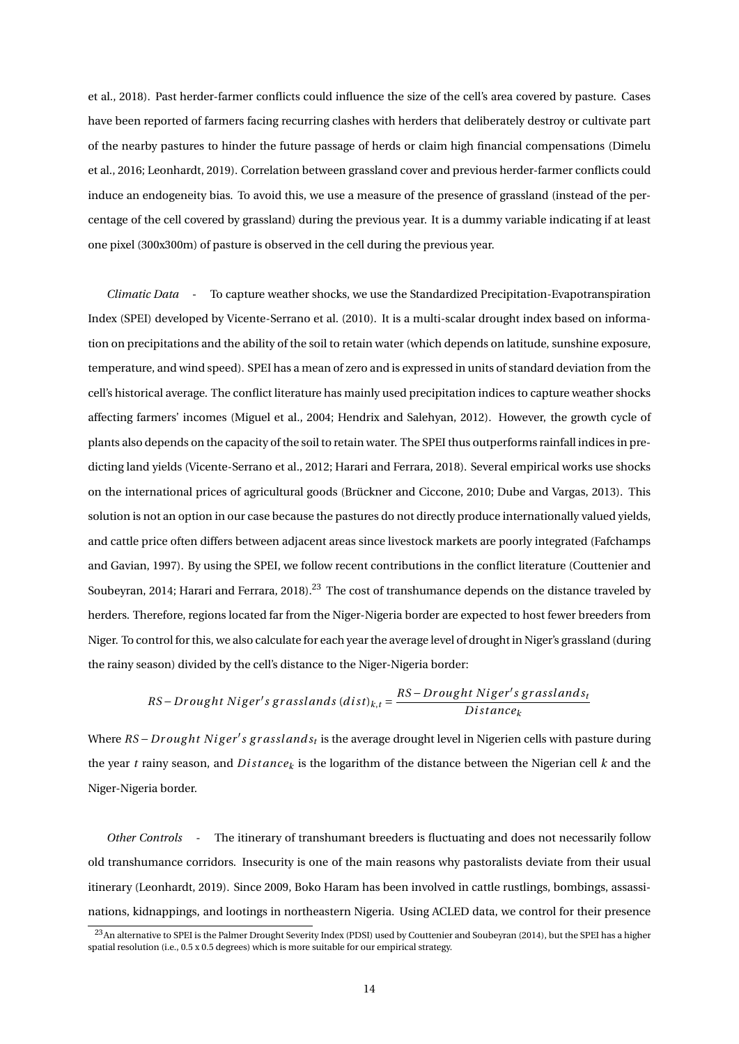et al., 2018). Past herder-farmer conflicts could influence the size of the cell's area covered by pasture. Cases have been reported of farmers facing recurring clashes with herders that deliberately destroy or cultivate part of the nearby pastures to hinder the future passage of herds or claim high financial compensations (Dimelu et al., 2016; Leonhardt, 2019). Correlation between grassland cover and previous herder-farmer conflicts could induce an endogeneity bias. To avoid this, we use a measure of the presence of grassland (instead of the percentage of the cell covered by grassland) during the previous year. It is a dummy variable indicating if at least one pixel (300x300m) of pasture is observed in the cell during the previous year.

*Climatic Data* - To capture weather shocks, we use the Standardized Precipitation-Evapotranspiration Index (SPEI) developed by Vicente-Serrano et al. (2010). It is a multi-scalar drought index based on information on precipitations and the ability of the soil to retain water (which depends on latitude, sunshine exposure, temperature, and wind speed). SPEI has a mean of zero and is expressed in units of standard deviation from the cell's historical average. The conflict literature has mainly used precipitation indices to capture weather shocks affecting farmers' incomes (Miguel et al., 2004; Hendrix and Salehyan, 2012). However, the growth cycle of plants also depends on the capacity of the soil to retain water. The SPEI thus outperforms rainfall indices in predicting land yields (Vicente-Serrano et al., 2012; Harari and Ferrara, 2018). Several empirical works use shocks on the international prices of agricultural goods (Brückner and Ciccone, 2010; Dube and Vargas, 2013). This solution is not an option in our case because the pastures do not directly produce internationally valued yields, and cattle price often differs between adjacent areas since livestock markets are poorly integrated (Fafchamps and Gavian, 1997). By using the SPEI, we follow recent contributions in the conflict literature (Couttenier and Soubeyran, 2014; Harari and Ferrara, 2018).[23] The cost of transhumance depends on the distance traveled by herders. Therefore, regions located far from the Niger-Nigeria border are expected to host fewer breeders from Niger. To control for this, we also calculate for each year the average level of drought in Niger's grassland (during the rainy season) divided by the cell's distance to the Niger-Nigeria border:

$$RS-Drought\ Niger's\ grasslands\ (dist)_{k,t} = \frac{RS-Drought\ Niger's\ grasslands_t}{Distance_k}$$

Where $RS-Drought\ Niger's\ grasslands_t$ is the average drought level in Nigerien cells with pasture during the year $t$ rainy season, and $Distance_k$ is the logarithm of the distance between the Nigerian cell $k$ and the Niger-Nigeria border.

*Other Controls* - The itinerary of transhumant breeders is fluctuating and does not necessarily follow old transhumance corridors. Insecurity is one of the main reasons why pastoralists deviate from their usual itinerary (Leonhardt, 2019). Since 2009, Boko Haram has been involved in cattle rustlings, bombings, assassinations, kidnappings, and lootings in northeastern Nigeria. Using ACLED data, we control for their presence

[23] An alternative to SPEI is the Palmer Drought Severity Index (PDSI) used by Couttenier and Soubeyran (2014), but the SPEI has a higher spatial resolution (i.e., 0.5 x 0.5 degrees) which is more suitable for our empirical strategy.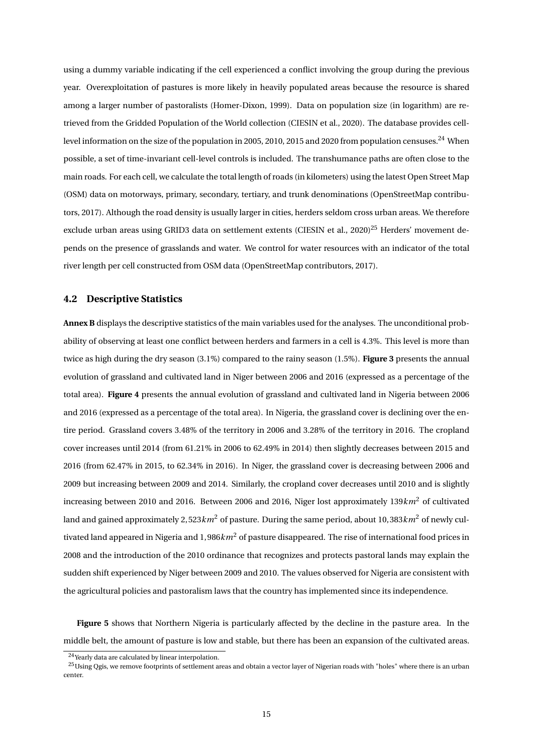using a dummy variable indicating if the cell experienced a conflict involving the group during the previous year. Overexploitation of pastures is more likely in heavily populated areas because the resource is shared among a larger number of pastoralists (Homer-Dixon, 1999). Data on population size (in logarithm) are retrieved from the Gridded Population of the World collection (CIESIN et al., 2020). The database provides cell-level information on the size of the population in 2005, 2010, 2015 and 2020 from population censuses.[24] When possible, a set of time-invariant cell-level controls is included. The transhumance paths are often close to the main roads. For each cell, we calculate the total length of roads (in kilometers) using the latest Open Street Map (OSM) data on motorways, primary, secondary, tertiary, and trunk denominations (OpenStreetMap contributors, 2017). Although the road density is usually larger in cities, herders seldom cross urban areas. We therefore exclude urban areas using GRID3 data on settlement extents (CIESIN et al., 2020)[25] Herders' movement depends on the presence of grasslands and water. We control for water resources with an indicator of the total river length per cell constructed from OSM data (OpenStreetMap contributors, 2017).

### 4.2 Descriptive Statistics

**Annex B** displays the descriptive statistics of the main variables used for the analyses. The unconditional probability of observing at least one conflict between herders and farmers in a cell is 4.3%. This level is more than twice as high during the dry season (3.1%) compared to the rainy season (1.5%). **Figure 3** presents the annual evolution of grassland and cultivated land in Niger between 2006 and 2016 (expressed as a percentage of the total area). **Figure 4** presents the annual evolution of grassland and cultivated land in Nigeria between 2006 and 2016 (expressed as a percentage of the total area). In Nigeria, the grassland cover is declining over the entire period. Grassland covers 3.48% of the territory in 2006 and 3.28% of the territory in 2016. The cropland cover increases until 2014 (from 61.21% in 2006 to 62.49% in 2014) then slightly decreases between 2015 and 2016 (from 62.47% in 2015, to 62.34% in 2016). In Niger, the grassland cover is decreasing between 2006 and 2009 but increasing between 2009 and 2014. Similarly, the cropland cover decreases until 2010 and is slightly increasing between 2010 and 2016. Between 2006 and 2016, Niger lost approximately $139 km^2$ of cultivated land and gained approximately $2,523 km^2$ of pasture. During the same period, about $10,383 km^2$ of newly cultivated land appeared in Nigeria and $1,986 km^2$ of pasture disappeared. The rise of international food prices in 2008 and the introduction of the 2010 ordinance that recognizes and protects pastoral lands may explain the sudden shift experienced by Niger between 2009 and 2010. The values observed for Nigeria are consistent with the agricultural policies and pastoralism laws that the country has implemented since its independence.

**Figure 5** shows that Northern Nigeria is particularly affected by the decline in the pasture area. In the middle belt, the amount of pasture is low and stable, but there has been an expansion of the cultivated areas.

[24] Yearly data are calculated by linear interpolation.

[25] Using Qgis, we remove footprints of settlement areas and obtain a vector layer of Nigerian roads with "holes" where there is an urban center.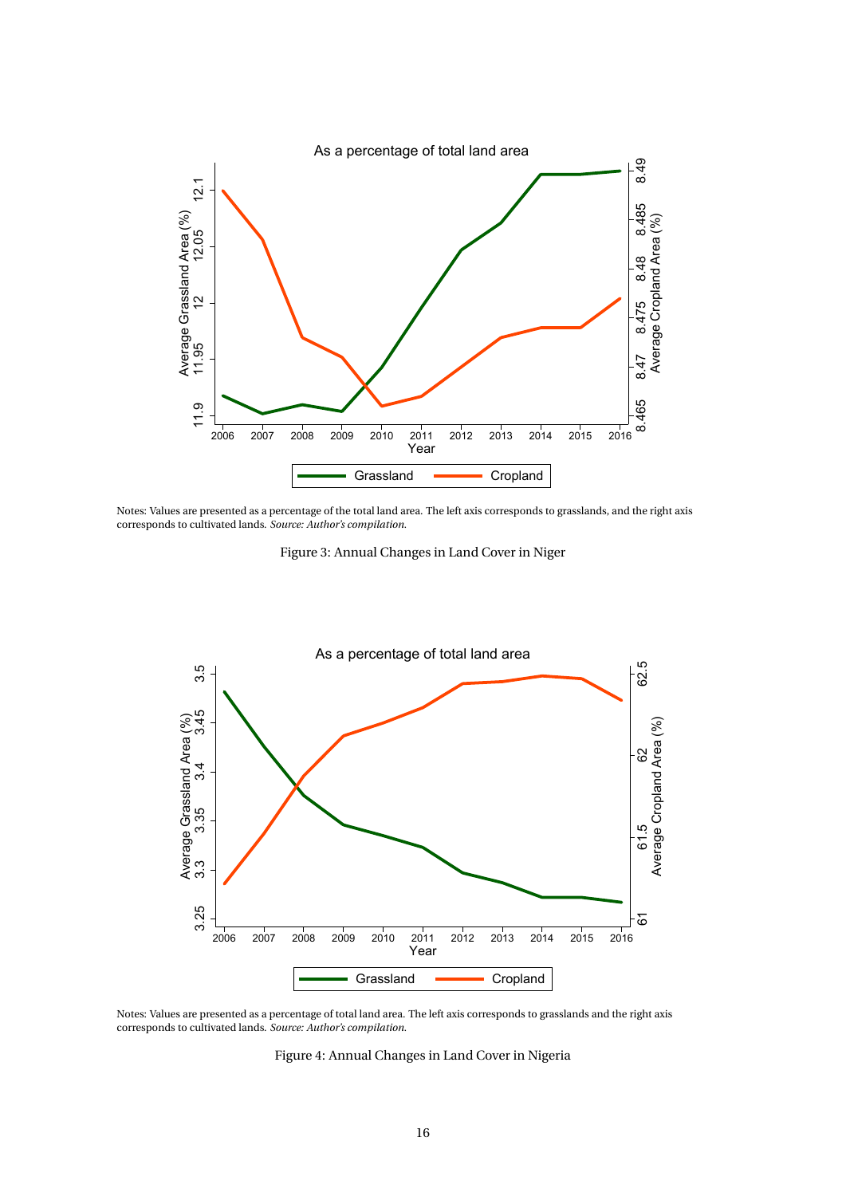Notes: Values are presented as a percentage of the total land area. The left axis corresponds to grasslands, and the right axis corresponds to cultivated lands. *Source: Author's compilation.*

Figure 3: Annual Changes in Land Cover in Niger

Notes: Values are presented as a percentage of total land area. The left axis corresponds to grasslands and the right axis corresponds to cultivated lands. *Source: Author's compilation.*

Figure 4: Annual Changes in Land Cover in Nigeria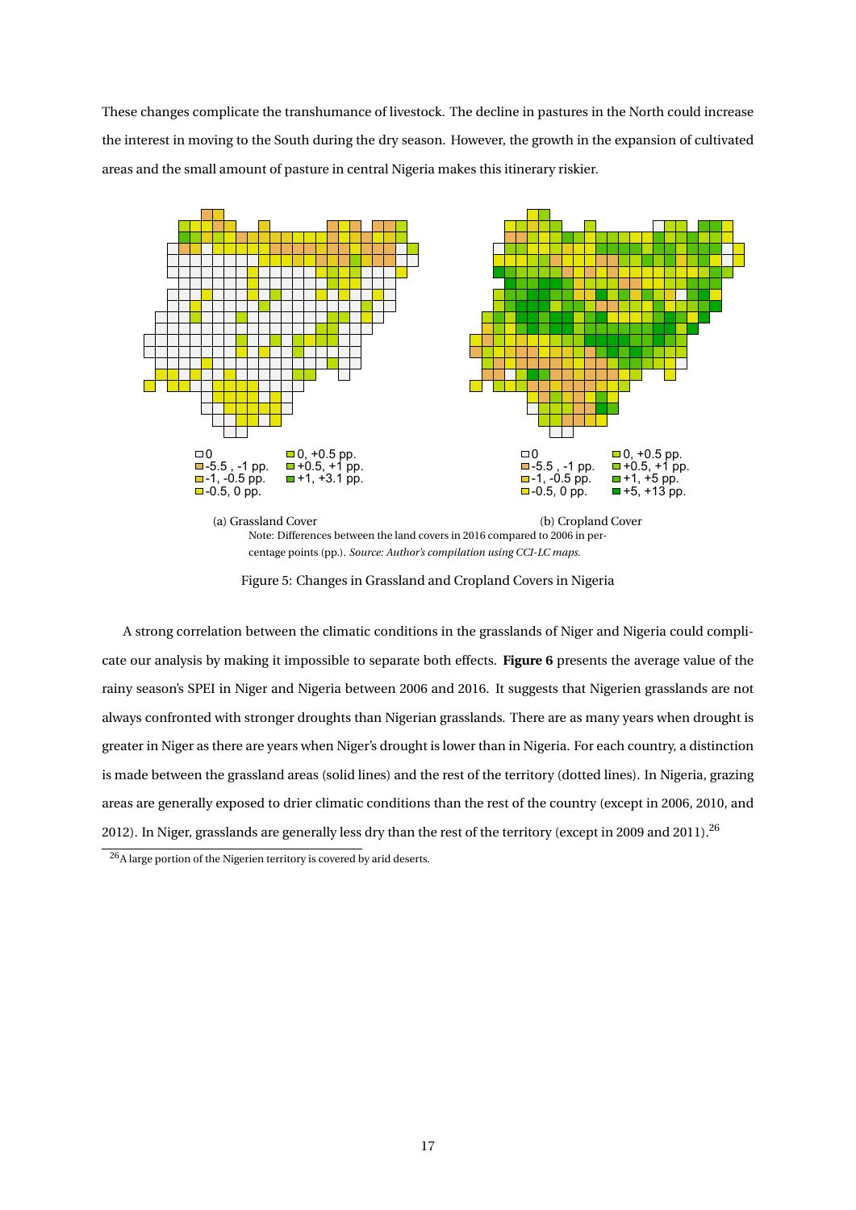These changes complicate the transhumance of livestock. The decline in pastures in the North could increase the interest in moving to the South during the dry season. However, the growth in the expansion of cultivated areas and the small amount of pasture in central Nigeria makes this itinerary riskier.

(a) Grassland Cover

(b) Cropland Cover

Note: Differences between the land covers in 2016 compared to 2006 in percentage points (pp.). *Source: Author's compilation using CCI-LC maps.*

Figure 5: Changes in Grassland and Cropland Covers in Nigeria

A strong correlation between the climatic conditions in the grasslands of Niger and Nigeria could complicate our analysis by making it impossible to separate both effects. **Figure 6** presents the average value of the rainy season's SPEI in Niger and Nigeria between 2006 and 2016. It suggests that Nigerien grasslands are not always confronted with stronger droughts than Nigerian grasslands. There are as many years when drought is greater in Niger as there are years when Niger's drought is lower than in Nigeria. For each country, a distinction is made between the grassland areas (solid lines) and the rest of the territory (dotted lines). In Nigeria, grazing areas are generally exposed to drier climatic conditions than the rest of the country (except in 2006, 2010, and 2012). In Niger, grasslands are generally less dry than the rest of the territory (except in 2009 and 2011).[26]

[26] A large portion of the Nigerien territory is covered by arid deserts.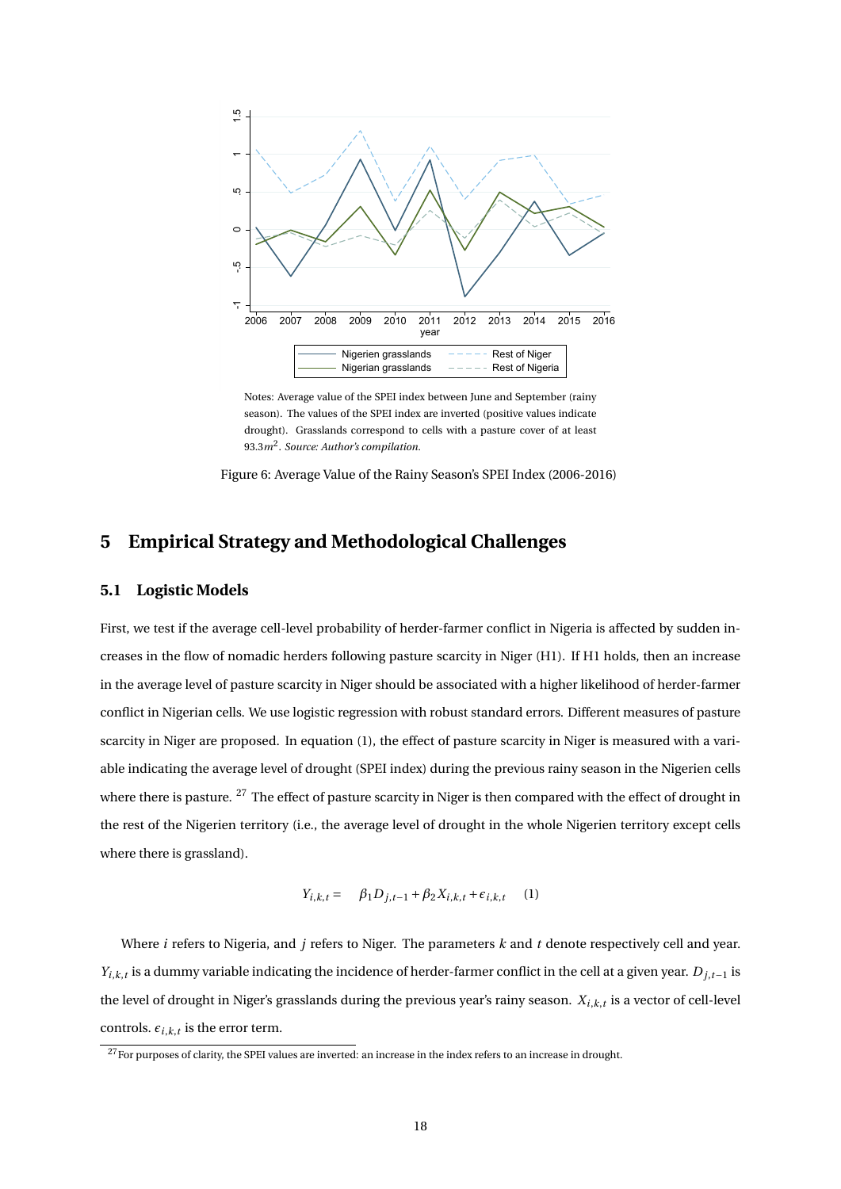Notes: Average value of the SPEI index between June and September (rainy season). The values of the SPEI index are inverted (positive values indicate drought). Grasslands correspond to cells with a pasture cover of at least $93.3m^2$. *Source: Author's compilation.*

Figure 6: Average Value of the Rainy Season's SPEI Index (2006-2016)

# 5 Empirical Strategy and Methodological Challenges

## 5.1 Logistic Models

First, we test if the average cell-level probability of herder-farmer conflict in Nigeria is affected by sudden increases in the flow of nomadic herders following pasture scarcity in Niger (H1). If H1 holds, then an increase in the average level of pasture scarcity in Niger should be associated with a higher likelihood of herder-farmer conflict in Nigerian cells. We use logistic regression with robust standard errors. Different measures of pasture scarcity in Niger are proposed. In equation (1), the effect of pasture scarcity in Niger is measured with a variable indicating the average level of drought (SPEI index) during the previous rainy season in the Nigerien cells where there is pasture. [27] The effect of pasture scarcity in Niger is then compared with the effect of drought in the rest of the Nigerien territory (i.e., the average level of drought in the whole Nigerien territory except cells where there is grassland).

$$Y_{i,k,t} = \beta_1 D_{j,t-1} + \beta_2 X_{i,k,t} + \epsilon_{i,k,t} \quad (1)$$

Where $i$ refers to Nigeria, and $j$ refers to Niger. The parameters $k$ and $t$ denote respectively cell and year. $Y_{i,k,t}$ is a dummy variable indicating the incidence of herder-farmer conflict in the cell at a given year. $D_{j,t-1}$ is the level of drought in Niger's grasslands during the previous year's rainy season. $X_{i,k,t}$ is a vector of cell-level controls. $\epsilon_{i,k,t}$ is the error term.

[27] For purposes of clarity, the SPEI values are inverted: an increase in the index refers to an increase in drought.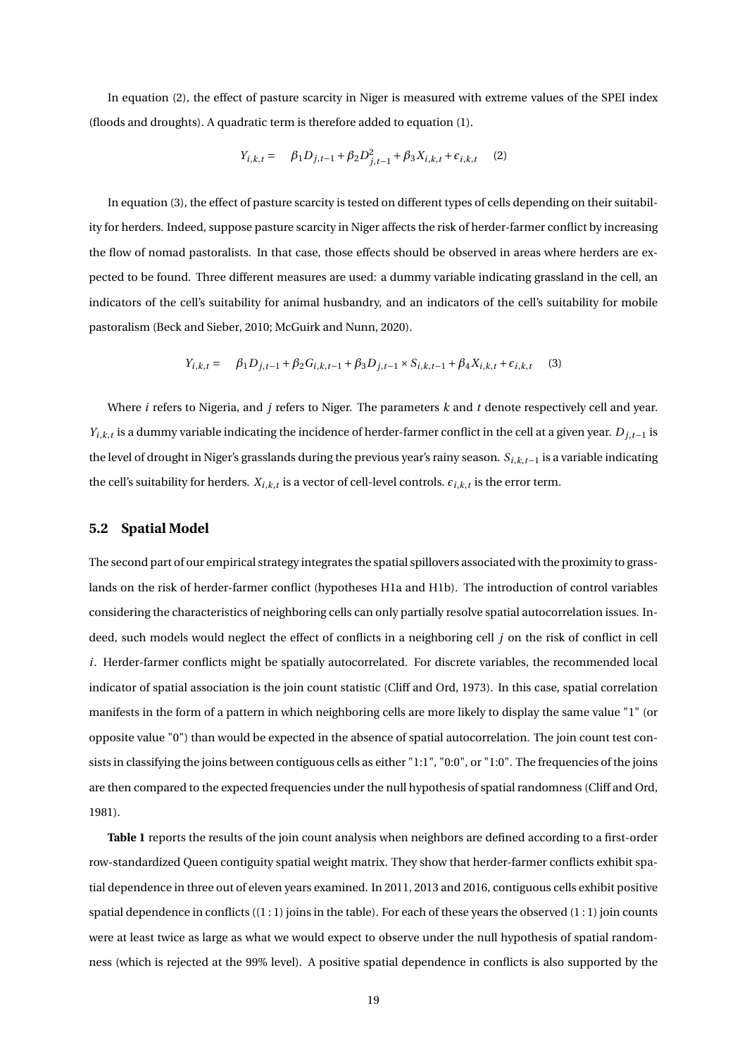In equation (2), the effect of pasture scarcity in Niger is measured with extreme values of the SPEI index (floods and droughts). A quadratic term is therefore added to equation (1).

$$Y_{i,k,t} = \quad \beta_1 D_{j,t-1} + \beta_2 D^2_{j,t-1} + \beta_3 X_{i,k,t} + \epsilon_{i,k,t} \quad (2)$$

In equation (3), the effect of pasture scarcity is tested on different types of cells depending on their suitability for herders. Indeed, suppose pasture scarcity in Niger affects the risk of herder-farmer conflict by increasing the flow of nomad pastoralists. In that case, those effects should be observed in areas where herders are expected to be found. Three different measures are used: a dummy variable indicating grassland in the cell, an indicators of the cell's suitability for animal husbandry, and an indicators of the cell's suitability for mobile pastoralism (Beck and Sieber, 2010; McGuirk and Nunn, 2020).

$$Y_{i,k,t} = \quad \beta_1 D_{j,t-1} + \beta_2 G_{i,k,t-1} + \beta_3 D_{j,t-1} \times S_{i,k,t-1} + \beta_4 X_{i,k,t} + \epsilon_{i,k,t} \quad (3)$$

Where $i$ refers to Nigeria, and $j$ refers to Niger. The parameters $k$ and $t$ denote respectively cell and year. $Y_{i,k,t}$ is a dummy variable indicating the incidence of herder-farmer conflict in the cell at a given year. $D_{j,t-1}$ is the level of drought in Niger's grasslands during the previous year's rainy season. $S_{i,k,t-1}$ is a variable indicating the cell's suitability for herders. $X_{i,k,t}$ is a vector of cell-level controls. $\epsilon_{i,k,t}$ is the error term.

### 5.2 Spatial Model

The second part of our empirical strategy integrates the spatial spillovers associated with the proximity to grasslands on the risk of herder-farmer conflict (hypotheses H1a and H1b). The introduction of control variables considering the characteristics of neighboring cells can only partially resolve spatial autocorrelation issues. Indeed, such models would neglect the effect of conflicts in a neighboring cell $j$ on the risk of conflict in cell $i$. Herder-farmer conflicts might be spatially autocorrelated. For discrete variables, the recommended local indicator of spatial association is the join count statistic (Cliff and Ord, 1973). In this case, spatial correlation manifests in the form of a pattern in which neighboring cells are more likely to display the same value "1" (or opposite value "0") than would be expected in the absence of spatial autocorrelation. The join count test consists in classifying the joins between contiguous cells as either "1:1", "0:0", or "1:0". The frequencies of the joins are then compared to the expected frequencies under the null hypothesis of spatial randomness (Cliff and Ord, 1981).

**Table 1** reports the results of the join count analysis when neighbors are defined according to a first-order row-standardized Queen contiguity spatial weight matrix. They show that herder-farmer conflicts exhibit spatial dependence in three out of eleven years examined. In 2011, 2013 and 2016, contiguous cells exhibit positive spatial dependence in conflicts ($(1:1)$ joins in the table). For each of these years the observed $(1:1)$ join counts were at least twice as large as what we would expect to observe under the null hypothesis of spatial randomness (which is rejected at the 99% level). A positive spatial dependence in conflicts is also supported by the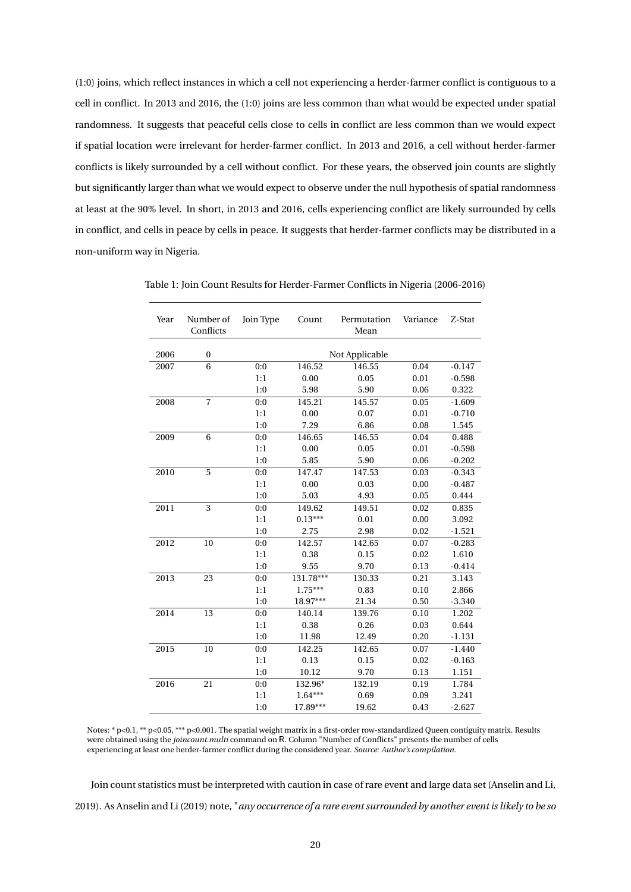(1:0) joins, which reflect instances in which a cell not experiencing a herder-farmer conflict is contiguous to a cell in conflict. In 2013 and 2016, the (1:0) joins are less common than what would be expected under spatial randomness. It suggests that peaceful cells close to cells in conflict are less common than we would expect if spatial location were irrelevant for herder-farmer conflict. In 2013 and 2016, a cell without herder-farmer conflicts is likely surrounded by a cell without conflict. For these years, the observed join counts are slightly but significantly larger than what we would expect to observe under the null hypothesis of spatial randomness at least at the 90% level. In short, in 2013 and 2016, cells experiencing conflict are likely surrounded by cells in conflict, and cells in peace by cells in peace. It suggests that herder-farmer conflicts may be distributed in a non-uniform way in Nigeria.

Table 1: Join Count Results for Herder-Farmer Conflicts in Nigeria (2006-2016)

| Year | Number of Conflicts | Join Type | Count | Permutation Mean | Variance | Z-Stat |
|---|---|---|---|---|---|---|
| 2006 | 0 | | | Not Applicable | | |
| 2007 | 6 | 0:0 | 146.52 | 146.55 | 0.04 | -0.147 |
| | | 1:1 | 0.00 | 0.05 | 0.01 | -0.598 |
| | | 1:0 | 5.98 | 5.90 | 0.06 | 0.322 |
| 2008 | 7 | 0:0 | 145.21 | 145.57 | 0.05 | -1.609 |
| | | 1:1 | 0.00 | 0.07 | 0.01 | -0.710 |
| | | 1:0 | 7.29 | 6.86 | 0.08 | 1.545 |
| 2009 | 6 | 0:0 | 146.65 | 146.55 | 0.04 | 0.488 |
| | | 1:1 | 0.00 | 0.05 | 0.01 | -0.598 |
| | | 1:0 | 5.85 | 5.90 | 0.06 | -0.202 |
| 2010 | 5 | 0:0 | 147.47 | 147.53 | 0.03 | -0.343 |
| | | 1:1 | 0.00 | 0.03 | 0.00 | -0.487 |
| | | 1:0 | 5.03 | 4.93 | 0.05 | 0.444 |
| 2011 | 3 | 0:0 | 149.62 | 149.51 | 0.02 | 0.835 |
| | | 1:1 | 0.13*** | 0.01 | 0.00 | 3.092 |
| | | 1:0 | 2.75 | 2.98 | 0.02 | -1.521 |
| 2012 | 10 | 0:0 | 142.57 | 142.65 | 0.07 | -0.283 |
| | | 1:1 | 0.38 | 0.15 | 0.02 | 1.610 |
| | | 1:0 | 9.55 | 9.70 | 0.13 | -0.414 |
| 2013 | 23 | 0:0 | 131.78*** | 130.33 | 0.21 | 3.143 |
| | | 1:1 | 1.75*** | 0.83 | 0.10 | 2.866 |
| | | 1:0 | 18.97*** | 21.34 | 0.50 | -3.340 |
| 2014 | 13 | 0:0 | 140.14 | 139.76 | 0.10 | 1.202 |
| | | 1:1 | 0.38 | 0.26 | 0.03 | 0.644 |
| | | 1:0 | 11.98 | 12.49 | 0.20 | -1.131 |
| 2015 | 10 | 0:0 | 142.25 | 142.65 | 0.07 | -1.440 |
| | | 1:1 | 0.13 | 0.15 | 0.02 | -0.163 |
| | | 1:0 | 10.12 | 9.70 | 0.13 | 1.151 |
| 2016 | 21 | 0:0 | 132.96* | 132.19 | 0.19 | 1.784 |
| | | 1:1 | 1.64*** | 0.69 | 0.09 | 3.241 |
| | | 1:0 | 17.89*** | 19.62 | 0.43 | -2.627 |

Notes: * p<0.1, ** p<0.05, *** p<0.001. The spatial weight matrix in a first-order row-standardized Queen contiguity matrix. Results were obtained using the *joincount.multi* command on R. Column "Number of Conflicts" presents the number of cells experiencing at least one herder-farmer conflict during the considered year. *Source: Author's compilation.*

Join count statistics must be interpreted with caution in case of rare event and large data set (Anselin and Li, 2019). As Anselin and Li (2019) note, "*any occurrence of a rare event surrounded by another event is likely to be so*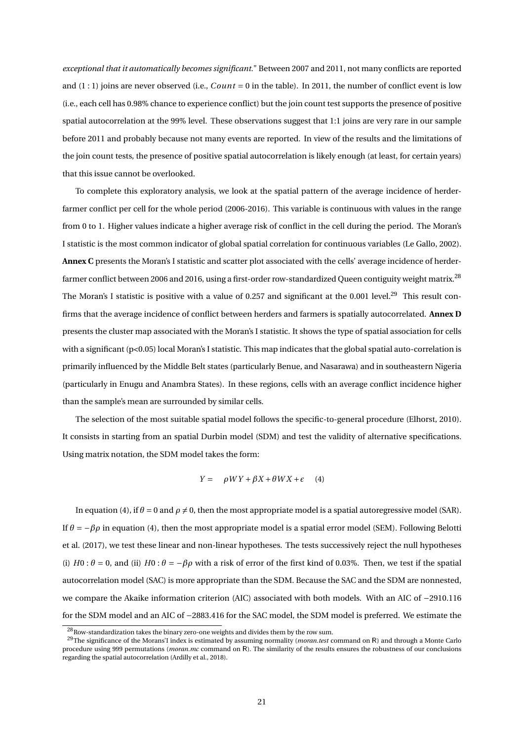*exceptional that it automatically becomes significant*." Between 2007 and 2011, not many conflicts are reported and (1 : 1) joins are never observed (i.e., $Count = 0$ in the table). In 2011, the number of conflict event is low (i.e., each cell has 0.98% chance to experience conflict) but the join count test supports the presence of positive spatial autocorrelation at the 99% level. These observations suggest that 1:1 joins are very rare in our sample before 2011 and probably because not many events are reported. In view of the results and the limitations of the join count tests, the presence of positive spatial autocorrelation is likely enough (at least, for certain years) that this issue cannot be overlooked.

To complete this exploratory analysis, we look at the spatial pattern of the average incidence of herder-farmer conflict per cell for the whole period (2006-2016). This variable is continuous with values in the range from 0 to 1. Higher values indicate a higher average risk of conflict in the cell during the period. The Moran's I statistic is the most common indicator of global spatial correlation for continuous variables (Le Gallo, 2002). **Annex C** presents the Moran's I statistic and scatter plot associated with the cells' average incidence of herder-farmer conflict between 2006 and 2016, using a first-order row-standardized Queen contiguity weight matrix.[28] The Moran's I statistic is positive with a value of 0.257 and significant at the 0.001 level.[29] This result confirms that the average incidence of conflict between herders and farmers is spatially autocorrelated. **Annex D** presents the cluster map associated with the Moran's I statistic. It shows the type of spatial association for cells with a significant (p<0.05) local Moran's I statistic. This map indicates that the global spatial auto-correlation is primarily influenced by the Middle Belt states (particularly Benue, and Nasarawa) and in southeastern Nigeria (particularly in Enugu and Anambra States). In these regions, cells with an average conflict incidence higher than the sample's mean are surrounded by similar cells.

The selection of the most suitable spatial model follows the specific-to-general procedure (Elhorst, 2010). It consists in starting from an spatial Durbin model (SDM) and test the validity of alternative specifications. Using matrix notation, the SDM model takes the form:

$$Y = \rho WY + \beta X + \theta WX + \epsilon \quad (4)$$

In equation (4), if $\theta = 0$ and $\rho \neq 0$, then the most appropriate model is a spatial autoregressive model (SAR). If $\theta = -\beta\rho$ in equation (4), then the most appropriate model is a spatial error model (SEM). Following Belotti et al. (2017), we test these linear and non-linear hypotheses. The tests successively reject the null hypotheses (i) $H0 : \theta = 0$, and (ii) $H0 : \theta = -\beta\rho$ with a risk of error of the first kind of 0.03%. Then, we test if the spatial autocorrelation model (SAC) is more appropriate than the SDM. Because the SAC and the SDM are nonnested, we compare the Akaike information criterion (AIC) associated with both models. With an AIC of $-2910.116$ for the SDM model and an AIC of $-2883.416$ for the SAC model, the SDM model is preferred. We estimate the

[28] Row-standardization takes the binary zero-one weights and divides them by the row sum.

[29] The significance of the Morans'I index is estimated by assuming normality (*moran.test* command on R) and through a Monte Carlo procedure using 999 permutations (*moran.mc* command on R). The similarity of the results ensures the robustness of our conclusions regarding the spatial autocorrelation (Ardilly et al., 2018).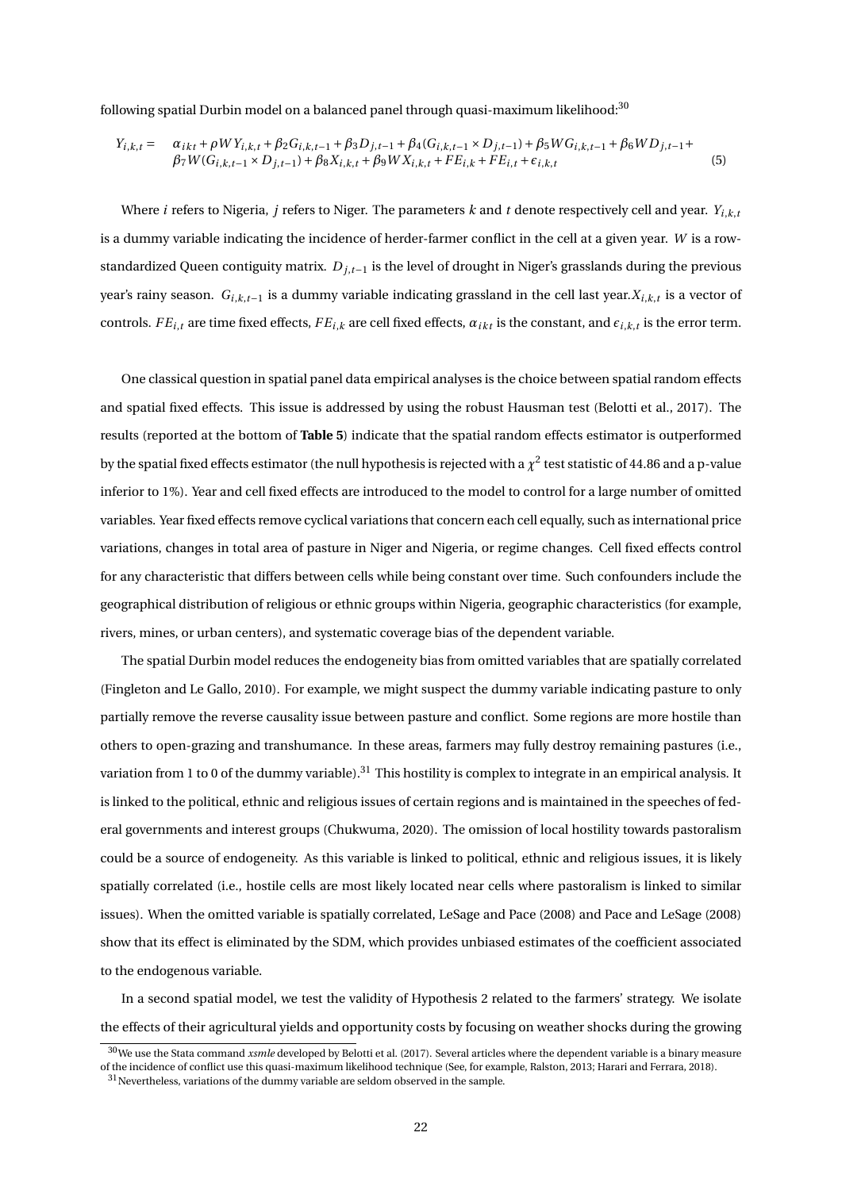following spatial Durbin model on a balanced panel through quasi-maximum likelihood:[30]

$$
\begin{aligned}
Y_{i,k,t} = \quad & \alpha_{ikt} + \rho W Y_{i,k,t} + \beta_2 G_{i,k,t-1} + \beta_3 D_{j,t-1} + \beta_4 (G_{i,k,t-1} \times D_{j,t-1}) + \beta_5 W G_{i,k,t-1} + \beta_6 W D_{j,t-1} + \\
& \beta_7 W (G_{i,k,t-1} \times D_{j,t-1}) + \beta_8 X_{i,k,t} + \beta_9 W X_{i,k,t} + FE_{i,k} + FE_{i,t} + \epsilon_{i,k,t}
\end{aligned} \tag{5}
$$

Where $i$ refers to Nigeria, $j$ refers to Niger. The parameters $k$ and $t$ denote respectively cell and year. $Y_{i,k,t}$ is a dummy variable indicating the incidence of herder-farmer conflict in the cell at a given year. $W$ is a row-standardized Queen contiguity matrix. $D_{j,t-1}$ is the level of drought in Niger's grasslands during the previous year's rainy season. $G_{i,k,t-1}$ is a dummy variable indicating grassland in the cell last year. $X_{i,k,t}$ is a vector of controls. $FE_{i,t}$ are time fixed effects, $FE_{i,k}$ are cell fixed effects, $\alpha_{ikt}$ is the constant, and $\epsilon_{i,k,t}$ is the error term.

One classical question in spatial panel data empirical analyses is the choice between spatial random effects and spatial fixed effects. This issue is addressed by using the robust Hausman test (Belotti et al., 2017). The results (reported at the bottom of **Table 5**) indicate that the spatial random effects estimator is outperformed by the spatial fixed effects estimator (the null hypothesis is rejected with a $\chi^2$ test statistic of 44.86 and a p-value inferior to 1%). Year and cell fixed effects are introduced to the model to control for a large number of omitted variables. Year fixed effects remove cyclical variations that concern each cell equally, such as international price variations, changes in total area of pasture in Niger and Nigeria, or regime changes. Cell fixed effects control for any characteristic that differs between cells while being constant over time. Such confounders include the geographical distribution of religious or ethnic groups within Nigeria, geographic characteristics (for example, rivers, mines, or urban centers), and systematic coverage bias of the dependent variable.

The spatial Durbin model reduces the endogeneity bias from omitted variables that are spatially correlated (Fingleton and Le Gallo, 2010). For example, we might suspect the dummy variable indicating pasture to only partially remove the reverse causality issue between pasture and conflict. Some regions are more hostile than others to open-grazing and transhumance. In these areas, farmers may fully destroy remaining pastures (i.e., variation from 1 to 0 of the dummy variable).[31] This hostility is complex to integrate in an empirical analysis. It is linked to the political, ethnic and religious issues of certain regions and is maintained in the speeches of federal governments and interest groups (Chukwuma, 2020). The omission of local hostility towards pastoralism could be a source of endogeneity. As this variable is linked to political, ethnic and religious issues, it is likely spatially correlated (i.e., hostile cells are most likely located near cells where pastoralism is linked to similar issues). When the omitted variable is spatially correlated, LeSage and Pace (2008) and Pace and LeSage (2008) show that its effect is eliminated by the SDM, which provides unbiased estimates of the coefficient associated to the endogenous variable.

In a second spatial model, we test the validity of Hypothesis 2 related to the farmers' strategy. We isolate the effects of their agricultural yields and opportunity costs by focusing on weather shocks during the growing

[30] We use the Stata command *xsmle* developed by Belotti et al. (2017). Several articles where the dependent variable is a binary measure of the incidence of conflict use this quasi-maximum likelihood technique (See, for example, Ralston, 2013; Harari and Ferrara, 2018).

[31] Nevertheless, variations of the dummy variable are seldom observed in the sample.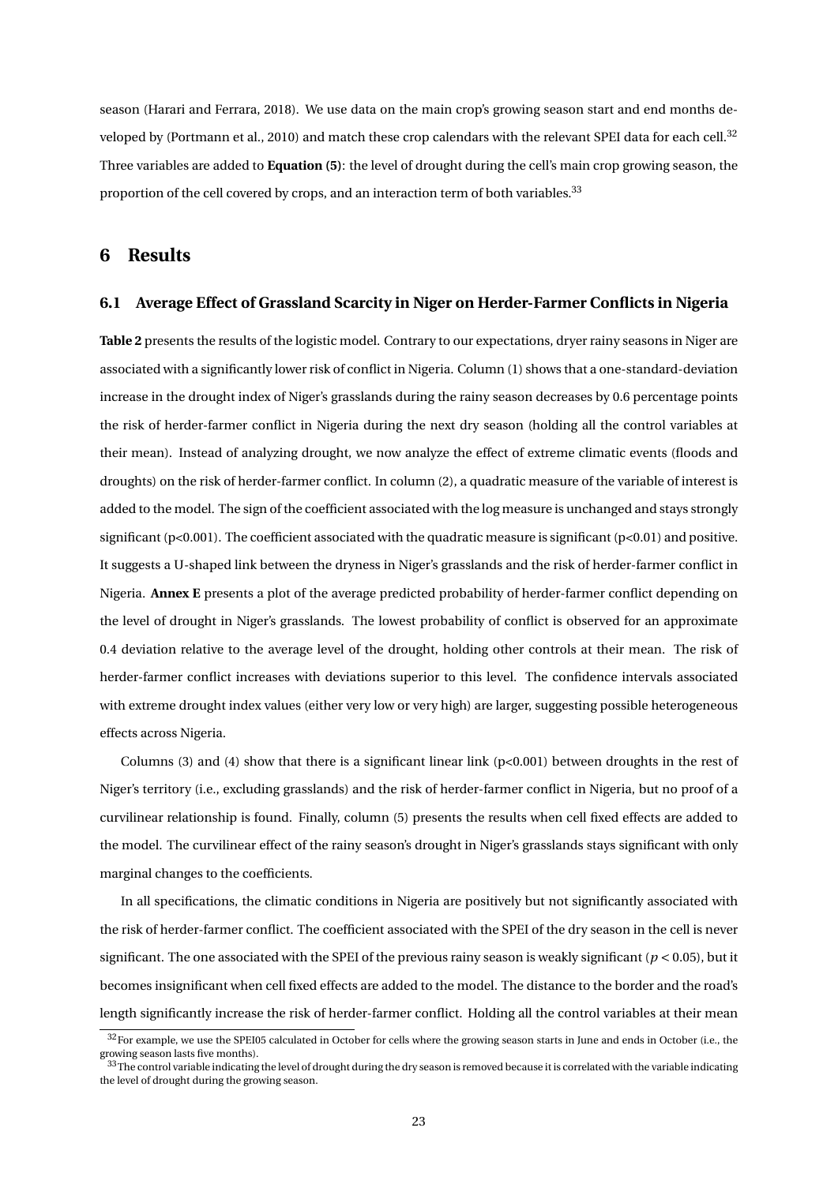season (Harari and Ferrara, 2018). We use data on the main crop's growing season start and end months developed by (Portmann et al., 2010) and match these crop calendars with the relevant SPEI data for each cell.[32] Three variables are added to **Equation (5)**: the level of drought during the cell's main crop growing season, the proportion of the cell covered by crops, and an interaction term of both variables.[33]

# 6 Results

## 6.1 Average Effect of Grassland Scarcity in Niger on Herder-Farmer Conflicts in Nigeria

**Table 2** presents the results of the logistic model. Contrary to our expectations, dryer rainy seasons in Niger are associated with a significantly lower risk of conflict in Nigeria. Column (1) shows that a one-standard-deviation increase in the drought index of Niger's grasslands during the rainy season decreases by 0.6 percentage points the risk of herder-farmer conflict in Nigeria during the next dry season (holding all the control variables at their mean). Instead of analyzing drought, we now analyze the effect of extreme climatic events (floods and droughts) on the risk of herder-farmer conflict. In column (2), a quadratic measure of the variable of interest is added to the model. The sign of the coefficient associated with the log measure is unchanged and stays strongly significant (p<0.001). The coefficient associated with the quadratic measure is significant (p<0.01) and positive. It suggests a U-shaped link between the dryness in Niger's grasslands and the risk of herder-farmer conflict in Nigeria. **Annex E** presents a plot of the average predicted probability of herder-farmer conflict depending on the level of drought in Niger's grasslands. The lowest probability of conflict is observed for an approximate 0.4 deviation relative to the average level of the drought, holding other controls at their mean. The risk of herder-farmer conflict increases with deviations superior to this level. The confidence intervals associated with extreme drought index values (either very low or very high) are larger, suggesting possible heterogeneous effects across Nigeria.

Columns (3) and (4) show that there is a significant linear link (p<0.001) between droughts in the rest of Niger's territory (i.e., excluding grasslands) and the risk of herder-farmer conflict in Nigeria, but no proof of a curvilinear relationship is found. Finally, column (5) presents the results when cell fixed effects are added to the model. The curvilinear effect of the rainy season's drought in Niger's grasslands stays significant with only marginal changes to the coefficients.

In all specifications, the climatic conditions in Nigeria are positively but not significantly associated with the risk of herder-farmer conflict. The coefficient associated with the SPEI of the dry season in the cell is never significant. The one associated with the SPEI of the previous rainy season is weakly significant ($p < 0.05$), but it becomes insignificant when cell fixed effects are added to the model. The distance to the border and the road's length significantly increase the risk of herder-farmer conflict. Holding all the control variables at their mean

[32] For example, we use the SPEI05 calculated in October for cells where the growing season starts in June and ends in October (i.e., the growing season lasts five months).

[33] The control variable indicating the level of drought during the dry season is removed because it is correlated with the variable indicating the level of drought during the growing season.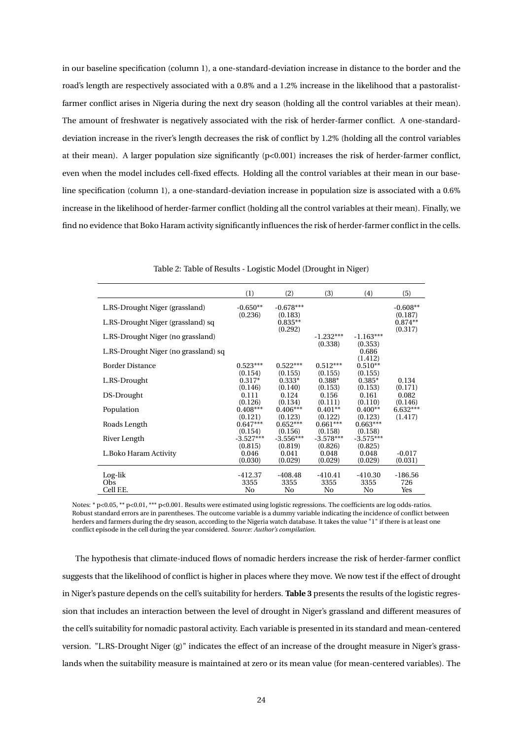in our baseline specification (column 1), a one-standard-deviation increase in distance to the border and the road's length are respectively associated with a 0.8% and a 1.2% increase in the likelihood that a pastoralist-farmer conflict arises in Nigeria during the next dry season (holding all the control variables at their mean). The amount of freshwater is negatively associated with the risk of herder-farmer conflict. A one-standard-deviation increase in the river's length decreases the risk of conflict by 1.2% (holding all the control variables at their mean). A larger population size significantly ($p<0.001$) increases the risk of herder-farmer conflict, even when the model includes cell-fixed effects. Holding all the control variables at their mean in our baseline specification (column 1), a one-standard-deviation increase in population size is associated with a 0.6% increase in the likelihood of herder-farmer conflict (holding all the control variables at their mean). Finally, we find no evidence that Boko Haram activity significantly influences the risk of herder-farmer conflict in the cells.

Table 2: Table of Results - Logistic Model (Drought in Niger)

| | (1) | (2) | (3) | (4) | (5) |
|---|---|---|---|---|---|
| L.RS-Drought Niger (grassland) | -0.650** | -0.678*** | | | -0.608** |
| | (0.236) | (0.183) | | | (0.187) |
| L.RS-Drought Niger (grassland) sq | | 0.835** | | | 0.874** |
| | | (0.292) | | | (0.317) |
| L.RS-Drought Niger (no grassland) | | | -1.232*** | -1.163*** | |
| | | | (0.338) | (0.353) | |
| L.RS-Drought Niger (no grassland) sq | | | | 0.686 | |
| | | | | (1.412) | |
| Border Distance | 0.523*** | 0.522*** | 0.512*** | 0.510** | |
| | (0.154) | (0.155) | (0.155) | (0.155) | |
| L.RS-Drought | 0.317* | 0.333* | 0.388* | 0.385* | 0.134 |
| | (0.146) | (0.140) | (0.153) | (0.153) | (0.171) |
| DS-Drought | 0.111 | 0.124 | 0.156 | 0.161 | 0.082 |
| | (0.126) | (0.134) | (0.111) | (0.110) | (0.146) |
| Population | 0.408*** | 0.406*** | 0.401** | 0.400** | 6.632*** |
| | (0.121) | (0.123) | (0.122) | (0.123) | (1.417) |
| Roads Length | 0.647*** | 0.652*** | 0.661*** | 0.663*** | |
| | (0.154) | (0.156) | (0.158) | (0.158) | |
| River Length | -3.527*** | -3.556*** | -3.578*** | -3.575*** | |
| | (0.815) | (0.819) | (0.826) | (0.825) | |
| L.Boko Haram Activity | 0.046 | 0.041 | 0.048 | 0.048 | -0.017 |
| | (0.030) | (0.029) | (0.029) | (0.029) | (0.031) |
| Log-lik | -412.37 | -408.48 | -410.41 | -410.30 | -186.56 |
| Obs | 3355 | 3355 | 3355 | 3355 | 726 |
| Cell F.E. | No | No | No | No | Yes |

Notes: * p<0.05, ** p<0.01, *** p<0.001. Results were estimated using logistic regressions. The coefficients are log odds-ratios. Robust standard errors are in parentheses. The outcome variable is a dummy variable indicating the incidence of conflict between herders and farmers during the dry season, according to the Nigeria watch database. It takes the value "1" if there is at least one conflict episode in the cell during the year considered. *Source: Author's compilation.*

The hypothesis that climate-induced flows of nomadic herders increase the risk of herder-farmer conflict suggests that the likelihood of conflict is higher in places where they move. We now test if the effect of drought in Niger's pasture depends on the cell's suitability for herders. **Table 3** presents the results of the logistic regression that includes an interaction between the level of drought in Niger's grassland and different measures of the cell's suitability for nomadic pastoral activity. Each variable is presented in its standard and mean-centered version. "L.RS-Drought Niger (g)" indicates the effect of an increase of the drought measure in Niger's grasslands when the suitability measure is maintained at zero or its mean value (for mean-centered variables). The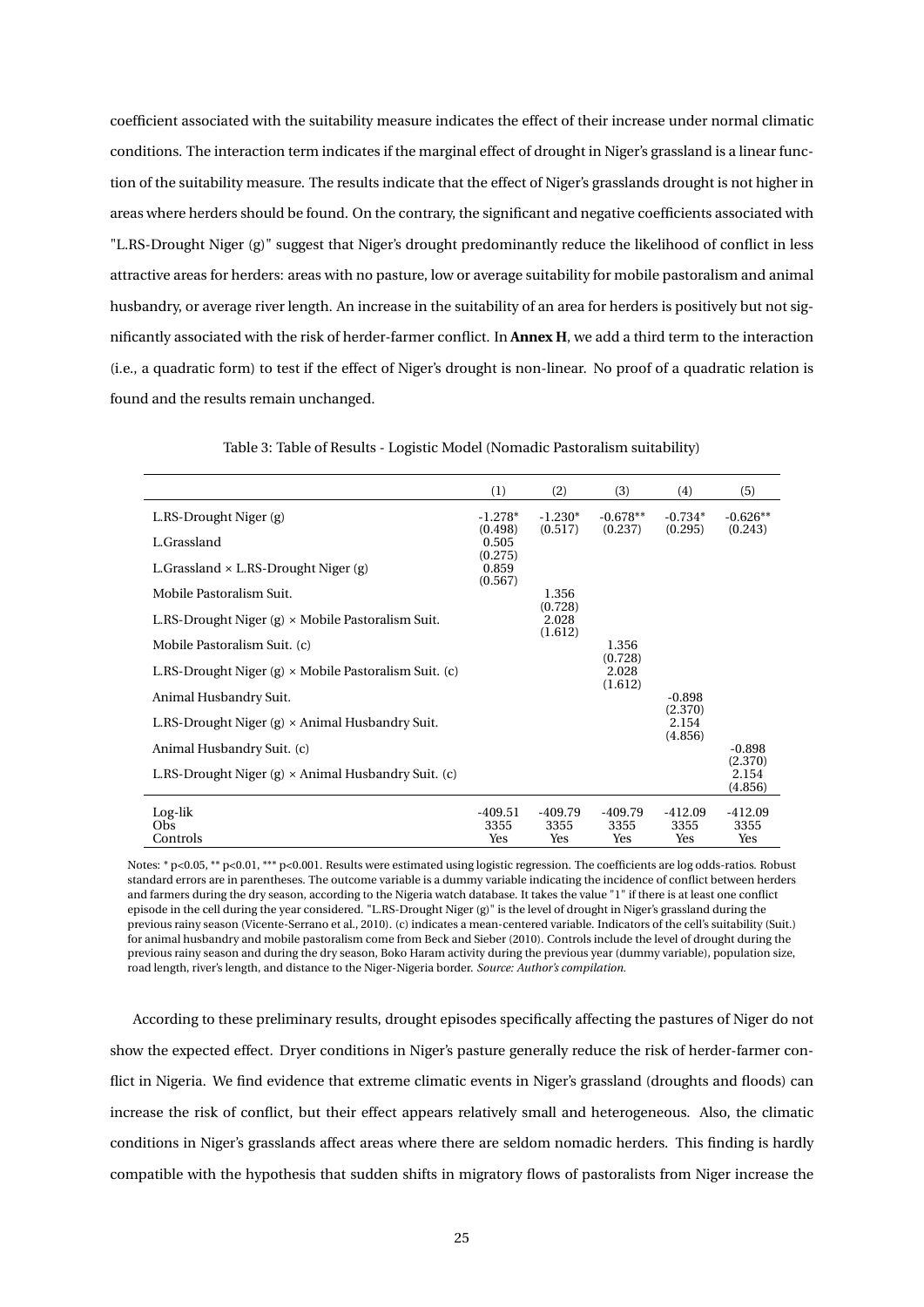coefficient associated with the suitability measure indicates the effect of their increase under normal climatic conditions. The interaction term indicates if the marginal effect of drought in Niger's grassland is a linear function of the suitability measure. The results indicate that the effect of Niger's grasslands drought is not higher in areas where herders should be found. On the contrary, the significant and negative coefficients associated with "L.RS-Drought Niger (g)" suggest that Niger's drought predominantly reduce the likelihood of conflict in less attractive areas for herders: areas with no pasture, low or average suitability for mobile pastoralism and animal husbandry, or average river length. An increase in the suitability of an area for herders is positively but not significantly associated with the risk of herder-farmer conflict. In **Annex H**, we add a third term to the interaction (i.e., a quadratic form) to test if the effect of Niger's drought is non-linear. No proof of a quadratic relation is found and the results remain unchanged.

Table 3: Table of Results - Logistic Model (Nomadic Pastoralism suitability)

| | (1) | (2) | (3) | (4) | (5) |
|---|---|---|---|---|---|
| L.RS-Drought Niger (g) | -1.278* | -1.230* | -0.678** | -0.734* | -0.626** |
| | (0.498) | (0.517) | (0.237) | (0.295) | (0.243) |
| L.Grassland | 0.505 | | | | |
| | (0.275) | | | | |
| L.Grassland × L.RS-Drought Niger (g) | 0.859 | | | | |
| | (0.567) | | | | |
| Mobile Pastoralism Suit. | | 1.356 | | | |
| | | (0.728) | | | |
| L.RS-Drought Niger (g) × Mobile Pastoralism Suit. | | 2.028 | | | |
| | | (1.612) | | | |
| Mobile Pastoralism Suit. (c) | | | 1.356 | | |
| | | | (0.728) | | |
| L.RS-Drought Niger (g) × Mobile Pastoralism Suit. (c) | | | 2.028 | | |
| | | | (1.612) | | |
| Animal Husbandry Suit. | | | | -0.898 | |
| | | | | (2.370) | |
| L.RS-Drought Niger (g) × Animal Husbandry Suit. | | | | 2.154 | |
| | | | | (4.856) | |
| Animal Husbandry Suit. (c) | | | | | -0.898 |
| | | | | | (2.370) |
| L.RS-Drought Niger (g) × Animal Husbandry Suit. (c) | | | | | 2.154 |
| | | | | | (4.856) |
| Log-lik | -409.51 | -409.79 | -409.79 | -412.09 | -412.09 |
| Obs | 3355 | 3355 | 3355 | 3355 | 3355 |
| Controls | Yes | Yes | Yes | Yes | Yes |

Notes: * p<0.05, ** p<0.01, *** p<0.001. Results were estimated using logistic regression. The coefficients are log odds-ratios. Robust standard errors are in parentheses. The outcome variable is a dummy variable indicating the incidence of conflict between herders and farmers during the dry season, according to the Nigeria watch database. It takes the value "1" if there is at least one conflict episode in the cell during the year considered. "L.RS-Drought Niger (g)" is the level of drought in Niger's grassland during the previous rainy season (Vicente-Serrano et al., 2010). (c) indicates a mean-centered variable. Indicators of the cell's suitability (Suit.) for animal husbandry and mobile pastoralism come from Beck and Sieber (2010). Controls include the level of drought during the previous rainy season and during the dry season, Boko Haram activity during the previous year (dummy variable), population size, road length, river's length, and distance to the Niger-Nigeria border. *Source: Author's compilation.*

According to these preliminary results, drought episodes specifically affecting the pastures of Niger do not show the expected effect. Dryer conditions in Niger's pasture generally reduce the risk of herder-farmer conflict in Nigeria. We find evidence that extreme climatic events in Niger's grassland (droughts and floods) can increase the risk of conflict, but their effect appears relatively small and heterogeneous. Also, the climatic conditions in Niger's grasslands affect areas where there are seldom nomadic herders. This finding is hardly compatible with the hypothesis that sudden shifts in migratory flows of pastoralists from Niger increase the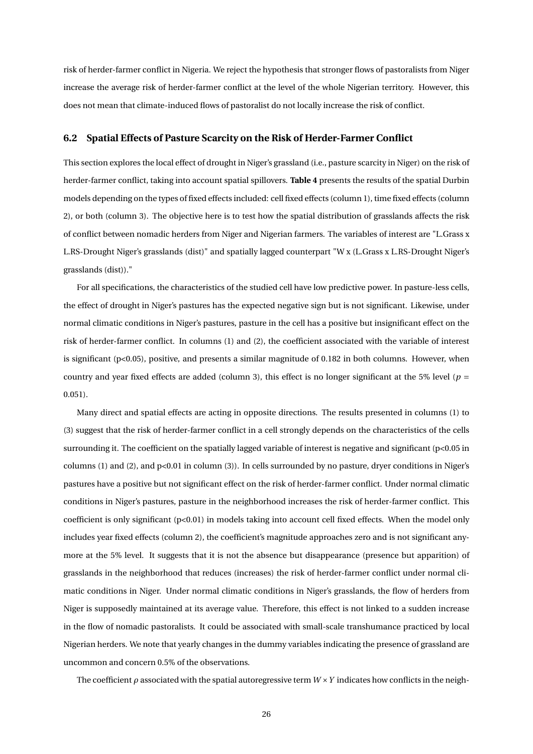risk of herder-farmer conflict in Nigeria. We reject the hypothesis that stronger flows of pastoralists from Niger increase the average risk of herder-farmer conflict at the level of the whole Nigerian territory. However, this does not mean that climate-induced flows of pastoralist do not locally increase the risk of conflict.

### 6.2 Spatial Effects of Pasture Scarcity on the Risk of Herder-Farmer Conflict

This section explores the local effect of drought in Niger's grassland (i.e., pasture scarcity in Niger) on the risk of herder-farmer conflict, taking into account spatial spillovers. **Table 4** presents the results of the spatial Durbin models depending on the types of fixed effects included: cell fixed effects (column 1), time fixed effects (column 2), or both (column 3). The objective here is to test how the spatial distribution of grasslands affects the risk of conflict between nomadic herders from Niger and Nigerian farmers. The variables of interest are "L.Grass x L.RS-Drought Niger's grasslands (dist)" and spatially lagged counterpart "W x (L.Grass x L.RS-Drought Niger's grasslands (dist))."

For all specifications, the characteristics of the studied cell have low predictive power. In pasture-less cells, the effect of drought in Niger's pastures has the expected negative sign but is not significant. Likewise, under normal climatic conditions in Niger's pastures, pasture in the cell has a positive but insignificant effect on the risk of herder-farmer conflict. In columns (1) and (2), the coefficient associated with the variable of interest is significant ($p<0.05$), positive, and presents a similar magnitude of 0.182 in both columns. However, when country and year fixed effects are added (column 3), this effect is no longer significant at the 5% level ($p = 0.051$).

Many direct and spatial effects are acting in opposite directions. The results presented in columns (1) to (3) suggest that the risk of herder-farmer conflict in a cell strongly depends on the characteristics of the cells surrounding it. The coefficient on the spatially lagged variable of interest is negative and significant ($p<0.05$ in columns (1) and (2), and $p<0.01$ in column (3)). In cells surrounded by no pasture, dryer conditions in Niger's pastures have a positive but not significant effect on the risk of herder-farmer conflict. Under normal climatic conditions in Niger's pastures, pasture in the neighborhood increases the risk of herder-farmer conflict. This coefficient is only significant ($p<0.01$) in models taking into account cell fixed effects. When the model only includes year fixed effects (column 2), the coefficient's magnitude approaches zero and is not significant anymore at the 5% level. It suggests that it is not the absence but disappearance (presence but apparition) of grasslands in the neighborhood that reduces (increases) the risk of herder-farmer conflict under normal climatic conditions in Niger. Under normal climatic conditions in Niger's grasslands, the flow of herders from Niger is supposedly maintained at its average value. Therefore, this effect is not linked to a sudden increase in the flow of nomadic pastoralists. It could be associated with small-scale transhumance practiced by local Nigerian herders. We note that yearly changes in the dummy variables indicating the presence of grassland are uncommon and concern 0.5% of the observations.

The coefficient $\rho$ associated with the spatial autoregressive term $W \times Y$ indicates how conflicts in the neigh-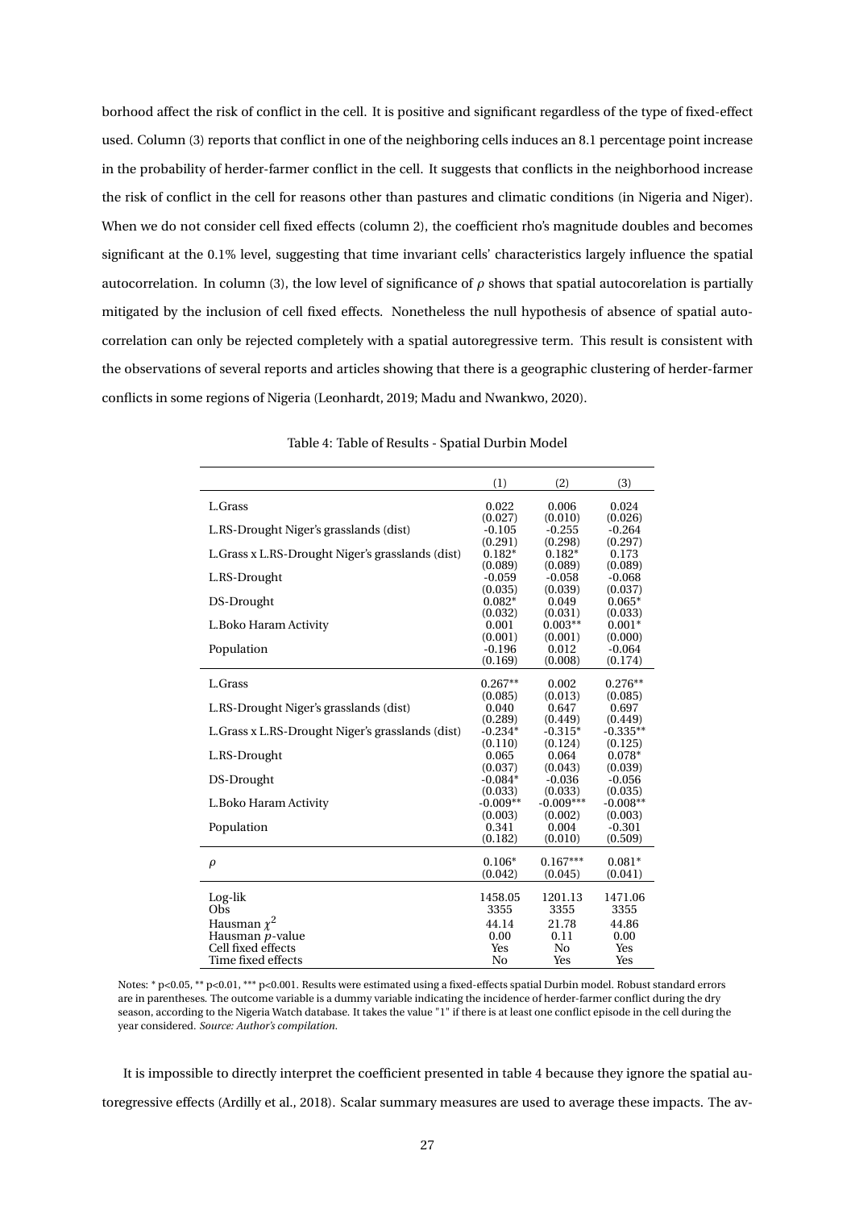borhood affect the risk of conflict in the cell. It is positive and significant regardless of the type of fixed-effect used. Column (3) reports that conflict in one of the neighboring cells induces an 8.1 percentage point increase in the probability of herder-farmer conflict in the cell. It suggests that conflicts in the neighborhood increase the risk of conflict in the cell for reasons other than pastures and climatic conditions (in Nigeria and Niger). When we do not consider cell fixed effects (column 2), the coefficient rho's magnitude doubles and becomes significant at the 0.1% level, suggesting that time invariant cells' characteristics largely influence the spatial autocorrelation. In column (3), the low level of significance of $\rho$ shows that spatial autocorelation is partially mitigated by the inclusion of cell fixed effects. Nonetheless the null hypothesis of absence of spatial autocorrelation can only be rejected completely with a spatial autoregressive term. This result is consistent with the observations of several reports and articles showing that there is a geographic clustering of herder-farmer conflicts in some regions of Nigeria (Leonhardt, 2019; Madu and Nwankwo, 2020).

Table 4: Table of Results - Spatial Durbin Model

| | (1) | (2) | (3) |
|---|---|---|---|
| L.Grass | 0.022 | 0.006 | 0.024 |
| | (0.027) | (0.010) | (0.026) |
| L.RS-Drought Niger's grasslands (dist) | -0.105 | -0.255 | -0.264 |
| | (0.291) | (0.298) | (0.297) |
| L.Grass x L.RS-Drought Niger's grasslands (dist) | 0.182* | 0.182* | 0.173 |
| | (0.089) | (0.089) | (0.089) |
| L.RS-Drought | -0.059 | -0.058 | -0.068 |
| | (0.035) | (0.039) | (0.037) |
| DS-Drought | 0.082* | 0.049 | 0.065* |
| | (0.032) | (0.031) | (0.033) |
| L.Boko Haram Activity | 0.001 | 0.003** | 0.001* |
| | (0.001) | (0.001) | (0.000) |
| Population | -0.196 | 0.012 | -0.064 |
| | (0.169) | (0.008) | (0.174) |
| L.Grass | 0.267** | 0.002 | 0.276** |
| | (0.085) | (0.013) | (0.085) |
| L.RS-Drought Niger's grasslands (dist) | 0.040 | 0.647 | 0.697 |
| | (0.289) | (0.449) | (0.449) |
| L.Grass x L.RS-Drought Niger's grasslands (dist) | -0.234* | -0.315* | -0.335** |
| | (0.110) | (0.124) | (0.125) |
| L.RS-Drought | 0.065 | 0.064 | 0.078* |
| | (0.037) | (0.043) | (0.039) |
| DS-Drought | -0.084* | -0.036 | -0.056 |
| | (0.033) | (0.033) | (0.035) |
| L.Boko Haram Activity | -0.009** | -0.009*** | -0.008** |
| | (0.003) | (0.002) | (0.003) |
| Population | 0.341 | 0.004 | -0.301 |
| | (0.182) | (0.010) | (0.509) |
| $\rho$ | 0.106* | 0.167*** | 0.081* |
| | (0.042) | (0.045) | (0.041) |
| Log-lik | 1458.05 | 1201.13 | 1471.06 |
| Obs | 3355 | 3355 | 3355 |
| Hausman $\chi^2$ | 44.14 | 21.78 | 44.86 |
| Hausman $p$-value | 0.00 | 0.11 | 0.00 |
| Cell fixed effects | Yes | No | Yes |
| Time fixed effects | No | Yes | Yes |

Notes: * p<0.05, ** p<0.01, *** p<0.001. Results were estimated using a fixed-effects spatial Durbin model. Robust standard errors are in parentheses. The outcome variable is a dummy variable indicating the incidence of herder-farmer conflict during the dry season, according to the Nigeria Watch database. It takes the value "1" if there is at least one conflict episode in the cell during the year considered. *Source: Author's compilation.*

It is impossible to directly interpret the coefficient presented in table 4 because they ignore the spatial autoregressive effects (Ardilly et al., 2018). Scalar summary measures are used to average these impacts. The av-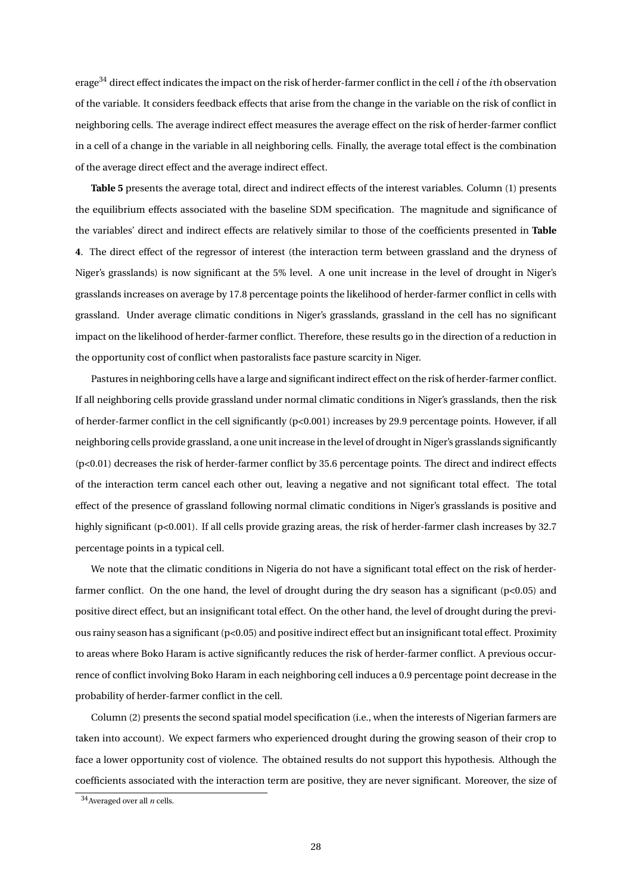erage[34] direct effect indicates the impact on the risk of herder-farmer conflict in the cell $i$ of the $i$th observation of the variable. It considers feedback effects that arise from the change in the variable on the risk of conflict in neighboring cells. The average indirect effect measures the average effect on the risk of herder-farmer conflict in a cell of a change in the variable in all neighboring cells. Finally, the average total effect is the combination of the average direct effect and the average indirect effect.

**Table 5** presents the average total, direct and indirect effects of the interest variables. Column (1) presents the equilibrium effects associated with the baseline SDM specification. The magnitude and significance of the variables' direct and indirect effects are relatively similar to those of the coefficients presented in **Table 4**. The direct effect of the regressor of interest (the interaction term between grassland and the dryness of Niger's grasslands) is now significant at the 5% level. A one unit increase in the level of drought in Niger's grasslands increases on average by 17.8 percentage points the likelihood of herder-farmer conflict in cells with grassland. Under average climatic conditions in Niger's grasslands, grassland in the cell has no significant impact on the likelihood of herder-farmer conflict. Therefore, these results go in the direction of a reduction in the opportunity cost of conflict when pastoralists face pasture scarcity in Niger.

Pastures in neighboring cells have a large and significant indirect effect on the risk of herder-farmer conflict. If all neighboring cells provide grassland under normal climatic conditions in Niger's grasslands, then the risk of herder-farmer conflict in the cell significantly ($p<0.001$) increases by 29.9 percentage points. However, if all neighboring cells provide grassland, a one unit increase in the level of drought in Niger's grasslands significantly ($p<0.01$) decreases the risk of herder-farmer conflict by 35.6 percentage points. The direct and indirect effects of the interaction term cancel each other out, leaving a negative and not significant total effect. The total effect of the presence of grassland following normal climatic conditions in Niger's grasslands is positive and highly significant ($p<0.001$). If all cells provide grazing areas, the risk of herder-farmer clash increases by 32.7 percentage points in a typical cell.

We note that the climatic conditions in Nigeria do not have a significant total effect on the risk of herder-farmer conflict. On the one hand, the level of drought during the dry season has a significant ($p<0.05$) and positive direct effect, but an insignificant total effect. On the other hand, the level of drought during the previous rainy season has a significant ($p<0.05$) and positive indirect effect but an insignificant total effect. Proximity to areas where Boko Haram is active significantly reduces the risk of herder-farmer conflict. A previous occurrence of conflict involving Boko Haram in each neighboring cell induces a 0.9 percentage point decrease in the probability of herder-farmer conflict in the cell.

Column (2) presents the second spatial model specification (i.e., when the interests of Nigerian farmers are taken into account). We expect farmers who experienced drought during the growing season of their crop to face a lower opportunity cost of violence. The obtained results do not support this hypothesis. Although the coefficients associated with the interaction term are positive, they are never significant. Moreover, the size of

[34] Averaged over all $n$ cells.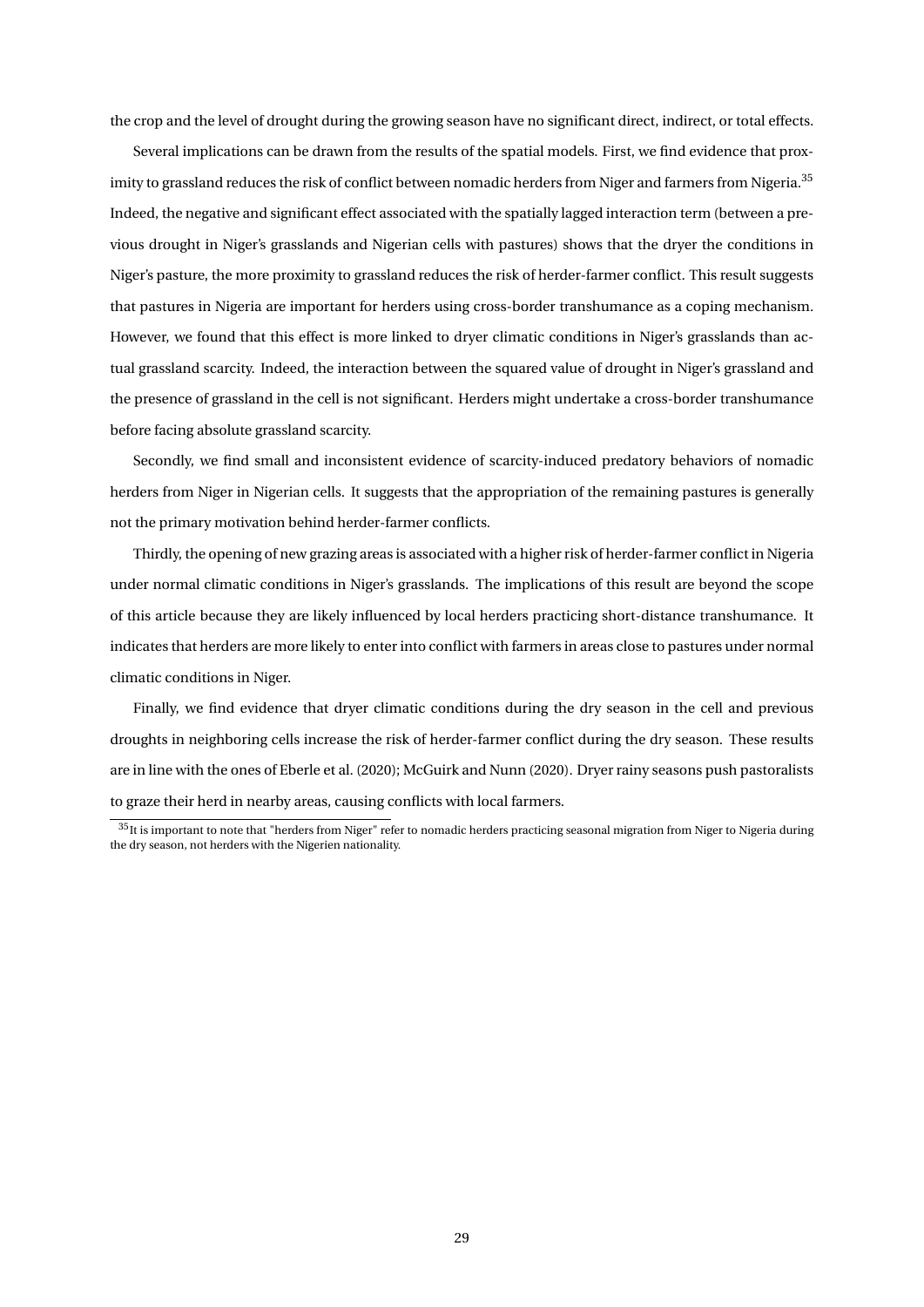the crop and the level of drought during the growing season have no significant direct, indirect, or total effects.

Several implications can be drawn from the results of the spatial models. First, we find evidence that proximity to grassland reduces the risk of conflict between nomadic herders from Niger and farmers from Nigeria.[35] Indeed, the negative and significant effect associated with the spatially lagged interaction term (between a previous drought in Niger's grasslands and Nigerian cells with pastures) shows that the dryer the conditions in Niger's pasture, the more proximity to grassland reduces the risk of herder-farmer conflict. This result suggests that pastures in Nigeria are important for herders using cross-border transhumance as a coping mechanism. However, we found that this effect is more linked to dryer climatic conditions in Niger's grasslands than actual grassland scarcity. Indeed, the interaction between the squared value of drought in Niger's grassland and the presence of grassland in the cell is not significant. Herders might undertake a cross-border transhumance before facing absolute grassland scarcity.

Secondly, we find small and inconsistent evidence of scarcity-induced predatory behaviors of nomadic herders from Niger in Nigerian cells. It suggests that the appropriation of the remaining pastures is generally not the primary motivation behind herder-farmer conflicts.

Thirdly, the opening of new grazing areas is associated with a higher risk of herder-farmer conflict in Nigeria under normal climatic conditions in Niger's grasslands. The implications of this result are beyond the scope of this article because they are likely influenced by local herders practicing short-distance transhumance. It indicates that herders are more likely to enter into conflict with farmers in areas close to pastures under normal climatic conditions in Niger.

Finally, we find evidence that dryer climatic conditions during the dry season in the cell and previous droughts in neighboring cells increase the risk of herder-farmer conflict during the dry season. These results are in line with the ones of Eberle et al. (2020); McGuirk and Nunn (2020). Dryer rainy seasons push pastoralists to graze their herd in nearby areas, causing conflicts with local farmers.

[35] It is important to note that "herders from Niger" refer to nomadic herders practicing seasonal migration from Niger to Nigeria during the dry season, not herders with the Nigerien nationality.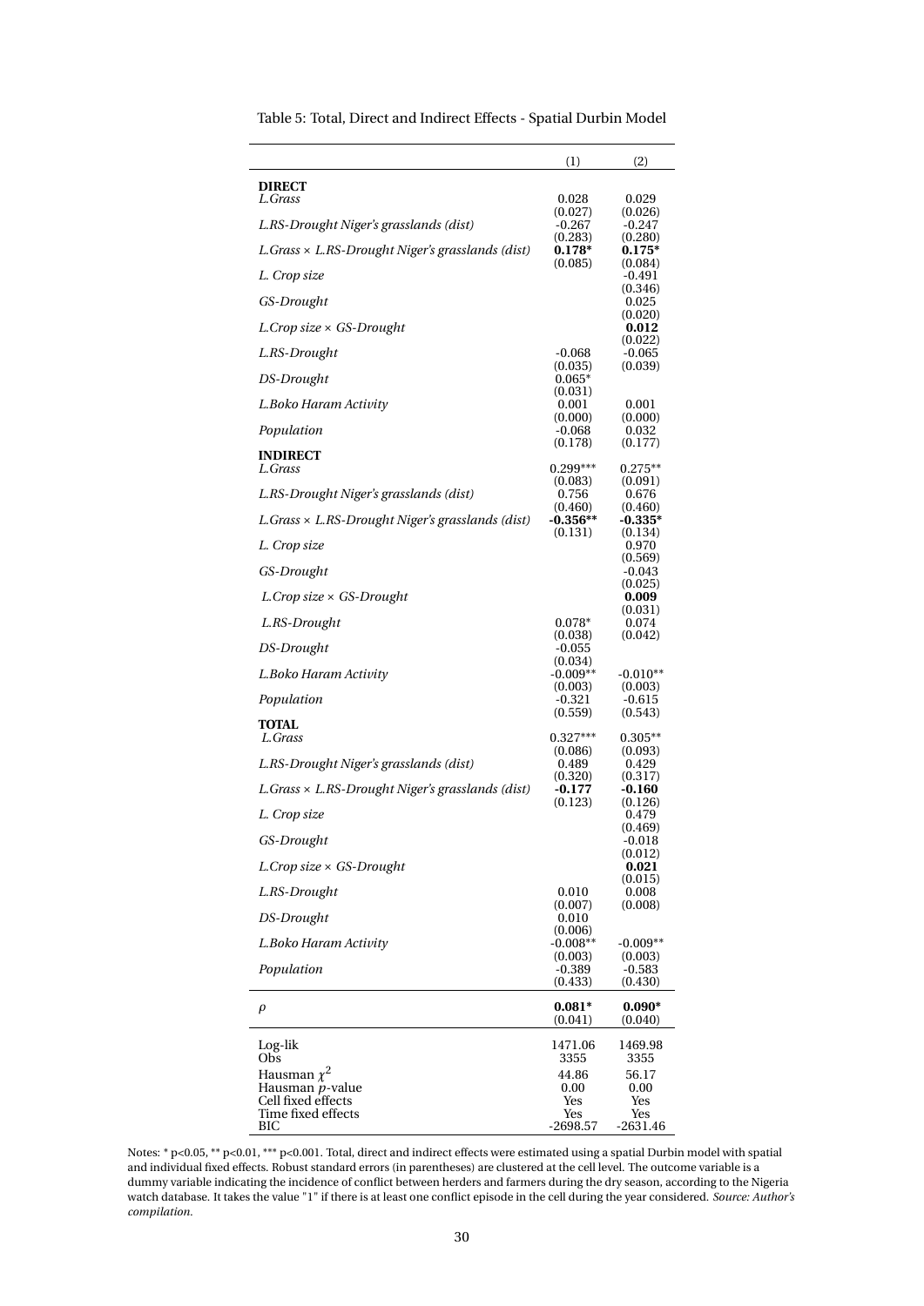Table 5: Total, Direct and Indirect Effects - Spatial Durbin Model

| | (1) | (2) |
|---|---|---|
| **DIRECT** | | |
| *L.Grass* | 0.028 | 0.029 |
| | (0.027) | (0.026) |
| *L.RS-Drought Niger's grasslands (dist)* | -0.267 | -0.247 |
| | (0.283) | (0.280) |
| *L.Grass × L.RS-Drought Niger's grasslands (dist)* | **0.178*** | **0.175*** |
| | (0.085) | (0.084) |
| *L. Crop size* | | -0.491 |
| | | (0.346) |
| *GS-Drought* | | 0.025 |
| | | (0.020) |
| *L.Crop size × GS-Drought* | | **0.012** |
| | | (0.022) |
| *L.RS-Drought* | -0.068 | -0.065 |
| | (0.035) | (0.039) |
| *DS-Drought* | 0.065* | |
| | (0.031) | |
| *L.Boko Haram Activity* | 0.001 | 0.001 |
| | (0.000) | (0.000) |
| *Population* | -0.068 | 0.032 |
| | (0.178) | (0.177) |
| **INDIRECT** | | |
| *L.Grass* | 0.299*** | 0.275** |
| | (0.083) | (0.091) |
| *L.RS-Drought Niger's grasslands (dist)* | 0.756 | 0.676 |
| | (0.460) | (0.460) |
| *L.Grass × L.RS-Drought Niger's grasslands (dist)* | **-0.356**** | **-0.335*** |
| | (0.131) | (0.134) |
| *L. Crop size* | | 0.970 |
| | | (0.569) |
| *GS-Drought* | | -0.043 |
| | | (0.025) |
| *L.Crop size × GS-Drought* | | **0.009** |
| | | (0.031) |
| *L.RS-Drought* | 0.078* | 0.074 |
| | (0.038) | (0.042) |
| *DS-Drought* | -0.055 | |
| | (0.034) | |
| *L.Boko Haram Activity* | -0.009** | -0.010** |
| | (0.003) | (0.003) |
| *Population* | -0.321 | -0.615 |
| | (0.559) | (0.543) |
| **TOTAL** | | |
| *L.Grass* | 0.327*** | 0.305** |
| | (0.086) | (0.093) |
| *L.RS-Drought Niger's grasslands (dist)* | 0.489 | 0.429 |
| | (0.320) | (0.317) |
| *L.Grass × L.RS-Drought Niger's grasslands (dist)* | **-0.177** | **-0.160** |
| | (0.123) | (0.126) |
| *L. Crop size* | | 0.479 |
| | | (0.469) |
| *GS-Drought* | | -0.018 |
| | | (0.012) |
| *L.Crop size × GS-Drought* | | **0.021** |
| | | (0.015) |
| *L.RS-Drought* | 0.010 | 0.008 |
| | (0.007) | (0.008) |
| *DS-Drought* | 0.010 | |
| | (0.006) | |
| *L.Boko Haram Activity* | -0.008** | -0.009** |
| | (0.003) | (0.003) |
| *Population* | -0.389 | -0.583 |
| | (0.433) | (0.430) |
| $\rho$ | **0.081*** | **0.090*** |
| | (0.041) | (0.040) |
| Log-lik | 1471.06 | 1469.98 |
| Obs | 3355 | 3355 |
| Hausman $\chi^2$ | 44.86 | 56.17 |
| Hausman $p$-value | 0.00 | 0.00 |
| Cell fixed effects | Yes | Yes |
| Time fixed effects | Yes | Yes |
| BIC | -2698.57 | -2631.46 |

Notes: * p<0.05, ** p<0.01, *** p<0.001. Total, direct and indirect effects were estimated using a spatial Durbin model with spatial and individual fixed effects. Robust standard errors (in parentheses) are clustered at the cell level. The outcome variable is a dummy variable indicating the incidence of conflict between herders and farmers during the dry season, according to the Nigeria watch database. It takes the value "1" if there is at least one conflict episode in the cell during the year considered. *Source: Author's compilation.*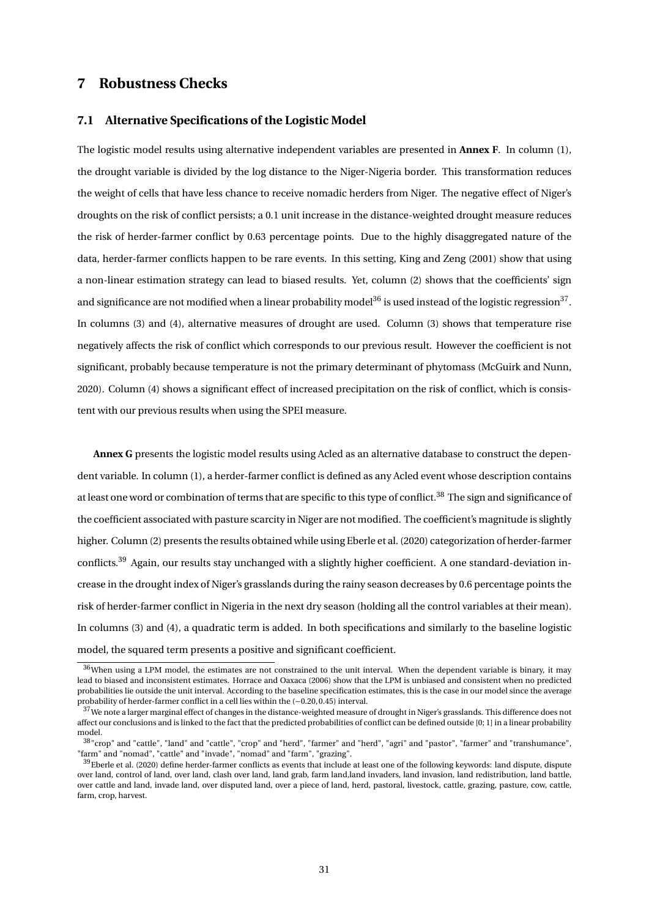## 7 Robustness Checks

### 7.1 Alternative Specifications of the Logistic Model

The logistic model results using alternative independent variables are presented in **Annex F**. In column (1), the drought variable is divided by the log distance to the Niger-Nigeria border. This transformation reduces the weight of cells that have less chance to receive nomadic herders from Niger. The negative effect of Niger's droughts on the risk of conflict persists; a 0.1 unit increase in the distance-weighted drought measure reduces the risk of herder-farmer conflict by 0.63 percentage points. Due to the highly disaggregated nature of the data, herder-farmer conflicts happen to be rare events. In this setting, King and Zeng (2001) show that using a non-linear estimation strategy can lead to biased results. Yet, column (2) shows that the coefficients' sign and significance are not modified when a linear probability model[36] is used instead of the logistic regression[37]. In columns (3) and (4), alternative measures of drought are used. Column (3) shows that temperature rise negatively affects the risk of conflict which corresponds to our previous result. However the coefficient is not significant, probably because temperature is not the primary determinant of phytomass (McGuirk and Nunn, 2020). Column (4) shows a significant effect of increased precipitation on the risk of conflict, which is consistent with our previous results when using the SPEI measure.

**Annex G** presents the logistic model results using Acled as an alternative database to construct the dependent variable. In column (1), a herder-farmer conflict is defined as any Acled event whose description contains at least one word or combination of terms that are specific to this type of conflict.[38] The sign and significance of the coefficient associated with pasture scarcity in Niger are not modified. The coefficient's magnitude is slightly higher. Column (2) presents the results obtained while using Eberle et al. (2020) categorization of herder-farmer conflicts.[39] Again, our results stay unchanged with a slightly higher coefficient. A one standard-deviation increase in the drought index of Niger's grasslands during the rainy season decreases by 0.6 percentage points the risk of herder-farmer conflict in Nigeria in the next dry season (holding all the control variables at their mean). In columns (3) and (4), a quadratic term is added. In both specifications and similarly to the baseline logistic model, the squared term presents a positive and significant coefficient.

---

[36] When using a LPM model, the estimates are not constrained to the unit interval. When the dependent variable is binary, it may lead to biased and inconsistent estimates. Horrace and Oaxaca (2006) show that the LPM is unbiased and consistent when no predicted probabilities lie outside the unit interval. According to the baseline specification estimates, this is the case in our model since the average probability of herder-farmer conflict in a cell lies within the $(-0.20, 0.45)$ interval.

[37] We note a larger marginal effect of changes in the distance-weighted measure of drought in Niger's grasslands. This difference does not affect our conclusions and is linked to the fact that the predicted probabilities of conflict can be defined outside $[0;1]$ in a linear probability model.

[38] "crop" and "cattle", "land" and "cattle", "crop" and "herd", "farmer" and "herd", "agri" and "pastor", "farmer" and "transhumance", "farm" and "nomad", "cattle" and "invade", "nomad" and "farm", "grazing".

[39] Eberle et al. (2020) define herder-farmer conflicts as events that include at least one of the following keywords: land dispute, dispute over land, control of land, over land, clash over land, land grab, farm land,land invaders, land invasion, land redistribution, land battle, over cattle and land, invade land, over disputed land, over a piece of land, herd, pastoral, livestock, cattle, grazing, pasture, cow, cattle, farm, crop, harvest.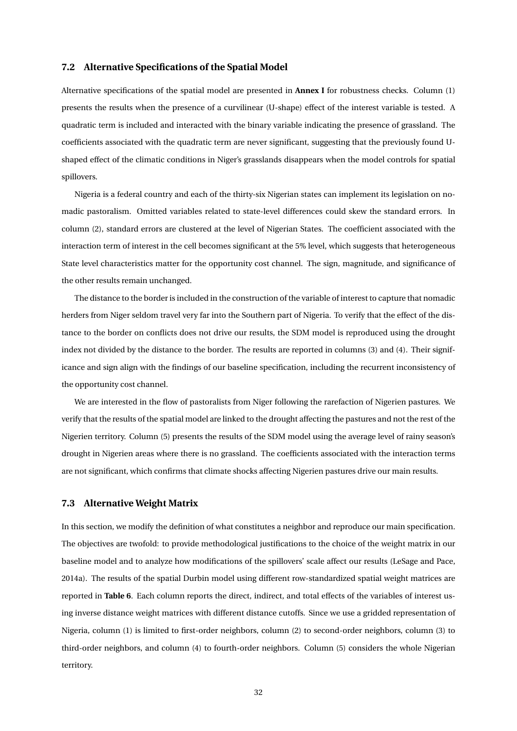### 7.2 Alternative Specifications of the Spatial Model

Alternative specifications of the spatial model are presented in **Annex I** for robustness checks. Column (1) presents the results when the presence of a curvilinear (U-shape) effect of the interest variable is tested. A quadratic term is included and interacted with the binary variable indicating the presence of grassland. The coefficients associated with the quadratic term are never significant, suggesting that the previously found U-shaped effect of the climatic conditions in Niger's grasslands disappears when the model controls for spatial spillovers.

Nigeria is a federal country and each of the thirty-six Nigerian states can implement its legislation on nomadic pastoralism. Omitted variables related to state-level differences could skew the standard errors. In column (2), standard errors are clustered at the level of Nigerian States. The coefficient associated with the interaction term of interest in the cell becomes significant at the 5% level, which suggests that heterogeneous State level characteristics matter for the opportunity cost channel. The sign, magnitude, and significance of the other results remain unchanged.

The distance to the border is included in the construction of the variable of interest to capture that nomadic herders from Niger seldom travel very far into the Southern part of Nigeria. To verify that the effect of the distance to the border on conflicts does not drive our results, the SDM model is reproduced using the drought index not divided by the distance to the border. The results are reported in columns (3) and (4). Their significance and sign align with the findings of our baseline specification, including the recurrent inconsistency of the opportunity cost channel.

We are interested in the flow of pastoralists from Niger following the rarefaction of Nigerien pastures. We verify that the results of the spatial model are linked to the drought affecting the pastures and not the rest of the Nigerien territory. Column (5) presents the results of the SDM model using the average level of rainy season's drought in Nigerien areas where there is no grassland. The coefficients associated with the interaction terms are not significant, which confirms that climate shocks affecting Nigerien pastures drive our main results.

### 7.3 Alternative Weight Matrix

In this section, we modify the definition of what constitutes a neighbor and reproduce our main specification. The objectives are twofold: to provide methodological justifications to the choice of the weight matrix in our baseline model and to analyze how modifications of the spillovers' scale affect our results (LeSage and Pace, 2014a). The results of the spatial Durbin model using different row-standardized spatial weight matrices are reported in **Table 6**. Each column reports the direct, indirect, and total effects of the variables of interest using inverse distance weight matrices with different distance cutoffs. Since we use a gridded representation of Nigeria, column (1) is limited to first-order neighbors, column (2) to second-order neighbors, column (3) to third-order neighbors, and column (4) to fourth-order neighbors. Column (5) considers the whole Nigerian territory.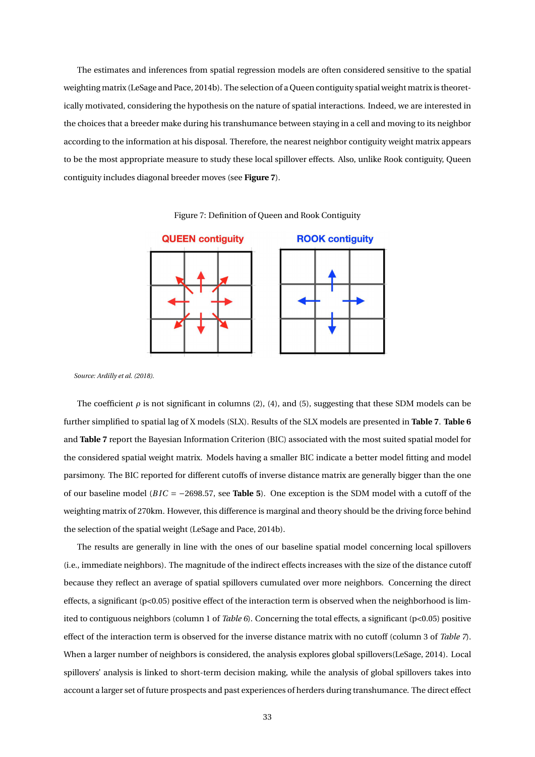The estimates and inferences from spatial regression models are often considered sensitive to the spatial weighting matrix (LeSage and Pace, 2014b). The selection of a Queen contiguity spatial weight matrix is theoretically motivated, considering the hypothesis on the nature of spatial interactions. Indeed, we are interested in the choices that a breeder make during his transhumance between staying in a cell and moving to its neighbor according to the information at his disposal. Therefore, the nearest neighbor contiguity weight matrix appears to be the most appropriate measure to study these local spillover effects. Also, unlike Rook contiguity, Queen contiguity includes diagonal breeder moves (see **Figure 7**).

Figure 7: Definition of Queen and Rook Contiguity

*Source: Ardilly et al. (2018).*

The coefficient $\rho$ is not significant in columns (2), (4), and (5), suggesting that these SDM models can be further simplified to spatial lag of X models (SLX). Results of the SLX models are presented in **Table 7**. **Table 6** and **Table 7** report the Bayesian Information Criterion (BIC) associated with the most suited spatial model for the considered spatial weight matrix. Models having a smaller BIC indicate a better model fitting and model parsimony. The BIC reported for different cutoffs of inverse distance matrix are generally bigger than the one of our baseline model ($BIC = -2698.57$, see **Table 5**). One exception is the SDM model with a cutoff of the weighting matrix of 270km. However, this difference is marginal and theory should be the driving force behind the selection of the spatial weight (LeSage and Pace, 2014b).

The results are generally in line with the ones of our baseline spatial model concerning local spillovers (i.e., immediate neighbors). The magnitude of the indirect effects increases with the size of the distance cutoff because they reflect an average of spatial spillovers cumulated over more neighbors. Concerning the direct effects, a significant ($p<0.05$) positive effect of the interaction term is observed when the neighborhood is limited to contiguous neighbors (column 1 of *Table 6*). Concerning the total effects, a significant ($p<0.05$) positive effect of the interaction term is observed for the inverse distance matrix with no cutoff (column 3 of *Table 7*). When a larger number of neighbors is considered, the analysis explores global spillovers(LeSage, 2014). Local spillovers' analysis is linked to short-term decision making, while the analysis of global spillovers takes into account a larger set of future prospects and past experiences of herders during transhumance. The direct effect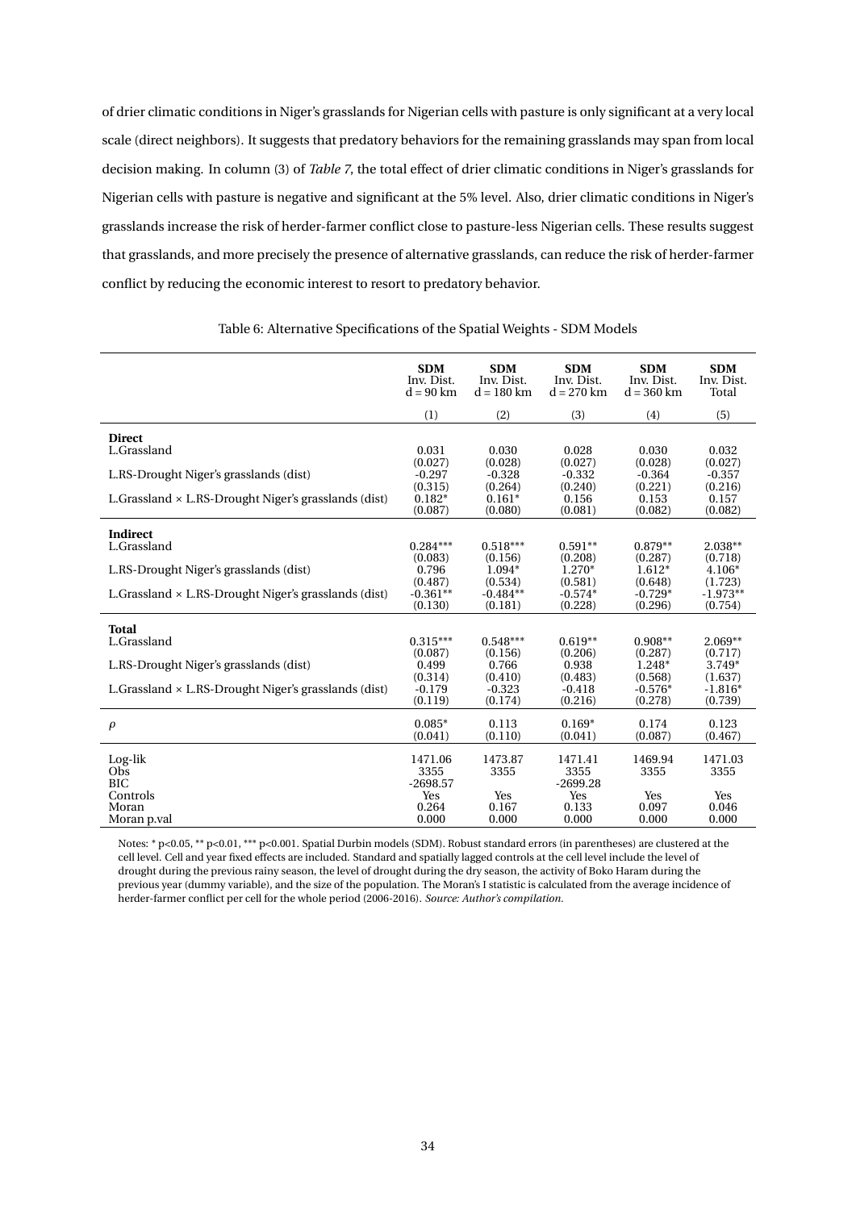of drier climatic conditions in Niger's grasslands for Nigerian cells with pasture is only significant at a very local scale (direct neighbors). It suggests that predatory behaviors for the remaining grasslands may span from local decision making. In column (3) of *Table 7*, the total effect of drier climatic conditions in Niger's grasslands for Nigerian cells with pasture is negative and significant at the 5% level. Also, drier climatic conditions in Niger's grasslands increase the risk of herder-farmer conflict close to pasture-less Nigerian cells. These results suggest that grasslands, and more precisely the presence of alternative grasslands, can reduce the risk of herder-farmer conflict by reducing the economic interest to resort to predatory behavior.

Table 6: Alternative Specifications of the Spatial Weights - SDM Models

| | **SDM** Inv. Dist. d = 90 km | **SDM** Inv. Dist. d = 180 km | **SDM** Inv. Dist. d = 270 km | **SDM** Inv. Dist. d = 360 km | **SDM** Inv. Dist. Total |
|---|---|---|---|---|---|
| | (1) | (2) | (3) | (4) | (5) |
| **Direct** | | | | | |
| L.Grassland | 0.031 | 0.030 | 0.028 | 0.030 | 0.032 |
| | (0.027) | (0.028) | (0.027) | (0.028) | (0.027) |
| L.RS-Drought Niger's grasslands (dist) | -0.297 | -0.328 | -0.332 | -0.364 | -0.357 |
| | (0.315) | (0.264) | (0.240) | (0.221) | (0.216) |
| L.Grassland × L.RS-Drought Niger's grasslands (dist) | 0.182* | 0.161* | 0.156 | 0.153 | 0.157 |
| | (0.087) | (0.080) | (0.081) | (0.082) | (0.082) |
| **Indirect** | | | | | |
| L.Grassland | 0.284*** | 0.518*** | 0.591** | 0.879** | 2.038** |
| | (0.083) | (0.156) | (0.208) | (0.287) | (0.718) |
| L.RS-Drought Niger's grasslands (dist) | 0.796 | 1.094* | 1.270* | 1.612* | 4.106* |
| | (0.487) | (0.534) | (0.581) | (0.648) | (1.723) |
| L.Grassland × L.RS-Drought Niger's grasslands (dist) | -0.361** | -0.484** | -0.574* | -0.729* | -1.973** |
| | (0.130) | (0.181) | (0.228) | (0.296) | (0.754) |
| **Total** | | | | | |
| L.Grassland | 0.315*** | 0.548*** | 0.619** | 0.908** | 2.069** |
| | (0.087) | (0.156) | (0.206) | (0.287) | (0.717) |
| L.RS-Drought Niger's grasslands (dist) | 0.499 | 0.766 | 0.938 | 1.248* | 3.749* |
| | (0.314) | (0.410) | (0.483) | (0.568) | (1.637) |
| L.Grassland × L.RS-Drought Niger's grasslands (dist) | -0.179 | -0.323 | -0.418 | -0.576* | -1.816* |
| | (0.119) | (0.174) | (0.216) | (0.278) | (0.739) |
| $\rho$ | 0.085* | 0.113 | 0.169* | 0.174 | 0.123 |
| | (0.041) | (0.110) | (0.041) | (0.087) | (0.467) |
| Log-lik | 1471.06 | 1473.87 | 1471.41 | 1469.94 | 1471.03 |
| Obs | 3355 | 3355 | 3355 | 3355 | 3355 |
| BIC | -2698.57 | | -2699.28 | | |
| Controls | Yes | Yes | Yes | Yes | Yes |
| Moran | 0.264 | 0.167 | 0.133 | 0.097 | 0.046 |
| Moran p.val | 0.000 | 0.000 | 0.000 | 0.000 | 0.000 |

Notes: * p<0.05, ** p<0.01, *** p<0.001. Spatial Durbin models (SDM). Robust standard errors (in parentheses) are clustered at the cell level. Cell and year fixed effects are included. Standard and spatially lagged controls at the cell level include the level of drought during the previous rainy season, the level of drought during the dry season, the activity of Boko Haram during the previous year (dummy variable), and the size of the population. The Moran's I statistic is calculated from the average incidence of herder-farmer conflict per cell for the whole period (2006-2016). *Source: Author's compilation.*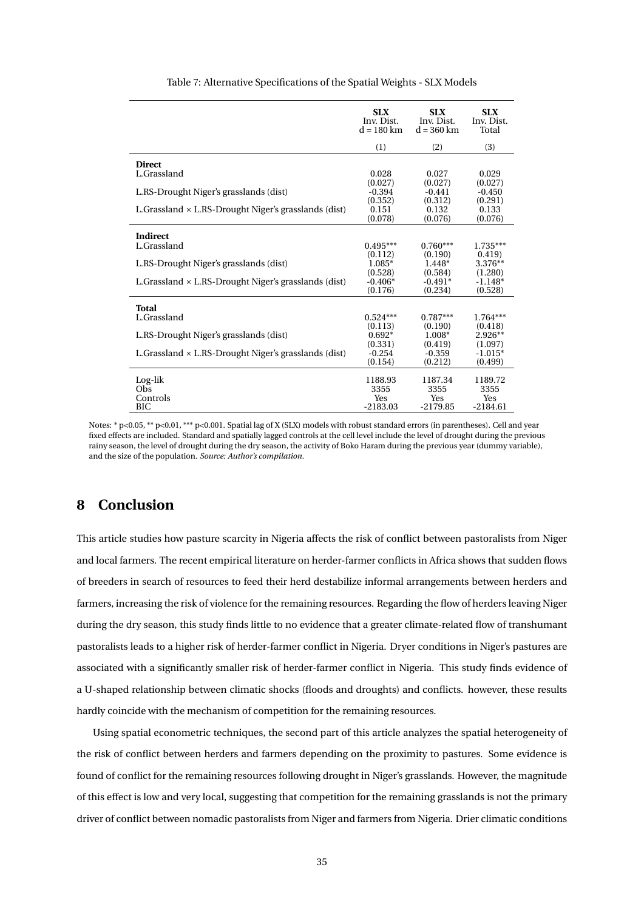Table 7: Alternative Specifications of the Spatial Weights - SLX Models

| | **SLX** Inv. Dist. d = 180 km | **SLX** Inv. Dist. d = 360 km | **SLX** Inv. Dist. Total |
|---|---|---|---|
| | (1) | (2) | (3) |
| **Direct** | | | |
| L.Grassland | 0.028 | 0.027 | 0.029 |
| | (0.027) | (0.027) | (0.027) |
| L.RS-Drought Niger's grasslands (dist) | -0.394 | -0.441 | -0.450 |
| | (0.352) | (0.312) | (0.291) |
| L.Grassland × L.RS-Drought Niger's grasslands (dist) | 0.151 | 0.132 | 0.133 |
| | (0.078) | (0.076) | (0.076) |
| **Indirect** | | | |
| L.Grassland | 0.495*** | 0.760*** | 1.735*** |
| | (0.112) | (0.190) | 0.419) |
| L.RS-Drought Niger's grasslands (dist) | 1.085* | 1.448* | 3.376** |
| | (0.528) | (0.584) | (1.280) |
| L.Grassland × L.RS-Drought Niger's grasslands (dist) | -0.406* | -0.491* | -1.148* |
| | (0.176) | (0.234) | (0.528) |
| **Total** | | | |
| L.Grassland | 0.524*** | 0.787*** | 1.764*** |
| | (0.113) | (0.190) | (0.418) |
| L.RS-Drought Niger's grasslands (dist) | 0.692* | 1.008* | 2.926** |
| | (0.331) | (0.419) | (1.097) |
| L.Grassland × L.RS-Drought Niger's grasslands (dist) | -0.254 | -0.359 | -1.015* |
| | (0.154) | (0.212) | (0.499) |
| Log-lik | 1188.93 | 1187.34 | 1189.72 |
| Obs | 3355 | 3355 | 3355 |
| Controls | Yes | Yes | Yes |
| BIC | -2183.03 | -2179.85 | -2184.61 |

Notes: * p<0.05, ** p<0.01, *** p<0.001. Spatial lag of X (SLX) models with robust standard errors (in parentheses). Cell and year fixed effects are included. Standard and spatially lagged controls at the cell level include the level of drought during the previous rainy season, the level of drought during the dry season, the activity of Boko Haram during the previous year (dummy variable), and the size of the population. *Source: Author's compilation.*

# 8 Conclusion

This article studies how pasture scarcity in Nigeria affects the risk of conflict between pastoralists from Niger and local farmers. The recent empirical literature on herder-farmer conflicts in Africa shows that sudden flows of breeders in search of resources to feed their herd destabilize informal arrangements between herders and farmers, increasing the risk of violence for the remaining resources. Regarding the flow of herders leaving Niger during the dry season, this study finds little to no evidence that a greater climate-related flow of transhumant pastoralists leads to a higher risk of herder-farmer conflict in Nigeria. Dryer conditions in Niger's pastures are associated with a significantly smaller risk of herder-farmer conflict in Nigeria. This study finds evidence of a U-shaped relationship between climatic shocks (floods and droughts) and conflicts. however, these results hardly coincide with the mechanism of competition for the remaining resources.

Using spatial econometric techniques, the second part of this article analyzes the spatial heterogeneity of the risk of conflict between herders and farmers depending on the proximity to pastures. Some evidence is found of conflict for the remaining resources following drought in Niger's grasslands. However, the magnitude of this effect is low and very local, suggesting that competition for the remaining grasslands is not the primary driver of conflict between nomadic pastoralists from Niger and farmers from Nigeria. Drier climatic conditions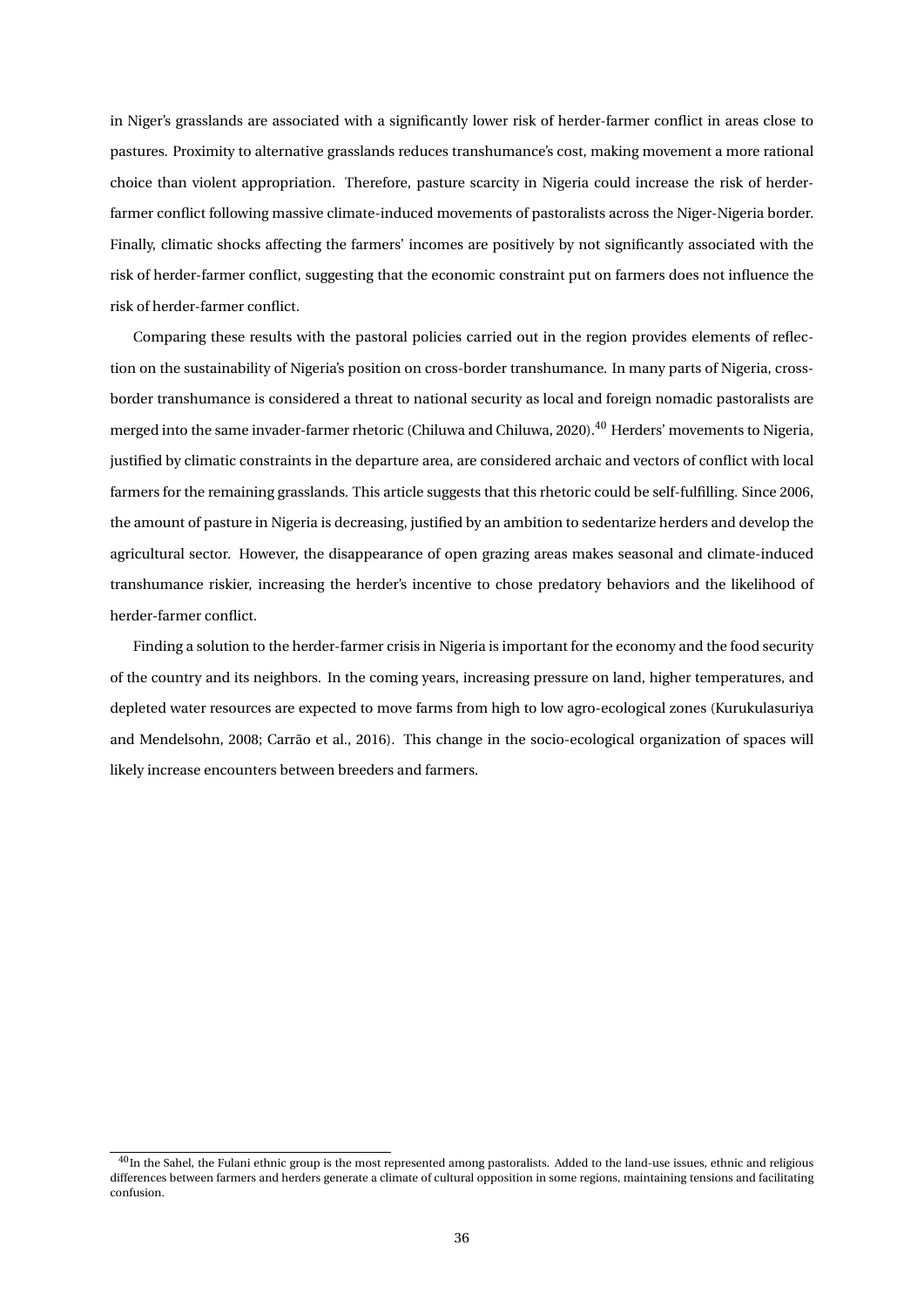in Niger's grasslands are associated with a significantly lower risk of herder-farmer conflict in areas close to pastures. Proximity to alternative grasslands reduces transhumance's cost, making movement a more rational choice than violent appropriation. Therefore, pasture scarcity in Nigeria could increase the risk of herder-farmer conflict following massive climate-induced movements of pastoralists across the Niger-Nigeria border. Finally, climatic shocks affecting the farmers' incomes are positively by not significantly associated with the risk of herder-farmer conflict, suggesting that the economic constraint put on farmers does not influence the risk of herder-farmer conflict.

Comparing these results with the pastoral policies carried out in the region provides elements of reflection on the sustainability of Nigeria's position on cross-border transhumance. In many parts of Nigeria, cross-border transhumance is considered a threat to national security as local and foreign nomadic pastoralists are merged into the same invader-farmer rhetoric (Chiluwa and Chiluwa, 2020).[40] Herders' movements to Nigeria, justified by climatic constraints in the departure area, are considered archaic and vectors of conflict with local farmers for the remaining grasslands. This article suggests that this rhetoric could be self-fulfilling. Since 2006, the amount of pasture in Nigeria is decreasing, justified by an ambition to sedentarize herders and develop the agricultural sector. However, the disappearance of open grazing areas makes seasonal and climate-induced transhumance riskier, increasing the herder's incentive to chose predatory behaviors and the likelihood of herder-farmer conflict.

Finding a solution to the herder-farmer crisis in Nigeria is important for the economy and the food security of the country and its neighbors. In the coming years, increasing pressure on land, higher temperatures, and depleted water resources are expected to move farms from high to low agro-ecological zones (Kurukulasuriya and Mendelsohn, 2008; Carrão et al., 2016). This change in the socio-ecological organization of spaces will likely increase encounters between breeders and farmers.

[40] In the Sahel, the Fulani ethnic group is the most represented among pastoralists. Added to the land-use issues, ethnic and religious differences between farmers and herders generate a climate of cultural opposition in some regions, maintaining tensions and facilitating confusion.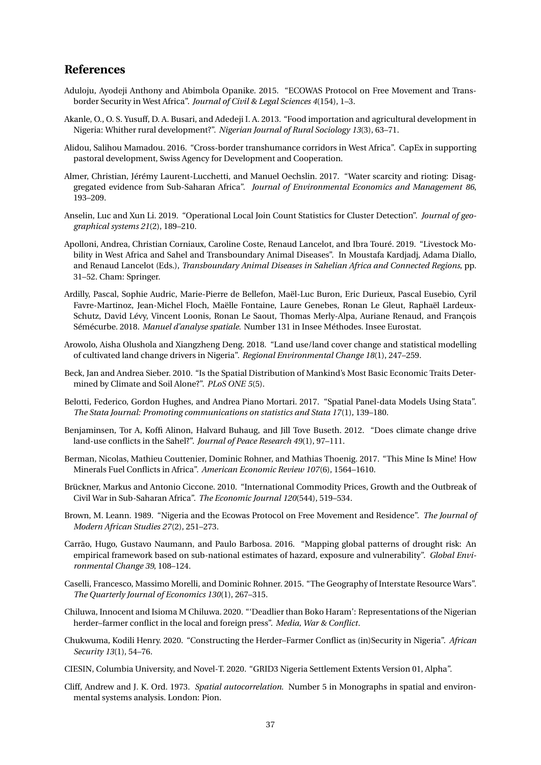## References

Aduloju, Ayodeji Anthony and Abimbola Opanike. 2015. "ECOWAS Protocol on Free Movement and Trans-border Security in West Africa". *Journal of Civil & Legal Sciences 4*(154), 1–3.

Akanle, O., O. S. Yusuff, D. A. Busari, and Adedeji I. A. 2013. "Food importation and agricultural development in Nigeria: Whither rural development?". *Nigerian Journal of Rural Sociology 13*(3), 63–71.

Alidou, Salihou Mamadou. 2016. "Cross-border transhumance corridors in West Africa". CapEx in supporting pastoral development, Swiss Agency for Development and Cooperation.

Almer, Christian, Jérémy Laurent-Lucchetti, and Manuel Oechslin. 2017. "Water scarcity and rioting: Disaggregated evidence from Sub-Saharan Africa". *Journal of Environmental Economics and Management 86*, 193–209.

Anselin, Luc and Xun Li. 2019. "Operational Local Join Count Statistics for Cluster Detection". *Journal of geographical systems 21*(2), 189–210.

Apolloni, Andrea, Christian Corniaux, Caroline Coste, Renaud Lancelot, and Ibra Touré. 2019. "Livestock Mobility in West Africa and Sahel and Transboundary Animal Diseases". In Moustafa Kardjadj, Adama Diallo, and Renaud Lancelot (Eds.), *Transboundary Animal Diseases in Sahelian Africa and Connected Regions*, pp. 31–52. Cham: Springer.

Ardilly, Pascal, Sophie Audric, Marie-Pierre de Bellefon, Maël-Luc Buron, Eric Durieux, Pascal Eusebio, Cyril Favre-Martinoz, Jean-Michel Floch, Maëlle Fontaine, Laure Genebes, Ronan Le Gleut, Raphaël Lardeux-Schutz, David Lévy, Vincent Loonis, Ronan Le Saout, Thomas Merly-Alpa, Auriane Renaud, and François Sémécurbe. 2018. *Manuel d'analyse spatiale*. Number 131 in Insee Méthodes. Insee Eurostat.

Arowolo, Aisha Olushola and Xiangzheng Deng. 2018. "Land use/land cover change and statistical modelling of cultivated land change drivers in Nigeria". *Regional Environmental Change 18*(1), 247–259.

Beck, Jan and Andrea Sieber. 2010. "Is the Spatial Distribution of Mankind's Most Basic Economic Traits Determined by Climate and Soil Alone?". *PLoS ONE 5*(5).

Belotti, Federico, Gordon Hughes, and Andrea Piano Mortari. 2017. "Spatial Panel-data Models Using Stata". *The Stata Journal: Promoting communications on statistics and Stata 17*(1), 139–180.

Benjaminsen, Tor A, Koffi Alinon, Halvard Buhaug, and Jill Tove Buseth. 2012. "Does climate change drive land-use conflicts in the Sahel?". *Journal of Peace Research 49*(1), 97–111.

Berman, Nicolas, Mathieu Couttenier, Dominic Rohner, and Mathias Thoenig. 2017. "This Mine Is Mine! How Minerals Fuel Conflicts in Africa". *American Economic Review 107*(6), 1564–1610.

Brückner, Markus and Antonio Ciccone. 2010. "International Commodity Prices, Growth and the Outbreak of Civil War in Sub-Saharan Africa". *The Economic Journal 120*(544), 519–534.

Brown, M. Leann. 1989. "Nigeria and the Ecowas Protocol on Free Movement and Residence". *The Journal of Modern African Studies 27*(2), 251–273.

Carrão, Hugo, Gustavo Naumann, and Paulo Barbosa. 2016. "Mapping global patterns of drought risk: An empirical framework based on sub-national estimates of hazard, exposure and vulnerability". *Global Environmental Change 39*, 108–124.

Caselli, Francesco, Massimo Morelli, and Dominic Rohner. 2015. "The Geography of Interstate Resource Wars". *The Quarterly Journal of Economics 130*(1), 267–315.

Chiluwa, Innocent and Isioma M Chiluwa. 2020. "'Deadlier than Boko Haram': Representations of the Nigerian herder–farmer conflict in the local and foreign press". *Media, War & Conflict*.

Chukwuma, Kodili Henry. 2020. "Constructing the Herder–Farmer Conflict as (in)Security in Nigeria". *African Security 13*(1), 54–76.

CIESIN, Columbia University, and Novel-T. 2020. "GRID3 Nigeria Settlement Extents Version 01, Alpha".

Cliff, Andrew and J. K. Ord. 1973. *Spatial autocorrelation*. Number 5 in Monographs in spatial and environmental systems analysis. London: Pion.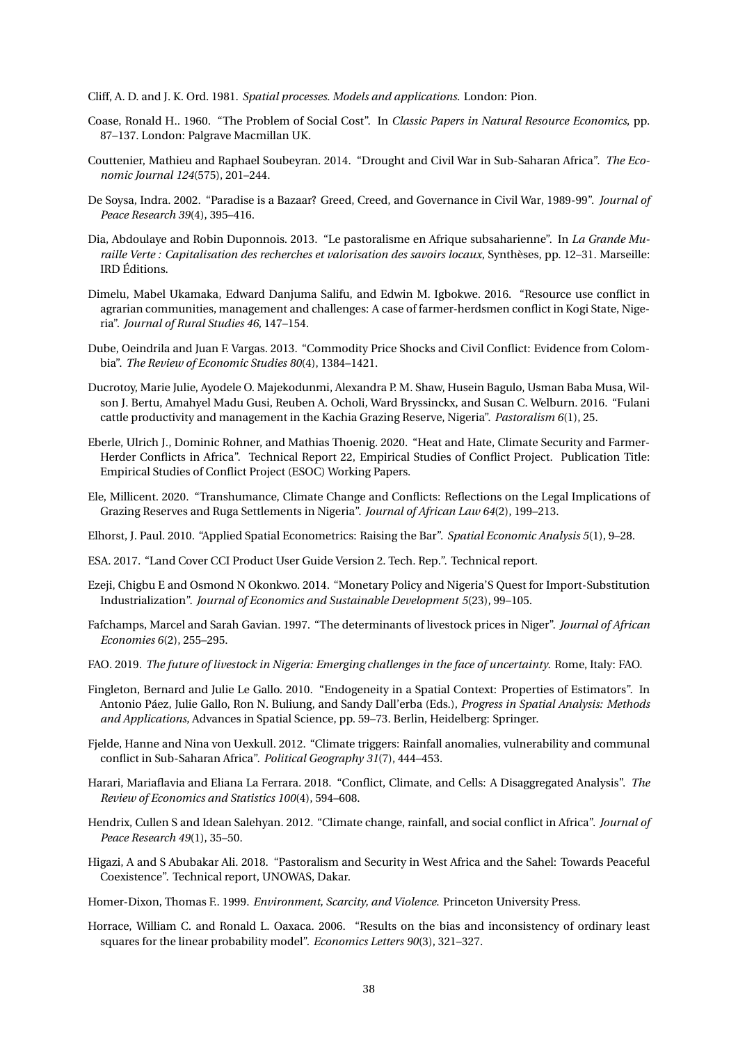Cliff, A. D. and J. K. Ord. 1981. *Spatial processes. Models and applications.* London: Pion.

Coase, Ronald H.. 1960. "The Problem of Social Cost". In *Classic Papers in Natural Resource Economics*, pp. 87–137. London: Palgrave Macmillan UK.

Couttenier, Mathieu and Raphael Soubeyran. 2014. "Drought and Civil War in Sub-Saharan Africa". *The Economic Journal 124*(575), 201–244.

De Soysa, Indra. 2002. "Paradise is a Bazaar? Greed, Creed, and Governance in Civil War, 1989-99". *Journal of Peace Research 39*(4), 395–416.

Dia, Abdoulaye and Robin Duponnois. 2013. "Le pastoralisme en Afrique subsaharienne". In *La Grande Muraille Verte : Capitalisation des recherches et valorisation des savoirs locaux*, Synthèses, pp. 12–31. Marseille: IRD Éditions.

Dimelu, Mabel Ukamaka, Edward Danjuma Salifu, and Edwin M. Igbokwe. 2016. "Resource use conflict in agrarian communities, management and challenges: A case of farmer-herdsmen conflict in Kogi State, Nigeria". *Journal of Rural Studies 46*, 147–154.

Dube, Oeindrila and Juan F. Vargas. 2013. "Commodity Price Shocks and Civil Conflict: Evidence from Colombia". *The Review of Economic Studies 80*(4), 1384–1421.

Ducrotoy, Marie Julie, Ayodele O. Majekodunmi, Alexandra P. M. Shaw, Husein Bagulo, Usman Baba Musa, Wilson J. Bertu, Amahyel Madu Gusi, Reuben A. Ocholi, Ward Bryssinckx, and Susan C. Welburn. 2016. "Fulani cattle productivity and management in the Kachia Grazing Reserve, Nigeria". *Pastoralism 6*(1), 25.

Eberle, Ulrich J., Dominic Rohner, and Mathias Thoenig. 2020. "Heat and Hate, Climate Security and Farmer-Herder Conflicts in Africa". Technical Report 22, Empirical Studies of Conflict Project. Publication Title: Empirical Studies of Conflict Project (ESOC) Working Papers.

Ele, Millicent. 2020. "Transhumance, Climate Change and Conflicts: Reflections on the Legal Implications of Grazing Reserves and Ruga Settlements in Nigeria". *Journal of African Law 64*(2), 199–213.

Elhorst, J. Paul. 2010. "Applied Spatial Econometrics: Raising the Bar". *Spatial Economic Analysis 5*(1), 9–28.

ESA. 2017. "Land Cover CCI Product User Guide Version 2. Tech. Rep.". Technical report.

Ezeji, Chigbu E and Osmond N Okonkwo. 2014. "Monetary Policy and Nigeria'S Quest for Import-Substitution Industrialization". *Journal of Economics and Sustainable Development 5*(23), 99–105.

Fafchamps, Marcel and Sarah Gavian. 1997. "The determinants of livestock prices in Niger". *Journal of African Economies 6*(2), 255–295.

FAO. 2019. *The future of livestock in Nigeria: Emerging challenges in the face of uncertainty.* Rome, Italy: FAO.

Fingleton, Bernard and Julie Le Gallo. 2010. "Endogeneity in a Spatial Context: Properties of Estimators". In Antonio Páez, Julie Gallo, Ron N. Buliung, and Sandy Dall'erba (Eds.), *Progress in Spatial Analysis: Methods and Applications*, Advances in Spatial Science, pp. 59–73. Berlin, Heidelberg: Springer.

Fjelde, Hanne and Nina von Uexkull. 2012. "Climate triggers: Rainfall anomalies, vulnerability and communal conflict in Sub-Saharan Africa". *Political Geography 31*(7), 444–453.

Harari, Mariaflavia and Eliana La Ferrara. 2018. "Conflict, Climate, and Cells: A Disaggregated Analysis". *The Review of Economics and Statistics 100*(4), 594–608.

Hendrix, Cullen S and Idean Salehyan. 2012. "Climate change, rainfall, and social conflict in Africa". *Journal of Peace Research 49*(1), 35–50.

Higazi, A and S Abubakar Ali. 2018. "Pastoralism and Security in West Africa and the Sahel: Towards Peaceful Coexistence". Technical report, UNOWAS, Dakar.

Homer-Dixon, Thomas F.. 1999. *Environment, Scarcity, and Violence.* Princeton University Press.

Horrace, William C. and Ronald L. Oaxaca. 2006. "Results on the bias and inconsistency of ordinary least squares for the linear probability model". *Economics Letters 90*(3), 321–327.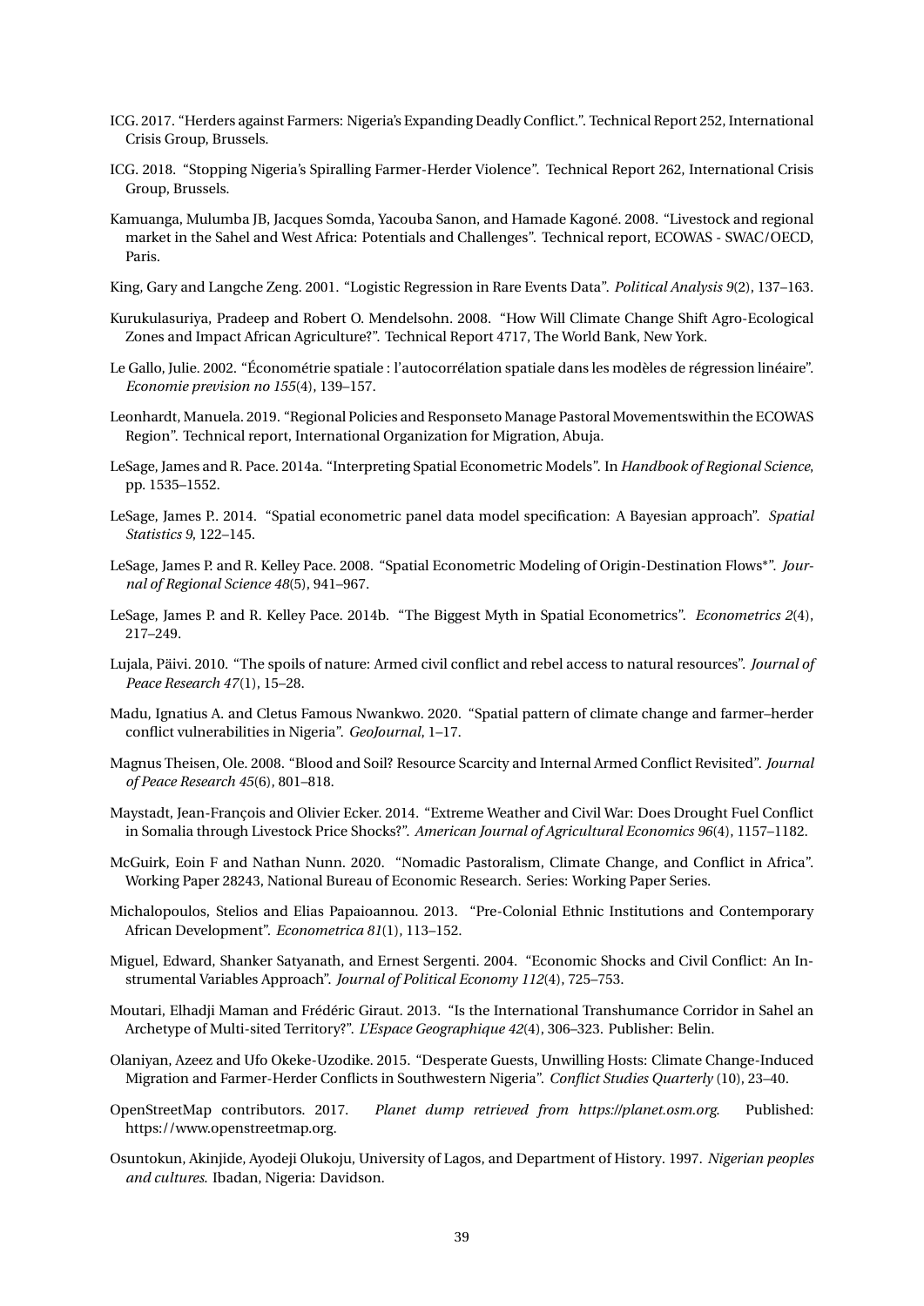ICG. 2017. "Herders against Farmers: Nigeria's Expanding Deadly Conflict.". Technical Report 252, International Crisis Group, Brussels.

ICG. 2018. "Stopping Nigeria's Spiralling Farmer-Herder Violence". Technical Report 262, International Crisis Group, Brussels.

Kamuanga, Mulumba JB, Jacques Somda, Yacouba Sanon, and Hamade Kagoné. 2008. "Livestock and regional market in the Sahel and West Africa: Potentials and Challenges". Technical report, ECOWAS - SWAC/OECD, Paris.

King, Gary and Langche Zeng. 2001. "Logistic Regression in Rare Events Data". *Political Analysis 9*(2), 137–163.

Kurukulasuriya, Pradeep and Robert O. Mendelsohn. 2008. "How Will Climate Change Shift Agro-Ecological Zones and Impact African Agriculture?". Technical Report 4717, The World Bank, New York.

Le Gallo, Julie. 2002. "Économétrie spatiale : l'autocorrélation spatiale dans les modèles de régression linéaire". *Economie prevision no 155*(4), 139–157.

Leonhardt, Manuela. 2019. "Regional Policies and Responseto Manage Pastoral Movementswithin the ECOWAS Region". Technical report, International Organization for Migration, Abuja.

LeSage, James and R. Pace. 2014a. "Interpreting Spatial Econometric Models". In *Handbook of Regional Science*, pp. 1535–1552.

LeSage, James P.. 2014. "Spatial econometric panel data model specification: A Bayesian approach". *Spatial Statistics 9*, 122–145.

LeSage, James P. and R. Kelley Pace. 2008. "Spatial Econometric Modeling of Origin-Destination Flows*". *Journal of Regional Science 48*(5), 941–967.

LeSage, James P. and R. Kelley Pace. 2014b. "The Biggest Myth in Spatial Econometrics". *Econometrics 2*(4), 217–249.

Lujala, Päivi. 2010. "The spoils of nature: Armed civil conflict and rebel access to natural resources". *Journal of Peace Research 47*(1), 15–28.

Madu, Ignatius A. and Cletus Famous Nwankwo. 2020. "Spatial pattern of climate change and farmer–herder conflict vulnerabilities in Nigeria". *GeoJournal*, 1–17.

Magnus Theisen, Ole. 2008. "Blood and Soil? Resource Scarcity and Internal Armed Conflict Revisited". *Journal of Peace Research 45*(6), 801–818.

Maystadt, Jean-François and Olivier Ecker. 2014. "Extreme Weather and Civil War: Does Drought Fuel Conflict in Somalia through Livestock Price Shocks?". *American Journal of Agricultural Economics 96*(4), 1157–1182.

McGuirk, Eoin F and Nathan Nunn. 2020. "Nomadic Pastoralism, Climate Change, and Conflict in Africa". Working Paper 28243, National Bureau of Economic Research. Series: Working Paper Series.

Michalopoulos, Stelios and Elias Papaioannou. 2013. "Pre-Colonial Ethnic Institutions and Contemporary African Development". *Econometrica 81*(1), 113–152.

Miguel, Edward, Shanker Satyanath, and Ernest Sergenti. 2004. "Economic Shocks and Civil Conflict: An Instrumental Variables Approach". *Journal of Political Economy 112*(4), 725–753.

Moutari, Elhadji Maman and Frédéric Giraut. 2013. "Is the International Transhumance Corridor in Sahel an Archetype of Multi-sited Territory?". *L'Espace Geographique 42*(4), 306–323. Publisher: Belin.

Olaniyan, Azeez and Ufo Okeke-Uzodike. 2015. "Desperate Guests, Unwilling Hosts: Climate Change-Induced Migration and Farmer-Herder Conflicts in Southwestern Nigeria". *Conflict Studies Quarterly* (10), 23–40.

OpenStreetMap contributors. 2017. *Planet dump retrieved from https://planet.osm.org*. Published: https://www.openstreetmap.org.

Osuntokun, Akinjide, Ayodeji Olukoju, University of Lagos, and Department of History. 1997. *Nigerian peoples and cultures*. Ibadan, Nigeria: Davidson.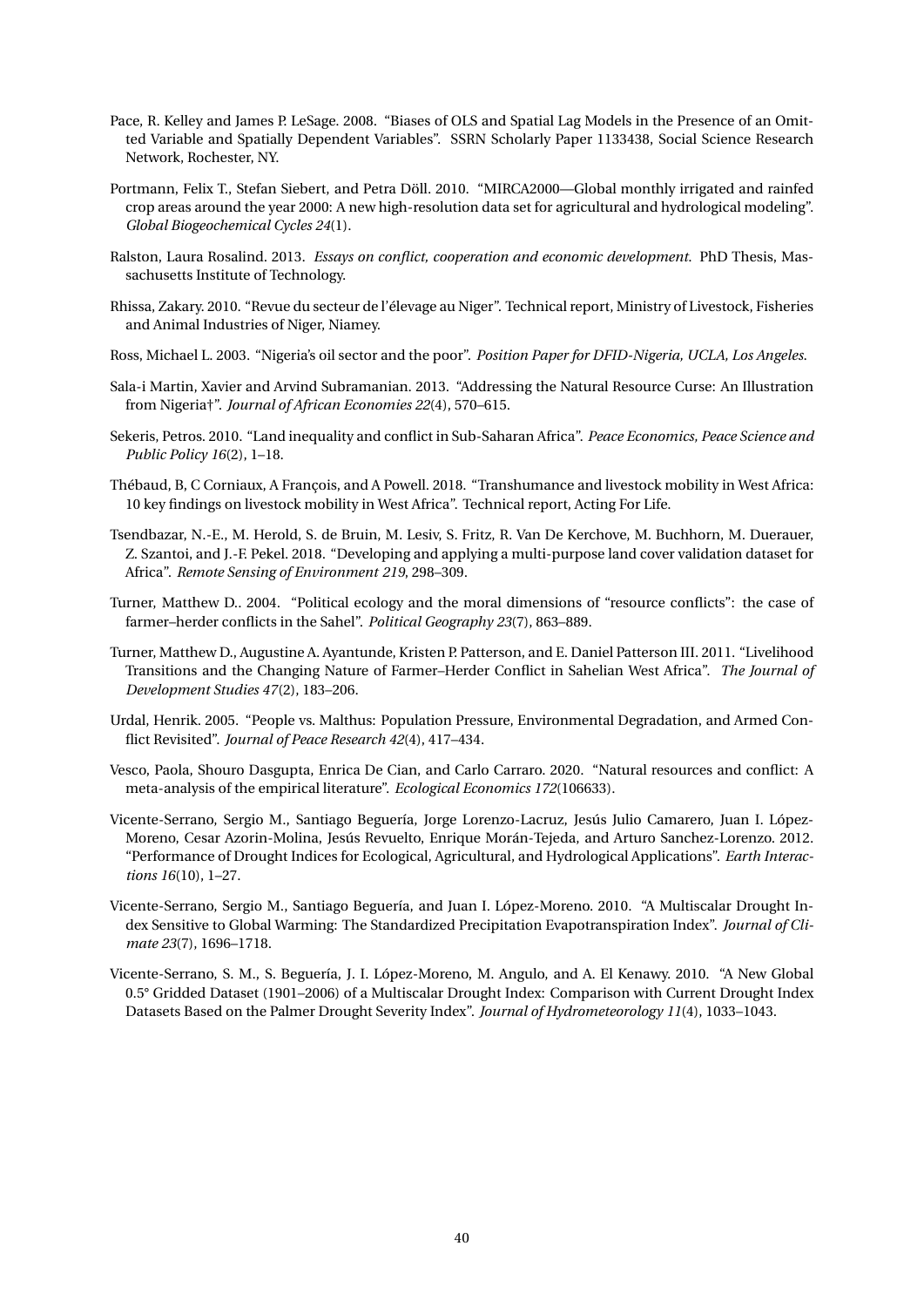Pace, R. Kelley and James P. LeSage. 2008. "Biases of OLS and Spatial Lag Models in the Presence of an Omitted Variable and Spatially Dependent Variables". SSRN Scholarly Paper 1133438, Social Science Research Network, Rochester, NY.

Portmann, Felix T., Stefan Siebert, and Petra Döll. 2010. "MIRCA2000—Global monthly irrigated and rainfed crop areas around the year 2000: A new high-resolution data set for agricultural and hydrological modeling". *Global Biogeochemical Cycles 24*(1).

Ralston, Laura Rosalind. 2013. *Essays on conflict, cooperation and economic development*. PhD Thesis, Massachusetts Institute of Technology.

Rhissa, Zakary. 2010. "Revue du secteur de l'élevage au Niger". Technical report, Ministry of Livestock, Fisheries and Animal Industries of Niger, Niamey.

Ross, Michael L. 2003. "Nigeria's oil sector and the poor". *Position Paper for DFID-Nigeria, UCLA, Los Angeles*.

Sala-i Martin, Xavier and Arvind Subramanian. 2013. "Addressing the Natural Resource Curse: An Illustration from Nigeria†". *Journal of African Economies 22*(4), 570–615.

Sekeris, Petros. 2010. "Land inequality and conflict in Sub-Saharan Africa". *Peace Economics, Peace Science and Public Policy 16*(2), 1–18.

Thébaud, B, C Corniaux, A François, and A Powell. 2018. "Transhumance and livestock mobility in West Africa: 10 key findings on livestock mobility in West Africa". Technical report, Acting For Life.

Tsendbazar, N.-E., M. Herold, S. de Bruin, M. Lesiv, S. Fritz, R. Van De Kerchove, M. Buchhorn, M. Duerauer, Z. Szantoi, and J.-F. Pekel. 2018. "Developing and applying a multi-purpose land cover validation dataset for Africa". *Remote Sensing of Environment 219*, 298–309.

Turner, Matthew D.. 2004. "Political ecology and the moral dimensions of "resource conflicts": the case of farmer–herder conflicts in the Sahel". *Political Geography 23*(7), 863–889.

Turner, Matthew D., Augustine A. Ayantunde, Kristen P. Patterson, and E. Daniel Patterson III. 2011. "Livelihood Transitions and the Changing Nature of Farmer–Herder Conflict in Sahelian West Africa". *The Journal of Development Studies 47*(2), 183–206.

Urdal, Henrik. 2005. "People vs. Malthus: Population Pressure, Environmental Degradation, and Armed Conflict Revisited". *Journal of Peace Research 42*(4), 417–434.

Vesco, Paola, Shouro Dasgupta, Enrica De Cian, and Carlo Carraro. 2020. "Natural resources and conflict: A meta-analysis of the empirical literature". *Ecological Economics 172*(106633).

Vicente-Serrano, Sergio M., Santiago Beguería, Jorge Lorenzo-Lacruz, Jesús Julio Camarero, Juan I. López-Moreno, Cesar Azorin-Molina, Jesús Revuelto, Enrique Morán-Tejeda, and Arturo Sanchez-Lorenzo. 2012. "Performance of Drought Indices for Ecological, Agricultural, and Hydrological Applications". *Earth Interactions 16*(10), 1–27.

Vicente-Serrano, Sergio M., Santiago Beguería, and Juan I. López-Moreno. 2010. "A Multiscalar Drought Index Sensitive to Global Warming: The Standardized Precipitation Evapotranspiration Index". *Journal of Climate 23*(7), 1696–1718.

Vicente-Serrano, S. M., S. Beguería, J. I. López-Moreno, M. Angulo, and A. El Kenawy. 2010. "A New Global 0.5° Gridded Dataset (1901–2006) of a Multiscalar Drought Index: Comparison with Current Drought Index Datasets Based on the Palmer Drought Severity Index". *Journal of Hydrometeorology 11*(4), 1033–1043.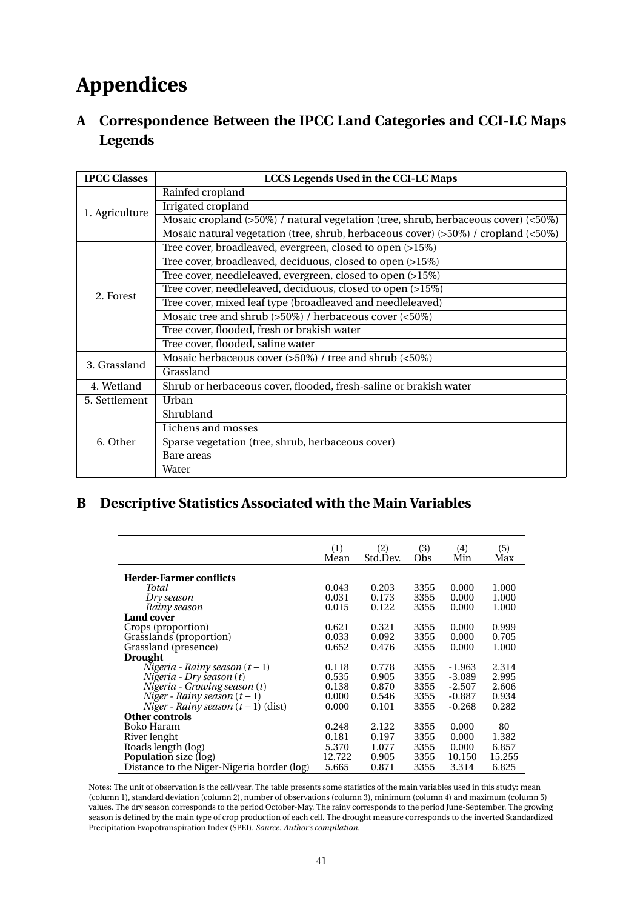# Appendices

## A Correspondence Between the IPCC Land Categories and CCI-LC Maps Legends

| IPCC Classes | LCCS Legends Used in the CCI-LC Maps |
|---|---|
| 1. Agriculture | Rainfed cropland |
| | Irrigated cropland |
| | Mosaic cropland (>50%) / natural vegetation (tree, shrub, herbaceous cover) (<50%) |
| | Mosaic natural vegetation (tree, shrub, herbaceous cover) (>50%) / cropland (<50%) |
| 2. Forest | Tree cover, broadleaved, evergreen, closed to open (>15%) |
| | Tree cover, broadleaved, deciduous, closed to open (>15%) |
| | Tree cover, needleleaved, evergreen, closed to open (>15%) |
| | Tree cover, needleleaved, deciduous, closed to open (>15%) |
| | Tree cover, mixed leaf type (broadleaved and needleleaved) |
| | Mosaic tree and shrub (>50%) / herbaceous cover (<50%) |
| | Tree cover, flooded, fresh or brakish water |
| | Tree cover, flooded, saline water |
| 3. Grassland | Mosaic herbaceous cover (>50%) / tree and shrub (<50%) |
| | Grassland |
| 4. Wetland | Shrub or herbaceous cover, flooded, fresh-saline or brakish water |
| 5. Settlement | Urban |
| 6. Other | Shrubland |
| | Lichens and mosses |
| | Sparse vegetation (tree, shrub, herbaceous cover) |
| | Bare areas |
| | Water |

## B Descriptive Statistics Associated with the Main Variables

| | (1) Mean | (2) Std.Dev. | (3) Obs | (4) Min | (5) Max |
|---|---|---|---|---|---|
| **Herder-Farmer conflicts** | | | | | |
| *Total* | 0.043 | 0.203 | 3355 | 0.000 | 1.000 |
| *Dry season* | 0.031 | 0.173 | 3355 | 0.000 | 1.000 |
| *Rainy season* | 0.015 | 0.122 | 3355 | 0.000 | 1.000 |
| **Land cover** | | | | | |
| Crops (proportion) | 0.621 | 0.321 | 3355 | 0.000 | 0.999 |
| Grasslands (proportion) | 0.033 | 0.092 | 3355 | 0.000 | 0.705 |
| Grassland (presence) | 0.652 | 0.476 | 3355 | 0.000 | 1.000 |
| **Drought** | | | | | |
| *Nigeria - Rainy season* $(t-1)$ | 0.118 | 0.778 | 3355 | -1.963 | 2.314 |
| *Nigeria - Dry season* $(t)$ | 0.535 | 0.905 | 3355 | -3.089 | 2.995 |
| *Nigeria - Growing season* $(t)$ | 0.138 | 0.870 | 3355 | -2.507 | 2.606 |
| *Niger - Rainy season* $(t-1)$ | 0.000 | 0.546 | 3355 | -0.887 | 0.934 |
| *Niger - Rainy season* $(t-1)$ (dist) | 0.000 | 0.101 | 3355 | -0.268 | 0.282 |
| **Other controls** | | | | | |
| Boko Haram | 0.248 | 2.122 | 3355 | 0.000 | 80 |
| River lenght | 0.181 | 0.197 | 3355 | 0.000 | 1.382 |
| Roads length (log) | 5.370 | 1.077 | 3355 | 0.000 | 6.857 |
| Population size (log) | 12.722 | 0.905 | 3355 | 10.150 | 15.255 |
| Distance to the Niger-Nigeria border (log) | 5.665 | 0.871 | 3355 | 3.314 | 6.825 |

Notes: The unit of observation is the cell/year. The table presents some statistics of the main variables used in this study: mean (column 1), standard deviation (column 2), number of observations (column 3), minimum (column 4) and maximum (column 5) values. The dry season corresponds to the period October-May. The rainy corresponds to the period June-September. The growing season is defined by the main type of crop production of each cell. The drought measure corresponds to the inverted Standardized Precipitation Evapotranspiration Index (SPEI). *Source: Author's compilation.*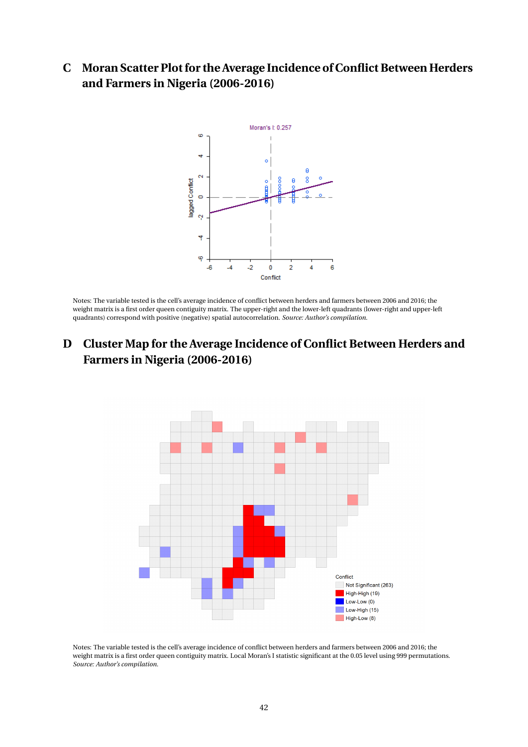## C Moran Scatter Plot for the Average Incidence of Conflict Between Herders and Farmers in Nigeria (2006-2016)

Notes: The variable tested is the cell's average incidence of conflict between herders and farmers between 2006 and 2016; the weight matrix is a first order queen contiguity matrix. The upper-right and the lower-left quadrants (lower-right and upper-left quadrants) correspond with positive (negative) spatial autocorrelation. *Source: Author's compilation.*

## D Cluster Map for the Average Incidence of Conflict Between Herders and Farmers in Nigeria (2006-2016)

Notes: The variable tested is the cell's average incidence of conflict between herders and farmers between 2006 and 2016; the weight matrix is a first order queen contiguity matrix. Local Moran's I statistic significant at the 0.05 level using 999 permutations. *Source: Author's compilation.*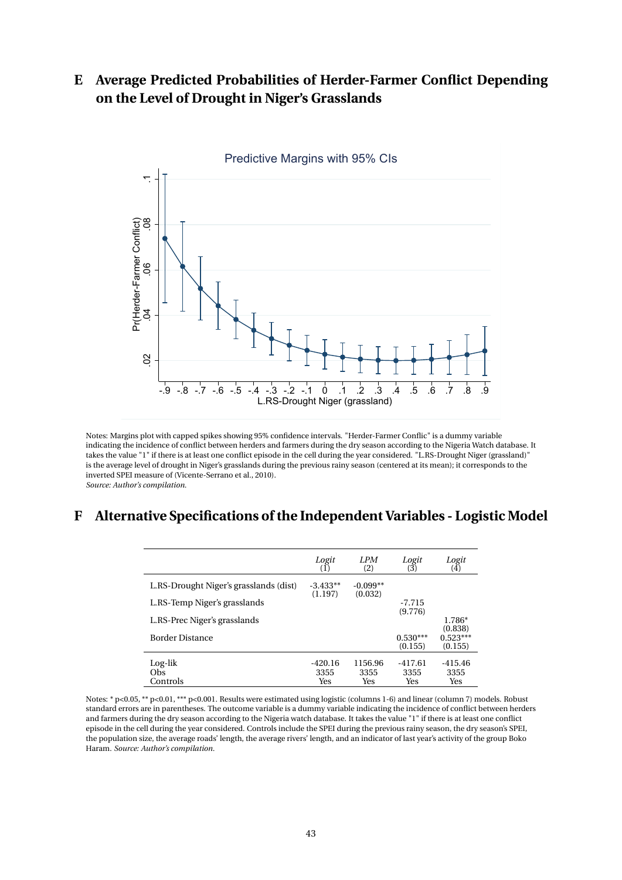## E Average Predicted Probabilities of Herder-Farmer Conflict Depending on the Level of Drought in Niger's Grasslands

Notes: Margins plot with capped spikes showing 95% confidence intervals. "Herder-Farmer Conflic" is a dummy variable indicating the incidence of conflict between herders and farmers during the dry season according to the Nigeria Watch database. It takes the value "1" if there is at least one conflict episode in the cell during the year considered. "L.RS-Drought Niger (grassland)" is the average level of drought in Niger's grasslands during the previous rainy season (centered at its mean); it corresponds to the inverted SPEI measure of (Vicente-Serrano et al., 2010).
*Source: Author's compilation.*

## F Alternative Specifications of the Independent Variables - Logistic Model

| | *Logit* (1) | *LPM* (2) | *Logit* (3) | *Logit* (4) |
|---|---|---|---|---|
| L.RS-Drought Niger's grasslands (dist) | -3.433** (1.197) | -0.099** (0.032) | | |
| L.RS-Temp Niger's grasslands | | | -7.715 (9.776) | |
| L.RS-Prec Niger's grasslands | | | | 1.786* (0.838) |
| Border Distance | | | 0.530*** (0.155) | 0.523*** (0.155) |
| Log-lik | -420.16 | 1156.96 | -417.61 | -415.46 |
| Obs | 3355 | 3355 | 3355 | 3355 |
| Controls | Yes | Yes | Yes | Yes |

Notes: * p<0.05, ** p<0.01, *** p<0.001. Results were estimated using logistic (columns 1-6) and linear (column 7) models. Robust standard errors are in parentheses. The outcome variable is a dummy variable indicating the incidence of conflict between herders and farmers during the dry season according to the Nigeria watch database. It takes the value "1" if there is at least one conflict episode in the cell during the year considered. Controls include the SPEI during the previous rainy season, the dry season's SPEI, the population size, the average roads' length, the average rivers' length, and an indicator of last year's activity of the group Boko Haram. *Source: Author's compilation.*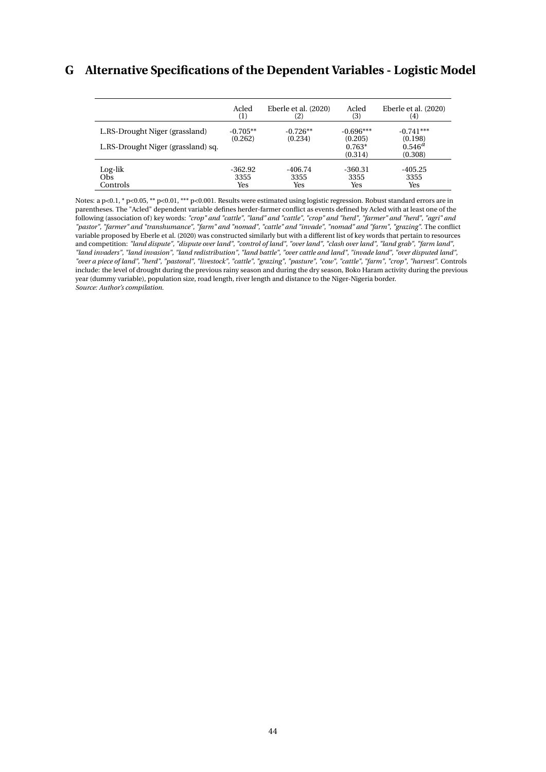# G Alternative Specifications of the Dependent Variables - Logistic Model

| | Acled (1) | Eberle et al. (2020) (2) | Acled (3) | Eberle et al. (2020) (4) |
|---|---|---|---|---|
| L.RS-Drought Niger (grassland) | -0.705** | -0.726** | -0.696*** | -0.741*** |
| | (0.262) | (0.234) | (0.205) | (0.198) |
| L.RS-Drought Niger (grassland) sq. | | | 0.763* | 0.546[a] |
| | | | (0.314) | (0.308) |
| Log-lik | -362.92 | -406.74 | -360.31 | -405.25 |
| Obs | 3355 | 3355 | 3355 | 3355 |
| Controls | Yes | Yes | Yes | Yes |

Notes: a p<0.1, * p<0.05, ** p<0.01, *** p<0.001. Results were estimated using logistic regression. Robust standard errors are in parentheses. The "Acled" dependent variable defines herder-farmer conflict as events defined by Acled with at least one of the following (association of) key words: *"crop" and "cattle", "land" and "cattle", "crop" and "herd", "farmer" and "herd", "agri" and "pastor", "farmer" and "transhumance", "farm" and "nomad", "cattle" and "invade", "nomad" and "farm", "grazing".* The conflict variable proposed by Eberle et al. (2020) was constructed similarly but with a different list of key words that pertain to resources and competition: *"land dispute", "dispute over land", "control of land", "over land", "clash over land", "land grab", "farm land", "land invaders", "land invasion", "land redistribution", "land battle", "over cattle and land", "invade land", "over disputed land", "over a piece of land", "herd", "pastoral", "livestock", "cattle", "grazing", "pasture", "cow", "cattle", "farm", "crop", "harvest".* Controls include: the level of drought during the previous rainy season and during the dry season, Boko Haram activity during the previous year (dummy variable), population size, road length, river length and distance to the Niger-Nigeria border.
*Source: Author's compilation.*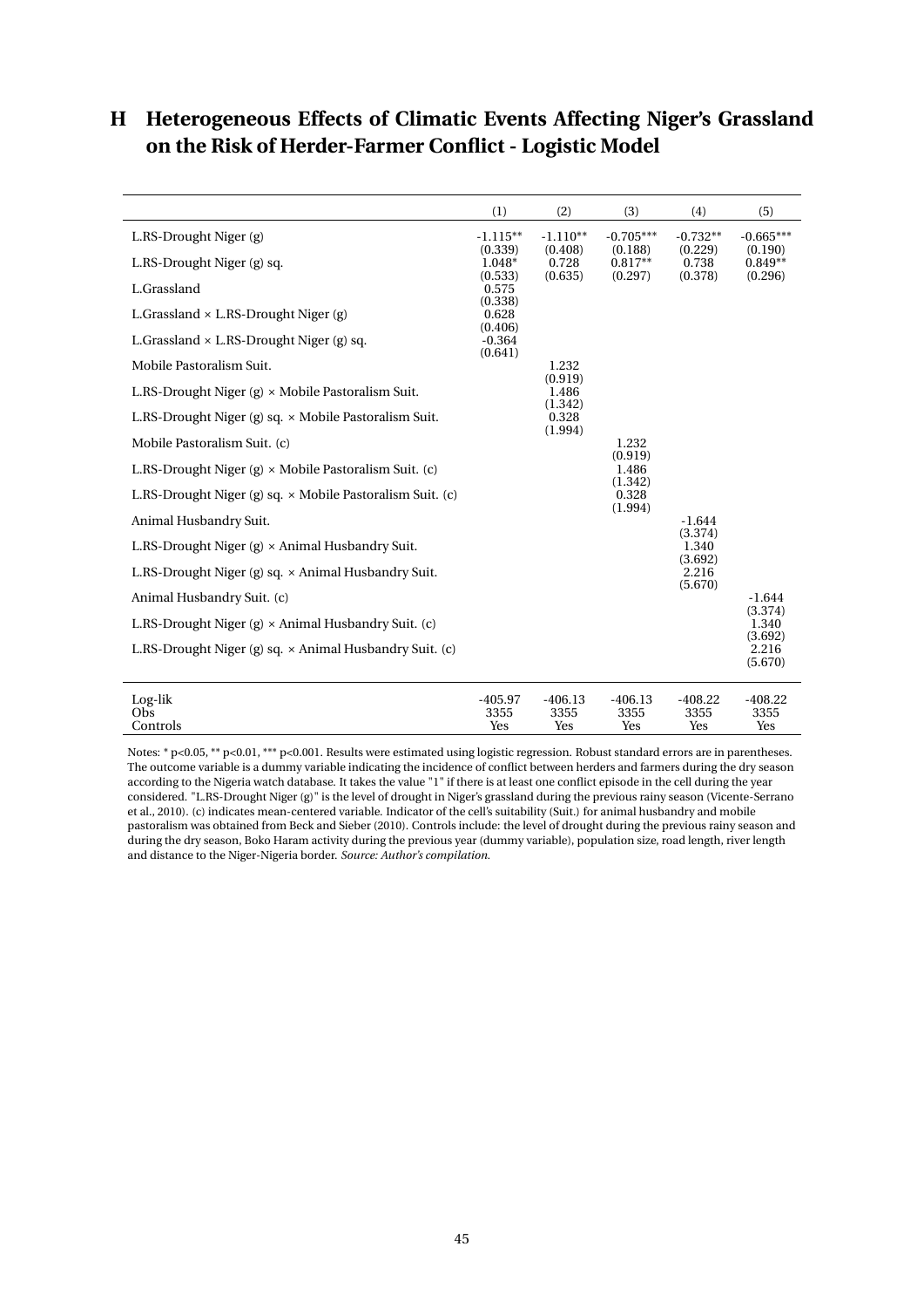# H Heterogeneous Effects of Climatic Events Affecting Niger's Grassland on the Risk of Herder-Farmer Conflict - Logistic Model

| | (1) | (2) | (3) | (4) | (5) |
|---|---|---|---|---|---|
| L.RS-Drought Niger (g) | -1.115** | -1.110** | -0.705*** | -0.732** | -0.665*** |
| | (0.339) | (0.408) | (0.188) | (0.229) | (0.190) |
| L.RS-Drought Niger (g) sq. | 1.048* | 0.728 | 0.817** | 0.738 | 0.849** |
| | (0.533) | (0.635) | (0.297) | (0.378) | (0.296) |
| L.Grassland | 0.575 | | | | |
| | (0.338) | | | | |
| L.Grassland × L.RS-Drought Niger (g) | 0.628 | | | | |
| | (0.406) | | | | |
| L.Grassland × L.RS-Drought Niger (g) sq. | -0.364 | | | | |
| | (0.641) | | | | |
| Mobile Pastoralism Suit. | | 1.232 | | | |
| | | (0.919) | | | |
| L.RS-Drought Niger (g) × Mobile Pastoralism Suit. | | 1.486 | | | |
| | | (1.342) | | | |
| L.RS-Drought Niger (g) sq. × Mobile Pastoralism Suit. | | 0.328 | | | |
| | | (1.994) | | | |
| Mobile Pastoralism Suit. (c) | | | 1.232 | | |
| | | | (0.919) | | |
| L.RS-Drought Niger (g) × Mobile Pastoralism Suit. (c) | | | 1.486 | | |
| | | | (1.342) | | |
| L.RS-Drought Niger (g) sq. × Mobile Pastoralism Suit. (c) | | | 0.328 | | |
| | | | (1.994) | | |
| Animal Husbandry Suit. | | | | -1.644 | |
| | | | | (3.374) | |
| L.RS-Drought Niger (g) × Animal Husbandry Suit. | | | | 1.340 | |
| | | | | (3.692) | |
| L.RS-Drought Niger (g) sq. × Animal Husbandry Suit. | | | | 2.216 | |
| | | | | (5.670) | |
| Animal Husbandry Suit. (c) | | | | | -1.644 |
| | | | | | (3.374) |
| L.RS-Drought Niger (g) × Animal Husbandry Suit. (c) | | | | | 1.340 |
| | | | | | (3.692) |
| L.RS-Drought Niger (g) sq. × Animal Husbandry Suit. (c) | | | | | 2.216 |
| | | | | | (5.670) |
| Log-lik | -405.97 | -406.13 | -406.13 | -408.22 | -408.22 |
| Obs | 3355 | 3355 | 3355 | 3355 | 3355 |
| Controls | Yes | Yes | Yes | Yes | Yes |

Notes: * p<0.05, ** p<0.01, *** p<0.001. Results were estimated using logistic regression. Robust standard errors are in parentheses. The outcome variable is a dummy variable indicating the incidence of conflict between herders and farmers during the dry season according to the Nigeria watch database. It takes the value "1" if there is at least one conflict episode in the cell during the year considered. "L.RS-Drought Niger (g)" is the level of drought in Niger's grassland during the previous rainy season (Vicente-Serrano et al., 2010). (c) indicates mean-centered variable. Indicator of the cell's suitability (Suit.) for animal husbandry and mobile pastoralism was obtained from Beck and Sieber (2010). Controls include: the level of drought during the previous rainy season and during the dry season, Boko Haram activity during the previous year (dummy variable), population size, road length, river length and distance to the Niger-Nigeria border. *Source: Author's compilation.*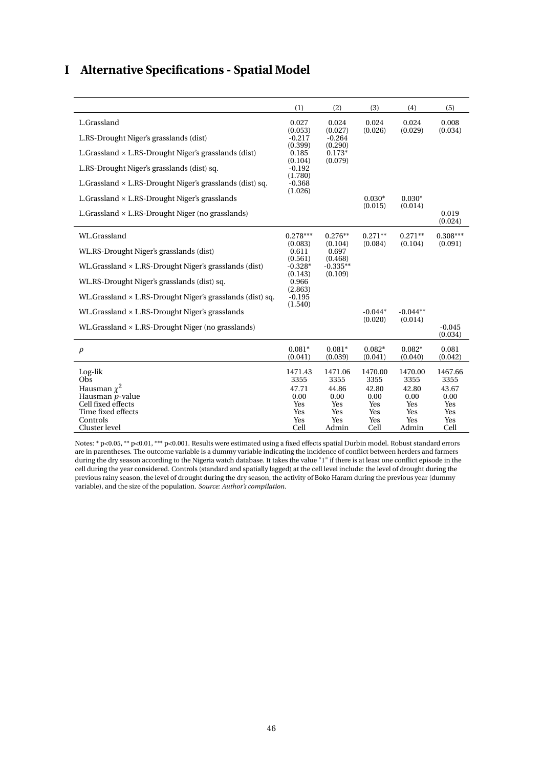# I Alternative Specifications - Spatial Model

| | (1) | (2) | (3) | (4) | (5) |
|---|---|---|---|---|---|
| L.Grassland | 0.027 | 0.024 | 0.024 | 0.024 | 0.008 |
| | (0.053) | (0.027) | (0.026) | (0.029) | (0.034) |
| L.RS-Drought Niger's grasslands (dist) | -0.217 | -0.264 | | | |
| | (0.399) | (0.290) | | | |
| L.Grassland × L.RS-Drought Niger's grasslands (dist) | 0.185 | 0.173* | | | |
| | (0.104) | (0.079) | | | |
| L.RS-Drought Niger's grasslands (dist) sq. | -0.192 | | | | |
| | (1.780) | | | | |
| L.Grassland × L.RS-Drought Niger's grasslands (dist) sq. | -0.368 | | | | |
| | (1.026) | | | | |
| L.Grassland × L.RS-Drought Niger's grasslands | | | 0.030* | 0.030* | |
| | | | (0.015) | (0.014) | |
| L.Grassland × L.RS-Drought Niger (no grasslands) | | | | | 0.019 |
| | | | | | (0.024) |
| WL.Grassland | 0.278*** | 0.276** | 0.271** | 0.271** | 0.308*** |
| | (0.083) | (0.104) | (0.084) | (0.104) | (0.091) |
| WL.RS-Drought Niger's grasslands (dist) | 0.611 | 0.697 | | | |
| | (0.561) | (0.468) | | | |
| WL.Grassland × L.RS-Drought Niger's grasslands (dist) | -0.328* | -0.335** | | | |
| | (0.143) | (0.109) | | | |
| WL.RS-Drought Niger's grasslands (dist) sq. | 0.966 | | | | |
| | (2.863) | | | | |
| WL.Grassland × L.RS-Drought Niger's grasslands (dist) sq. | -0.195 | | | | |
| | (1.540) | | | | |
| WL.Grassland × L.RS-Drought Niger's grasslands | | | -0.044* | -0.044** | |
| | | | (0.020) | (0.014) | |
| WL.Grassland × L.RS-Drought Niger (no grasslands) | | | | | -0.045 |
| | | | | | (0.034) |
| $\rho$ | 0.081* | 0.081* | 0.082* | 0.082* | 0.081 |
| | (0.041) | (0.039) | (0.041) | (0.040) | (0.042) |
| Log-lik | 1471.43 | 1471.06 | 1470.00 | 1470.00 | 1467.66 |
| Obs | 3355 | 3355 | 3355 | 3355 | 3355 |
| Hausman $\chi^2$ | 47.71 | 44.86 | 42.80 | 42.80 | 43.67 |
| Hausman $p$-value | 0.00 | 0.00 | 0.00 | 0.00 | 0.00 |
| Cell fixed effects | Yes | Yes | Yes | Yes | Yes |
| Time fixed effects | Yes | Yes | Yes | Yes | Yes |
| Controls | Yes | Yes | Yes | Yes | Yes |
| Cluster level | Cell | Admin | Cell | Admin | Cell |

Notes: * p<0.05, ** p<0.01, *** p<0.001. Results were estimated using a fixed effects spatial Durbin model. Robust standard errors are in parentheses. The outcome variable is a dummy variable indicating the incidence of conflict between herders and farmers during the dry season according to the Nigeria watch database. It takes the value "1" if there is at least one conflict episode in the cell during the year considered. Controls (standard and spatially lagged) at the cell level include: the level of drought during the previous rainy season, the level of drought during the dry season, the activity of Boko Haram during the previous year (dummy variable), and the size of the population. *Source: Author's compilation.*